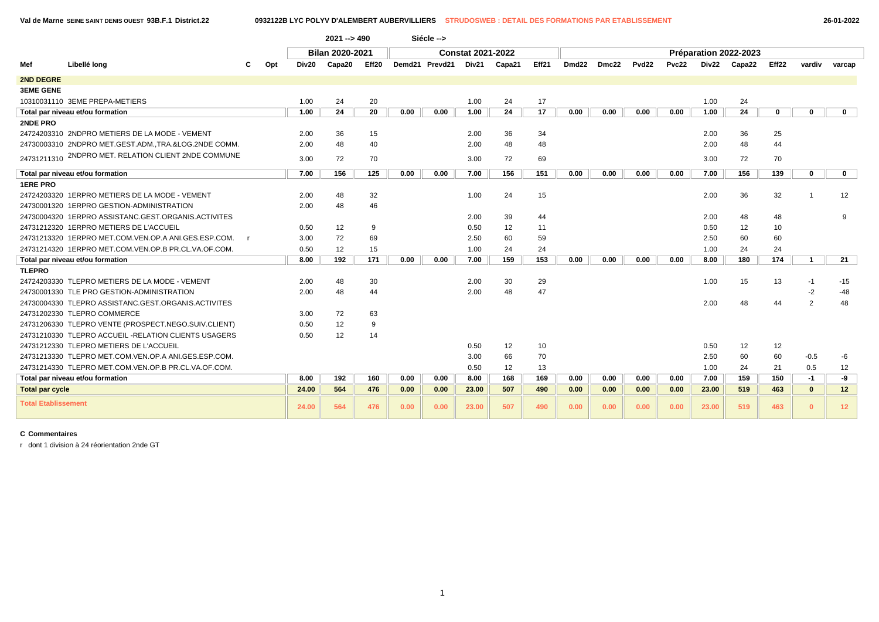Val de Marne SEINE SAINT DENIS OUEST 93B.F.1 District.22 — 0932122B LYC POLYV D'ALEMBERT AUBERVILLIERS — STRUDOSWEB : DETAIL DES FORMATIONS PAR ETABLISSEMENT — 26-01-2022

2021 --> 490 — Siécle -->

| Mef | Libellé long | C | Opt | Bilan 2020-2021 | | | Constat 2021-2022 | | | | | Préparation 2022-2023 | | | | | | | | |
|---|---|---|---|---|---|---|---|---|---|---|---|---|---|---|---|---|---|---|---|---|
| | | | | Div20 | Capa20 | Eff20 | Demd21 | Prevd21 | Div21 | Capa21 | Eff21 | Dmd22 | Dmc22 | Pvd22 | Pvc22 | Div22 | Capa22 | Eff22 | vardiv | varcap |
| **2ND DEGRE** | | | | | | | | | | | | | | | | | | | | |
| **3EME GENE** | | | | | | | | | | | | | | | | | | | | |
| 10310031110 | 3EME PREPA-METIERS | | | 1.00 | 24 | 20 | | | 1.00 | 24 | 17 | | | | | 1.00 | 24 | | | |
| **Total par niveau et/ou formation** | | | | **1.00** | **24** | **20** | **0.00** | **0.00** | **1.00** | **24** | **17** | **0.00** | **0.00** | **0.00** | **0.00** | **1.00** | **24** | **0** | **0** | **0** |
| **2NDE PRO** | | | | | | | | | | | | | | | | | | | | |
| 24724203310 | 2NDPRO METIERS DE LA MODE - VEMENT | | | 2.00 | 36 | 15 | | | 2.00 | 36 | 34 | | | | | 2.00 | 36 | 25 | | |
| 24730003310 | 2NDPRO MET.GEST.ADM.,TRA.&LOG.2NDE COMM. | | | 2.00 | 48 | 40 | | | 2.00 | 48 | 48 | | | | | 2.00 | 48 | 44 | | |
| 24731211310 | 2NDPRO MET. RELATION CLIENT 2NDE COMMUNE | | | 3.00 | 72 | 70 | | | 3.00 | 72 | 69 | | | | | 3.00 | 72 | 70 | | |
| **Total par niveau et/ou formation** | | | | **7.00** | **156** | **125** | **0.00** | **0.00** | **7.00** | **156** | **151** | **0.00** | **0.00** | **0.00** | **0.00** | **7.00** | **156** | **139** | **0** | **0** |
| **1ERE PRO** | | | | | | | | | | | | | | | | | | | | |
| 24724203320 | 1ERPRO METIERS DE LA MODE - VEMENT | | | 2.00 | 48 | 32 | | | 1.00 | 24 | 15 | | | | | 2.00 | 36 | 32 | 1 | 12 |
| 24730001320 | 1ERPRO GESTION-ADMINISTRATION | | | 2.00 | 48 | 46 | | | | | | | | | | | | | | |
| 24730004320 | 1ERPRO ASSISTANC.GEST.ORGANIS.ACTIVITES | | | | | | | | 2.00 | 39 | 44 | | | | | 2.00 | 48 | 48 | | 9 |
| 24731212320 | 1ERPRO METIERS DE L'ACCUEIL | | | 0.50 | 12 | 9 | | | 0.50 | 12 | 11 | | | | | 0.50 | 12 | 10 | | |
| 24731213320 | 1ERPRO MET.COM.VEN.OP.A ANI.GES.ESP.COM. | r | | 3.00 | 72 | 69 | | | 2.50 | 60 | 59 | | | | | 2.50 | 60 | 60 | | |
| 24731214320 | 1ERPRO MET.COM.VEN.OP.B PR.CL.VA.OF.COM. | | | 0.50 | 12 | 15 | | | 1.00 | 24 | 24 | | | | | 1.00 | 24 | 24 | | |
| **Total par niveau et/ou formation** | | | | **8.00** | **192** | **171** | **0.00** | **0.00** | **7.00** | **159** | **153** | **0.00** | **0.00** | **0.00** | **0.00** | **8.00** | **180** | **174** | **1** | **21** |
| **TLEPRO** | | | | | | | | | | | | | | | | | | | | |
| 24724203330 | TLEPRO METIERS DE LA MODE - VEMENT | | | 2.00 | 48 | 30 | | | 2.00 | 30 | 29 | | | | | 1.00 | 15 | 13 | -1 | -15 |
| 24730001330 | TLE PRO GESTION-ADMINISTRATION | | | 2.00 | 48 | 44 | | | 2.00 | 48 | 47 | | | | | | | | -2 | -48 |
| 24730004330 | TLEPRO ASSISTANC.GEST.ORGANIS.ACTIVITES | | | | | | | | | | | | | | | 2.00 | 48 | 44 | 2 | 48 |
| 24731202330 | TLEPRO COMMERCE | | | 3.00 | 72 | 63 | | | | | | | | | | | | | | |
| 24731206330 | TLEPRO VENTE (PROSPECT.NEGO.SUIV.CLIENT) | | | 0.50 | 12 | 9 | | | | | | | | | | | | | | |
| 24731210330 | TLEPRO ACCUEIL -RELATION CLIENTS USAGERS | | | 0.50 | 12 | 14 | | | | | | | | | | | | | | |
| 24731212330 | TLEPRO METIERS DE L'ACCUEIL | | | | | | | | 0.50 | 12 | 10 | | | | | 0.50 | 12 | 12 | | |
| 24731213330 | TLEPRO MET.COM.VEN.OP.A ANI.GES.ESP.COM. | | | | | | | | 3.00 | 66 | 70 | | | | | 2.50 | 60 | 60 | -0.5 | -6 |
| 24731214330 | TLEPRO MET.COM.VEN.OP.B PR.CL.VA.OF.COM. | | | | | | | | 0.50 | 12 | 13 | | | | | 1.00 | 24 | 21 | 0.5 | 12 |
| **Total par niveau et/ou formation** | | | | **8.00** | **192** | **160** | **0.00** | **0.00** | **8.00** | **168** | **169** | **0.00** | **0.00** | **0.00** | **0.00** | **7.00** | **159** | **150** | **-1** | **-9** |
| **Total par cycle** | | | | **24.00** | **564** | **476** | **0.00** | **0.00** | **23.00** | **507** | **490** | **0.00** | **0.00** | **0.00** | **0.00** | **23.00** | **519** | **463** | **0** | **12** |
| **Total Etablissement** | | | | **24.00** | **564** | **476** | **0.00** | **0.00** | **23.00** | **507** | **490** | **0.00** | **0.00** | **0.00** | **0.00** | **23.00** | **519** | **463** | **0** | **12** |

**C Commentaires**

r dont 1 division à 24 réorientation 2nde GT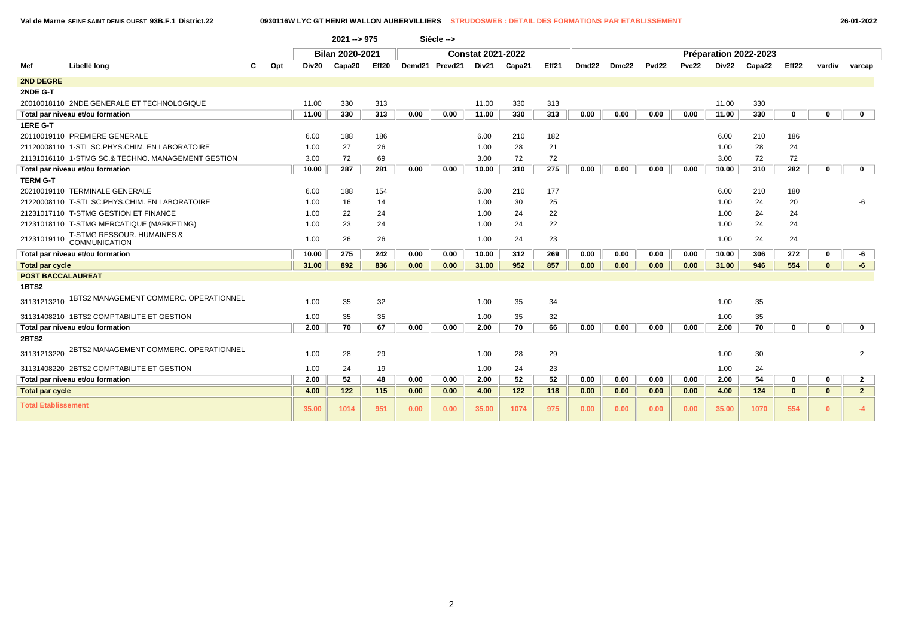Val de Marne SEINE SAINT DENIS OUEST 93B.F.1 District.22 — 0930116W LYC GT HENRI WALLON AUBERVILLIERS — STRUDOSWEB : DETAIL DES FORMATIONS PAR ETABLISSEMENT — 26-01-2022

2021 --> 975 Siécle -->

| Mef | Libellé long | C | Opt | Bilan 2020-2021 | | | Constat 2021-2022 | | | | | Préparation 2022-2023 | | | | | | | | |
|---|---|---|---|---|---|---|---|---|---|---|---|---|---|---|---|---|---|---|---|---|
| | | | | Div20 | Capa20 | Eff20 | Demd21 | Prevd21 | Div21 | Capa21 | Eff21 | Dmd22 | Dmc22 | Pvd22 | Pvc22 | Div22 | Capa22 | Eff22 | vardiv | varcap |
| **2ND DEGRE** | | | | | | | | | | | | | | | | | | | | |
| **2NDE G-T** | | | | | | | | | | | | | | | | | | | | |
| 20010018110 | 2NDE GENERALE ET TECHNOLOGIQUE | | | 11.00 | 330 | 313 | | | 11.00 | 330 | 313 | | | | | 11.00 | 330 | | | |
| **Total par niveau et/ou formation** | | | | **11.00** | **330** | **313** | **0.00** | **0.00** | **11.00** | **330** | **313** | **0.00** | **0.00** | **0.00** | **0.00** | **11.00** | **330** | **0** | **0** | **0** |
| **1ERE G-T** | | | | | | | | | | | | | | | | | | | | |
| 20110019110 | PREMIERE GENERALE | | | 6.00 | 188 | 186 | | | 6.00 | 210 | 182 | | | | | 6.00 | 210 | 186 | | |
| 21120008110 | 1-STL SC.PHYS.CHIM. EN LABORATOIRE | | | 1.00 | 27 | 26 | | | 1.00 | 28 | 21 | | | | | 1.00 | 28 | 24 | | |
| 21131016110 | 1-STMG SC.& TECHNO. MANAGEMENT GESTION | | | 3.00 | 72 | 69 | | | 3.00 | 72 | 72 | | | | | 3.00 | 72 | 72 | | |
| **Total par niveau et/ou formation** | | | | **10.00** | **287** | **281** | **0.00** | **0.00** | **10.00** | **310** | **275** | **0.00** | **0.00** | **0.00** | **0.00** | **10.00** | **310** | **282** | **0** | **0** |
| **TERM G-T** | | | | | | | | | | | | | | | | | | | | |
| 20210019110 | TERMINALE GENERALE | | | 6.00 | 188 | 154 | | | 6.00 | 210 | 177 | | | | | 6.00 | 210 | 180 | | |
| 21220008110 | T-STL SC.PHYS.CHIM. EN LABORATOIRE | | | 1.00 | 16 | 14 | | | 1.00 | 30 | 25 | | | | | 1.00 | 24 | 20 | | -6 |
| 21231017110 | T-STMG GESTION ET FINANCE | | | 1.00 | 22 | 24 | | | 1.00 | 24 | 22 | | | | | 1.00 | 24 | 24 | | |
| 21231018110 | T-STMG MERCATIQUE (MARKETING) | | | 1.00 | 23 | 24 | | | 1.00 | 24 | 22 | | | | | 1.00 | 24 | 24 | | |
| 21231019110 | T-STMG RESSOUR. HUMAINES & COMMUNICATION | | | 1.00 | 26 | 26 | | | 1.00 | 24 | 23 | | | | | 1.00 | 24 | 24 | | |
| **Total par niveau et/ou formation** | | | | **10.00** | **275** | **242** | **0.00** | **0.00** | **10.00** | **312** | **269** | **0.00** | **0.00** | **0.00** | **0.00** | **10.00** | **306** | **272** | **0** | **-6** |
| **Total par cycle** | | | | **31.00** | **892** | **836** | **0.00** | **0.00** | **31.00** | **952** | **857** | **0.00** | **0.00** | **0.00** | **0.00** | **31.00** | **946** | **554** | **0** | **-6** |
| **POST BACCALAUREAT** | | | | | | | | | | | | | | | | | | | | |
| **1BTS2** | | | | | | | | | | | | | | | | | | | | |
| 31131213210 | 1BTS2 MANAGEMENT COMMERC. OPERATIONNEL | | | 1.00 | 35 | 32 | | | 1.00 | 35 | 34 | | | | | 1.00 | 35 | | | |
| 31131408210 | 1BTS2 COMPTABILITE ET GESTION | | | 1.00 | 35 | 35 | | | 1.00 | 35 | 32 | | | | | 1.00 | 35 | | | |
| **Total par niveau et/ou formation** | | | | **2.00** | **70** | **67** | **0.00** | **0.00** | **2.00** | **70** | **66** | **0.00** | **0.00** | **0.00** | **0.00** | **2.00** | **70** | **0** | **0** | **0** |
| **2BTS2** | | | | | | | | | | | | | | | | | | | | |
| 31131213220 | 2BTS2 MANAGEMENT COMMERC. OPERATIONNEL | | | 1.00 | 28 | 29 | | | 1.00 | 28 | 29 | | | | | 1.00 | 30 | | | 2 |
| 31131408220 | 2BTS2 COMPTABILITE ET GESTION | | | 1.00 | 24 | 19 | | | 1.00 | 24 | 23 | | | | | 1.00 | 24 | | | |
| **Total par niveau et/ou formation** | | | | **2.00** | **52** | **48** | **0.00** | **0.00** | **2.00** | **52** | **52** | **0.00** | **0.00** | **0.00** | **0.00** | **2.00** | **54** | **0** | **0** | **2** |
| **Total par cycle** | | | | **4.00** | **122** | **115** | **0.00** | **0.00** | **4.00** | **122** | **118** | **0.00** | **0.00** | **0.00** | **0.00** | **4.00** | **124** | **0** | **0** | **2** |
| **Total Etablissement** | | | | **35.00** | **1014** | **951** | **0.00** | **0.00** | **35.00** | **1074** | **975** | **0.00** | **0.00** | **0.00** | **0.00** | **35.00** | **1070** | **554** | **0** | **-4** |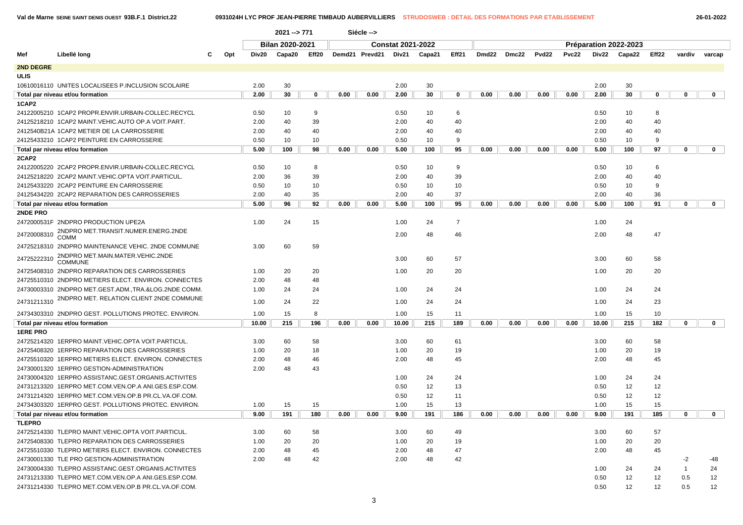2021 --> 771 Siécle -->

| Mef | Libellé long | C | Opt | Bilan 2020-2021 | | | Constat 2021-2022 | | | | | Préparation 2022-2023 | | | | | | | | |
|---|---|---|---|---|---|---|---|---|---|---|---|---|---|---|---|---|---|---|---|---|
| | | | | Div20 | Capa20 | Eff20 | Demd21 | Prevd21 | Div21 | Capa21 | Eff21 | Dmd22 | Dmc22 | Pvd22 | Pvc22 | Div22 | Capa22 | Eff22 | vardiv | varcap |
| **2ND DEGRE** | | | | | | | | | | | | | | | | | | | | |
| **ULIS** | | | | | | | | | | | | | | | | | | | | |
| 10610016110 | UNITES LOCALISEES P.INCLUSION SCOLAIRE | | | 2.00 | 30 | | | | 2.00 | 30 | | | | | | 2.00 | 30 | | | |
| **Total par niveau et/ou formation** | | | | 2.00 | 30 | 0 | 0.00 | 0.00 | 2.00 | 30 | 0 | 0.00 | 0.00 | 0.00 | 0.00 | 2.00 | 30 | 0 | 0 | 0 |
| **1CAP2** | | | | | | | | | | | | | | | | | | | | |
| 24122005210 | 1CAP2 PROPR.ENVIR.URBAIN-COLLEC.RECYCL | | | 0.50 | 10 | 9 | | | 0.50 | 10 | 6 | | | | | 0.50 | 10 | 8 | | |
| 24125218210 | 1CAP2 MAINT.VEHIC.AUTO OP.A VOIT.PART. | | | 2.00 | 40 | 39 | | | 2.00 | 40 | 40 | | | | | 2.00 | 40 | 40 | | |
| 2412540B21A | 1CAP2 METIER DE LA CARROSSERIE | | | 2.00 | 40 | 40 | | | 2.00 | 40 | 40 | | | | | 2.00 | 40 | 40 | | |
| 24125433210 | 1CAP2 PEINTURE EN CARROSSERIE | | | 0.50 | 10 | 10 | | | 0.50 | 10 | 9 | | | | | 0.50 | 10 | 9 | | |
| **Total par niveau et/ou formation** | | | | 5.00 | 100 | 98 | 0.00 | 0.00 | 5.00 | 100 | 95 | 0.00 | 0.00 | 0.00 | 0.00 | 5.00 | 100 | 97 | 0 | 0 |
| **2CAP2** | | | | | | | | | | | | | | | | | | | | |
| 24122005220 | 2CAP2 PROPR.ENVIR.URBAIN-COLLEC.RECYCL | | | 0.50 | 10 | 8 | | | 0.50 | 10 | 9 | | | | | 0.50 | 10 | 6 | | |
| 24125218220 | 2CAP2 MAINT.VEHIC.OPTA VOIT.PARTICUL. | | | 2.00 | 36 | 39 | | | 2.00 | 40 | 39 | | | | | 2.00 | 40 | 40 | | |
| 24125433220 | 2CAP2 PEINTURE EN CARROSSERIE | | | 0.50 | 10 | 10 | | | 0.50 | 10 | 10 | | | | | 0.50 | 10 | 9 | | |
| 24125434220 | 2CAP2 REPARATION DES CARROSSERIES | | | 2.00 | 40 | 35 | | | 2.00 | 40 | 37 | | | | | 2.00 | 40 | 36 | | |
| **Total par niveau et/ou formation** | | | | 5.00 | 96 | 92 | 0.00 | 0.00 | 5.00 | 100 | 95 | 0.00 | 0.00 | 0.00 | 0.00 | 5.00 | 100 | 91 | 0 | 0 |
| **2NDE PRO** | | | | | | | | | | | | | | | | | | | | |
| 2472000531F | 2NDPRO PRODUCTION UPE2A | | | 1.00 | 24 | 15 | | | 1.00 | 24 | 7 | | | | | 1.00 | 24 | | | |
| 24720008310 | 2NDPRO MET.TRANSIT.NUMER.ENERG.2NDE COMM | | | | | | | | 2.00 | 48 | 46 | | | | | 2.00 | 48 | 47 | | |
| 24725218310 | 2NDPRO MAINTENANCE VEHIC. 2NDE COMMUNE | | | 3.00 | 60 | 59 | | | | | | | | | | | | | | |
| 24725222310 | 2NDPRO MET.MAIN.MATER.VEHIC.2NDE COMMUNE | | | | | | | | 3.00 | 60 | 57 | | | | | 3.00 | 60 | 58 | | |
| 24725408310 | 2NDPRO REPARATION DES CARROSSERIES | | | 1.00 | 20 | 20 | | | 1.00 | 20 | 20 | | | | | 1.00 | 20 | 20 | | |
| 24725510310 | 2NDPRO METIERS ELECT. ENVIRON. CONNECTES | | | 2.00 | 48 | 48 | | | | | | | | | | | | | | |
| 24730003310 | 2NDPRO MET.GEST.ADM.,TRA.&LOG.2NDE COMM. | | | 1.00 | 24 | 24 | | | 1.00 | 24 | 24 | | | | | 1.00 | 24 | 24 | | |
| 24731211310 | 2NDPRO MET. RELATION CLIENT 2NDE COMMUNE | | | 1.00 | 24 | 22 | | | 1.00 | 24 | 24 | | | | | 1.00 | 24 | 23 | | |
| 24734303310 | 2NDPRO GEST. POLLUTIONS PROTEC. ENVIRON. | | | 1.00 | 15 | 8 | | | 1.00 | 15 | 11 | | | | | 1.00 | 15 | 10 | | |
| **Total par niveau et/ou formation** | | | | 10.00 | 215 | 196 | 0.00 | 0.00 | 10.00 | 215 | 189 | 0.00 | 0.00 | 0.00 | 0.00 | 10.00 | 215 | 182 | 0 | 0 |
| **1ERE PRO** | | | | | | | | | | | | | | | | | | | | |
| 24725214320 | 1ERPRO MAINT.VEHIC.OPTA VOIT.PARTICUL. | | | 3.00 | 60 | 58 | | | 3.00 | 60 | 61 | | | | | 3.00 | 60 | 58 | | |
| 24725408320 | 1ERPRO REPARATION DES CARROSSERIES | | | 1.00 | 20 | 18 | | | 1.00 | 20 | 19 | | | | | 1.00 | 20 | 19 | | |
| 24725510320 | 1ERPRO METIERS ELECT. ENVIRON. CONNECTES | | | 2.00 | 48 | 46 | | | 2.00 | 48 | 45 | | | | | 2.00 | 48 | 45 | | |
| 24730001320 | 1ERPRO GESTION-ADMINISTRATION | | | 2.00 | 48 | 43 | | | | | | | | | | | | | | |
| 24730004320 | 1ERPRO ASSISTANC.GEST.ORGANIS.ACTIVITES | | | | | | | | 1.00 | 24 | 24 | | | | | 1.00 | 24 | 24 | | |
| 24731213320 | 1ERPRO MET.COM.VEN.OP.A ANI.GES.ESP.COM. | | | | | | | | 0.50 | 12 | 13 | | | | | 0.50 | 12 | 12 | | |
| 24731214320 | 1ERPRO MET.COM.VEN.OP.B PR.CL.VA.OF.COM. | | | | | | | | 0.50 | 12 | 11 | | | | | 0.50 | 12 | 12 | | |
| 24734303320 | 1ERPRO GEST. POLLUTIONS PROTEC. ENVIRON. | | | 1.00 | 15 | 15 | | | 1.00 | 15 | 13 | | | | | 1.00 | 15 | 15 | | |
| **Total par niveau et/ou formation** | | | | 9.00 | 191 | 180 | 0.00 | 0.00 | 9.00 | 191 | 186 | 0.00 | 0.00 | 0.00 | 0.00 | 9.00 | 191 | 185 | 0 | 0 |
| **TLEPRO** | | | | | | | | | | | | | | | | | | | | |
| 24725214330 | TLEPRO MAINT.VEHIC.OPTA VOIT.PARTICUL. | | | 3.00 | 60 | 58 | | | 3.00 | 60 | 49 | | | | | 3.00 | 60 | 57 | | |
| 24725408330 | TLEPRO REPARATION DES CARROSSERIES | | | 1.00 | 20 | 20 | | | 1.00 | 20 | 19 | | | | | 1.00 | 20 | 20 | | |
| 24725510330 | TLEPRO METIERS ELECT. ENVIRON. CONNECTES | | | 2.00 | 48 | 45 | | | 2.00 | 48 | 47 | | | | | 2.00 | 48 | 45 | | |
| 24730001330 | TLE PRO GESTION-ADMINISTRATION | | | 2.00 | 48 | 42 | | | 2.00 | 48 | 42 | | | | | | | | -2 | -48 |
| 24730004330 | TLEPRO ASSISTANC.GEST.ORGANIS.ACTIVITES | | | | | | | | | | | | | | | 1.00 | 24 | 24 | 1 | 24 |
| 24731213330 | TLEPRO MET.COM.VEN.OP.A ANI.GES.ESP.COM. | | | | | | | | | | | | | | | 0.50 | 12 | 12 | 0.5 | 12 |
| 24731214330 | TLEPRO MET.COM.VEN.OP.B PR.CL.VA.OF.COM. | | | | | | | | | | | | | | | 0.50 | 12 | 12 | 0.5 | 12 |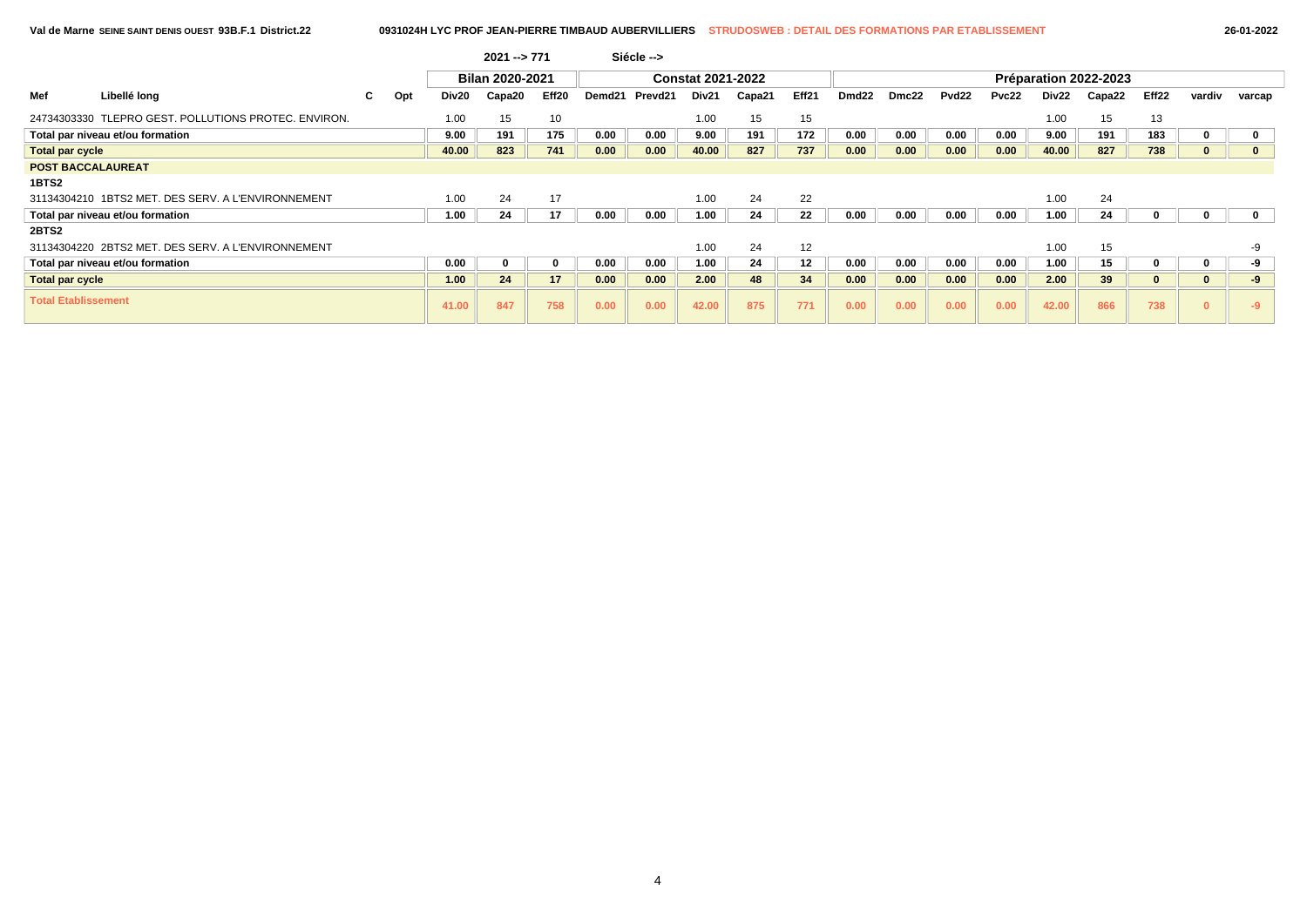| | | | | 2021 --> 771 | | | Siécle --> | | | | | | | | | | | | | |
|---|---|---|---|---|---|---|---|---|---|---|---|---|---|---|---|---|---|---|---|---|
| | | | | Bilan 2020-2021 | | | Constat 2021-2022 | | | | | Préparation 2022-2023 | | | | | | | | |
| Mef | Libellé long | C | Opt | Div20 | Capa20 | Eff20 | Demd21 | Prevd21 | Div21 | Capa21 | Eff21 | Dmd22 | Dmc22 | Pvd22 | Pvc22 | Div22 | Capa22 | Eff22 | vardiv | varcap |
| 24734303330 | TLEPRO GEST. POLLUTIONS PROTEC. ENVIRON. | | | 1.00 | 15 | 10 | | | 1.00 | 15 | 15 | | | | | 1.00 | 15 | 13 | | |
| **Total par niveau et/ou formation** | | | | **9.00** | **191** | **175** | **0.00** | **0.00** | **9.00** | **191** | **172** | **0.00** | **0.00** | **0.00** | **0.00** | **9.00** | **191** | **183** | **0** | **0** |
| **Total par cycle** | | | | **40.00** | **823** | **741** | **0.00** | **0.00** | **40.00** | **827** | **737** | **0.00** | **0.00** | **0.00** | **0.00** | **40.00** | **827** | **738** | **0** | **0** |
| **POST BACCALAUREAT** | | | | | | | | | | | | | | | | | | | | |
| **1BTS2** | | | | | | | | | | | | | | | | | | | | |
| 31134304210 | 1BTS2 MET. DES SERV. A L'ENVIRONNEMENT | | | 1.00 | 24 | 17 | | | 1.00 | 24 | 22 | | | | | 1.00 | 24 | | | |
| **Total par niveau et/ou formation** | | | | **1.00** | **24** | **17** | **0.00** | **0.00** | **1.00** | **24** | **22** | **0.00** | **0.00** | **0.00** | **0.00** | **1.00** | **24** | **0** | **0** | **0** |
| **2BTS2** | | | | | | | | | | | | | | | | | | | | |
| 31134304220 | 2BTS2 MET. DES SERV. A L'ENVIRONNEMENT | | | | | | | | 1.00 | 24 | 12 | | | | | 1.00 | 15 | | | -9 |
| **Total par niveau et/ou formation** | | | | **0.00** | **0** | **0** | **0.00** | **0.00** | **1.00** | **24** | **12** | **0.00** | **0.00** | **0.00** | **0.00** | **1.00** | **15** | **0** | **0** | **-9** |
| **Total par cycle** | | | | **1.00** | **24** | **17** | **0.00** | **0.00** | **2.00** | **48** | **34** | **0.00** | **0.00** | **0.00** | **0.00** | **2.00** | **39** | **0** | **0** | **-9** |
| **Total Etablissement** | | | | **41.00** | **847** | **758** | **0.00** | **0.00** | **42.00** | **875** | **771** | **0.00** | **0.00** | **0.00** | **0.00** | **42.00** | **866** | **738** | **0** | **-9** |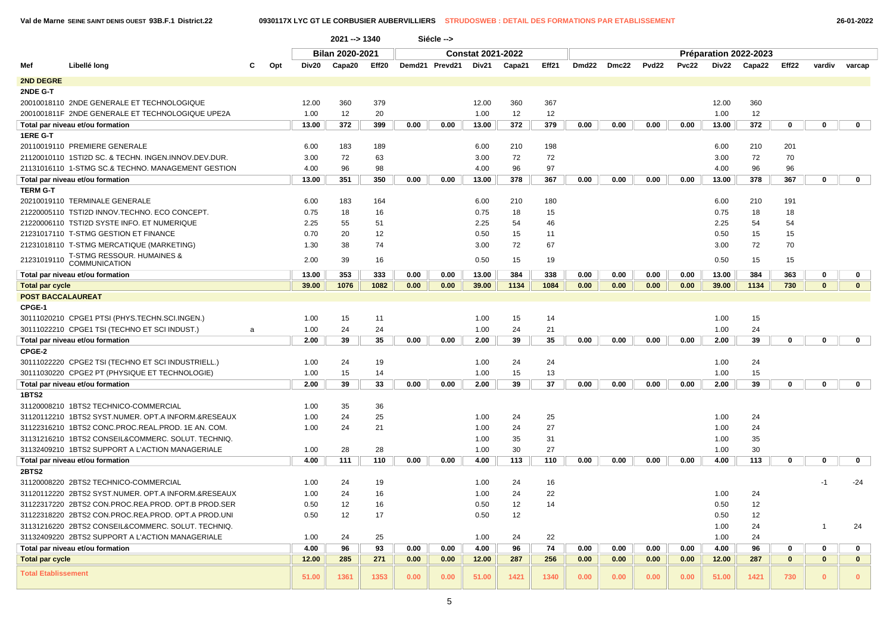**Val de Marne SEINE SAINT DENIS OUEST 93B.F.1 District.22** — **0930117X LYC GT LE CORBUSIER AUBERVILLIERS** — **STRUDOSWEB : DETAIL DES FORMATIONS PAR ETABLISSEMENT** — 26-01-2022

2021 --> 1340 — Siécle -->

| | | | | Bilan 2020-2021 | | | Constat 2021-2022 | | | | | Préparation 2022-2023 | | | | | | | | |
|---|---|---|---|---|---|---|---|---|---|---|---|---|---|---|---|---|---|---|---|---|
| **Mef** | **Libellé long** | **C** | **Opt** | **Div20** | **Capa20** | **Eff20** | **Demd21** | **Prevd21** | **Div21** | **Capa21** | **Eff21** | **Dmd22** | **Dmc22** | **Pvd22** | **Pvc22** | **Div22** | **Capa22** | **Eff22** | **vardiv** | **varcap** |
| **2ND DEGRE** | | | | | | | | | | | | | | | | | | | | |
| **2NDE G-T** | | | | | | | | | | | | | | | | | | | | |
| 20010018110 | 2NDE GENERALE ET TECHNOLOGIQUE | | | 12.00 | 360 | 379 | | | 12.00 | 360 | 367 | | | | | 12.00 | 360 | | | |
| 2001001811F | 2NDE GENERALE ET TECHNOLOGIQUE UPE2A | | | 1.00 | 12 | 20 | | | 1.00 | 12 | 12 | | | | | 1.00 | 12 | | | |
| **Total par niveau et/ou formation** | | | | **13.00** | **372** | **399** | **0.00** | **0.00** | **13.00** | **372** | **379** | **0.00** | **0.00** | **0.00** | **0.00** | **13.00** | **372** | **0** | **0** | **0** |
| **1ERE G-T** | | | | | | | | | | | | | | | | | | | | |
| 20110019110 | PREMIERE GENERALE | | | 6.00 | 183 | 189 | | | 6.00 | 210 | 198 | | | | | 6.00 | 210 | 201 | | |
| 21120010110 | 1STI2D SC. & TECHN. INGEN.INNOV.DEV.DUR. | | | 3.00 | 72 | 63 | | | 3.00 | 72 | 72 | | | | | 3.00 | 72 | 70 | | |
| 21131016110 | 1-STMG SC.& TECHNO. MANAGEMENT GESTION | | | 4.00 | 96 | 98 | | | 4.00 | 96 | 97 | | | | | 4.00 | 96 | 96 | | |
| **Total par niveau et/ou formation** | | | | **13.00** | **351** | **350** | **0.00** | **0.00** | **13.00** | **378** | **367** | **0.00** | **0.00** | **0.00** | **0.00** | **13.00** | **378** | **367** | **0** | **0** |
| **TERM G-T** | | | | | | | | | | | | | | | | | | | | |
| 20210019110 | TERMINALE GENERALE | | | 6.00 | 183 | 164 | | | 6.00 | 210 | 180 | | | | | 6.00 | 210 | 191 | | |
| 21220005110 | TSTI2D INNOV.TECHNO. ECO CONCEPT. | | | 0.75 | 18 | 16 | | | 0.75 | 18 | 15 | | | | | 0.75 | 18 | 18 | | |
| 21220006110 | TSTI2D SYSTE INFO. ET NUMERIQUE | | | 2.25 | 55 | 51 | | | 2.25 | 54 | 46 | | | | | 2.25 | 54 | 54 | | |
| 21231017110 | T-STMG GESTION ET FINANCE | | | 0.70 | 20 | 12 | | | 0.50 | 15 | 11 | | | | | 0.50 | 15 | 15 | | |
| 21231018110 | T-STMG MERCATIQUE (MARKETING) | | | 1.30 | 38 | 74 | | | 3.00 | 72 | 67 | | | | | 3.00 | 72 | 70 | | |
| 21231019110 | T-STMG RESSOUR. HUMAINES & COMMUNICATION | | | 2.00 | 39 | 16 | | | 0.50 | 15 | 19 | | | | | 0.50 | 15 | 15 | | |
| **Total par niveau et/ou formation** | | | | **13.00** | **353** | **333** | **0.00** | **0.00** | **13.00** | **384** | **338** | **0.00** | **0.00** | **0.00** | **0.00** | **13.00** | **384** | **363** | **0** | **0** |
| **Total par cycle** | | | | **39.00** | **1076** | **1082** | **0.00** | **0.00** | **39.00** | **1134** | **1084** | **0.00** | **0.00** | **0.00** | **0.00** | **39.00** | **1134** | **730** | **0** | **0** |
| **POST BACCALAUREAT** | | | | | | | | | | | | | | | | | | | | |
| **CPGE-1** | | | | | | | | | | | | | | | | | | | | |
| 30111020210 | CPGE1 PTSI (PHYS.TECHN.SCI.INGEN.) | | | 1.00 | 15 | 11 | | | 1.00 | 15 | 14 | | | | | 1.00 | 15 | | | |
| 30111022210 | CPGE1 TSI (TECHNO ET SCI INDUST.) | a | | 1.00 | 24 | 24 | | | 1.00 | 24 | 21 | | | | | 1.00 | 24 | | | |
| **Total par niveau et/ou formation** | | | | **2.00** | **39** | **35** | **0.00** | **0.00** | **2.00** | **39** | **35** | **0.00** | **0.00** | **0.00** | **0.00** | **2.00** | **39** | **0** | **0** | **0** |
| **CPGE-2** | | | | | | | | | | | | | | | | | | | | |
| 30111022220 | CPGE2 TSI (TECHNO ET SCI INDUSTRIELL.) | | | 1.00 | 24 | 19 | | | 1.00 | 24 | 24 | | | | | 1.00 | 24 | | | |
| 30111030220 | CPGE2 PT (PHYSIQUE ET TECHNOLOGIE) | | | 1.00 | 15 | 14 | | | 1.00 | 15 | 13 | | | | | 1.00 | 15 | | | |
| **Total par niveau et/ou formation** | | | | **2.00** | **39** | **33** | **0.00** | **0.00** | **2.00** | **39** | **37** | **0.00** | **0.00** | **0.00** | **0.00** | **2.00** | **39** | **0** | **0** | **0** |
| **1BTS2** | | | | | | | | | | | | | | | | | | | | |
| 31120008210 | 1BTS2 TECHNICO-COMMERCIAL | | | 1.00 | 35 | 36 | | | | | | | | | | | | | | |
| 31120112210 | 1BTS2 SYST.NUMER. OPT.A INFORM.&RESEAUX | | | 1.00 | 24 | 25 | | | 1.00 | 24 | 25 | | | | | 1.00 | 24 | | | |
| 31122316210 | 1BTS2 CONC.PROC.REAL.PROD. 1E AN. COM. | | | 1.00 | 24 | 21 | | | 1.00 | 24 | 27 | | | | | 1.00 | 24 | | | |
| 31131216210 | 1BTS2 CONSEIL&COMMERC. SOLUT. TECHNIQ. | | | | | | | | 1.00 | 35 | 31 | | | | | 1.00 | 35 | | | |
| 31132409210 | 1BTS2 SUPPORT A L'ACTION MANAGERIALE | | | 1.00 | 28 | 28 | | | 1.00 | 30 | 27 | | | | | 1.00 | 30 | | | |
| **Total par niveau et/ou formation** | | | | **4.00** | **111** | **110** | **0.00** | **0.00** | **4.00** | **113** | **110** | **0.00** | **0.00** | **0.00** | **0.00** | **4.00** | **113** | **0** | **0** | **0** |
| **2BTS2** | | | | | | | | | | | | | | | | | | | | |
| 31120008220 | 2BTS2 TECHNICO-COMMERCIAL | | | 1.00 | 24 | 19 | | | 1.00 | 24 | 16 | | | | | | | | -1 | -24 |
| 31120112220 | 2BTS2 SYST.NUMER. OPT.A INFORM.&RESEAUX | | | 1.00 | 24 | 16 | | | 1.00 | 24 | 22 | | | | | 1.00 | 24 | | | |
| 31122317220 | 2BTS2 CON.PROC.REA.PROD. OPT.B PROD.SER | | | 0.50 | 12 | 16 | | | 0.50 | 12 | 14 | | | | | 0.50 | 12 | | | |
| 31122318220 | 2BTS2 CON.PROC.REA.PROD. OPT.A PROD.UNI | | | 0.50 | 12 | 17 | | | 0.50 | 12 | | | | | | 0.50 | 12 | | | |
| 31131216220 | 2BTS2 CONSEIL&COMMERC. SOLUT. TECHNIQ. | | | | | | | | | | | | | | | 1.00 | 24 | | 1 | 24 |
| 31132409220 | 2BTS2 SUPPORT A L'ACTION MANAGERIALE | | | 1.00 | 24 | 25 | | | 1.00 | 24 | 22 | | | | | 1.00 | 24 | | | |
| **Total par niveau et/ou formation** | | | | **4.00** | **96** | **93** | **0.00** | **0.00** | **4.00** | **96** | **74** | **0.00** | **0.00** | **0.00** | **0.00** | **4.00** | **96** | **0** | **0** | **0** |
| **Total par cycle** | | | | **12.00** | **285** | **271** | **0.00** | **0.00** | **12.00** | **287** | **256** | **0.00** | **0.00** | **0.00** | **0.00** | **12.00** | **287** | **0** | **0** | **0** |
| **Total Etablissement** | | | | **51.00** | **1361** | **1353** | **0.00** | **0.00** | **51.00** | **1421** | **1340** | **0.00** | **0.00** | **0.00** | **0.00** | **51.00** | **1421** | **730** | **0** | **0** |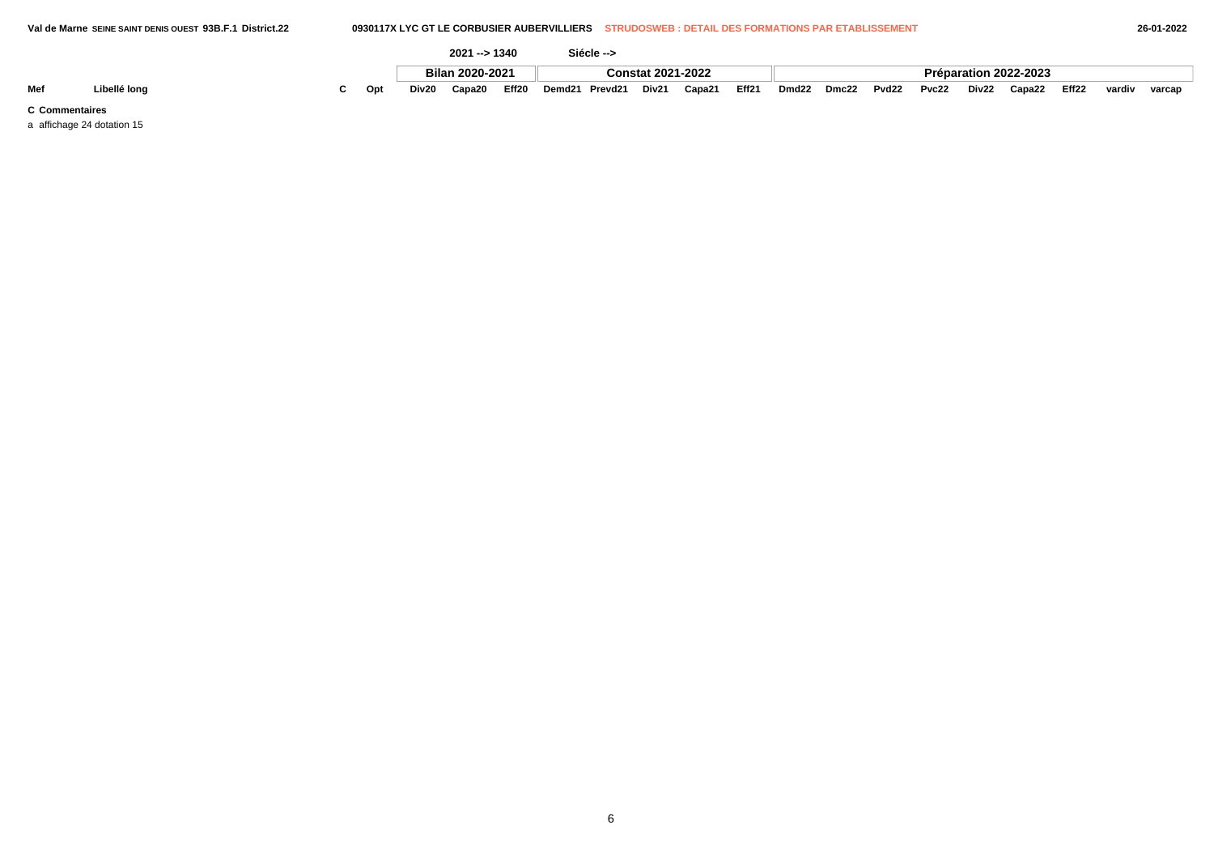| | | | | 2021 --> 1340 | | | Siécle --> | | | | | | | | | | | | | |
|---|---|---|---|---|---|---|---|---|---|---|---|---|---|---|---|---|---|---|---|---|
| | | | | Bilan 2020-2021 | | | Constat 2021-2022 | | | | | Préparation 2022-2023 | | | | | | | | |
| Mef | Libellé long | C | Opt | Div20 | Capa20 | Eff20 | Demd21 | Prevd21 | Div21 | Capa21 | Eff21 | Dmd22 | Dmc22 | Pvd22 | Pvc22 | Div22 | Capa22 | Eff22 | vardiv | varcap |

**C Commentaires**

a affichage 24 dotation 15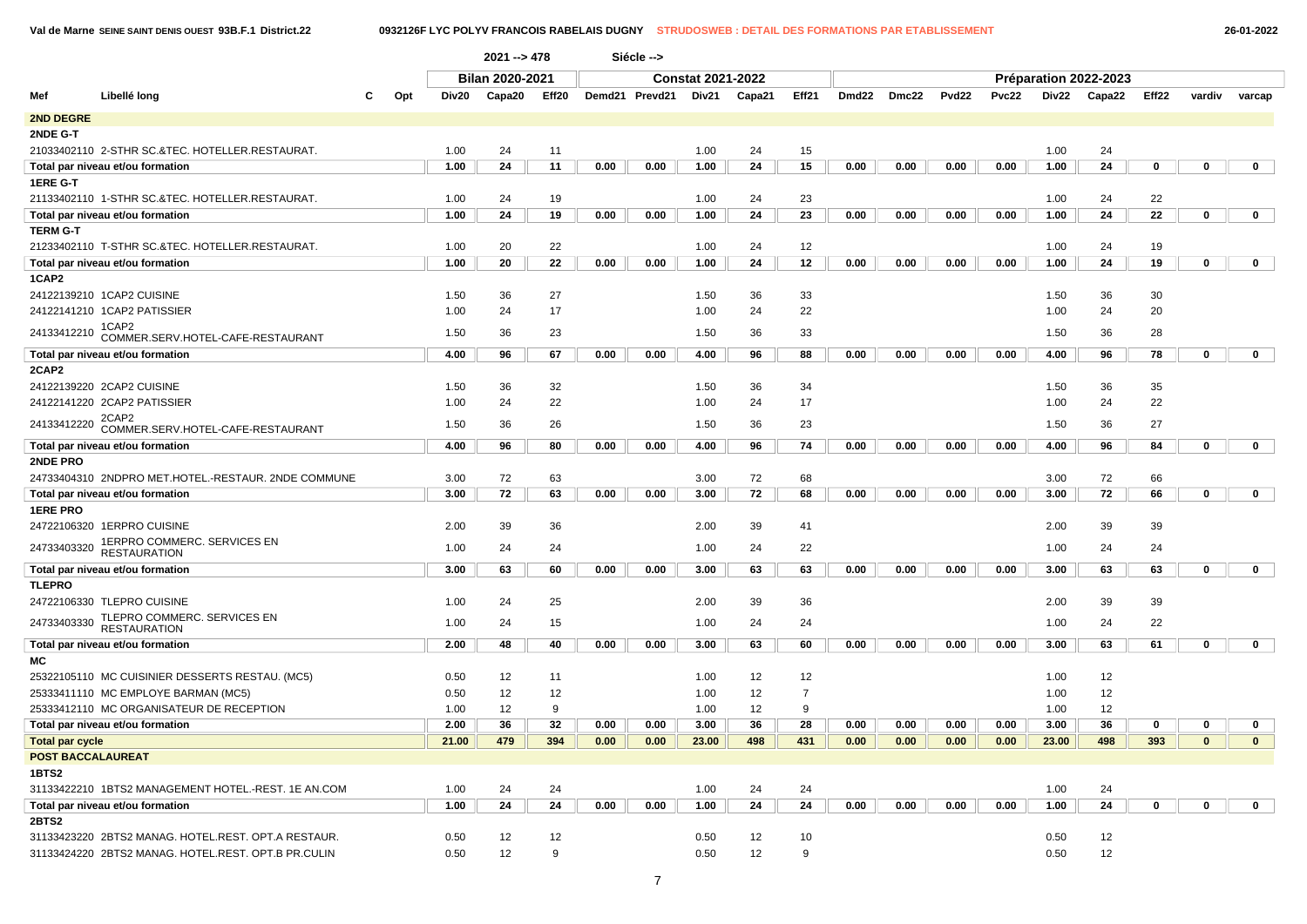Val de Marne SEINE SAINT DENIS OUEST 93B.F.1 District.22 — 0932126F LYC POLYV FRANCOIS RABELAIS DUGNY — STRUDOSWEB : DETAIL DES FORMATIONS PAR ETABLISSEMENT — 26-01-2022

2021 --> 478 Siécle -->

| Mef | Libellé long | C | Opt | Bilan 2020-2021 | | | Constat 2021-2022 | | | | | Préparation 2022-2023 | | | | | | | | |
|---|---|---|---|---|---|---|---|---|---|---|---|---|---|---|---|---|---|---|---|---|
| | | | | Div20 | Capa20 | Eff20 | Demd21 | Prevd21 | Div21 | Capa21 | Eff21 | Dmd22 | Dmc22 | Pvd22 | Pvc22 | Div22 | Capa22 | Eff22 | vardiv | varcap |
| **2ND DEGRE** | | | | | | | | | | | | | | | | | | | | |
| **2NDE G-T** | | | | | | | | | | | | | | | | | | | | |
| 21033402110 | 2-STHR SC.&TEC. HOTELLER.RESTAURAT. | | | 1.00 | 24 | 11 | | | 1.00 | 24 | 15 | | | | | 1.00 | 24 | | | |
| **Total par niveau et/ou formation** | | | | **1.00** | **24** | **11** | **0.00** | **0.00** | **1.00** | **24** | **15** | **0.00** | **0.00** | **0.00** | **0.00** | **1.00** | **24** | **0** | **0** | **0** |
| **1ERE G-T** | | | | | | | | | | | | | | | | | | | | |
| 21133402110 | 1-STHR SC.&TEC. HOTELLER.RESTAURAT. | | | 1.00 | 24 | 19 | | | 1.00 | 24 | 23 | | | | | 1.00 | 24 | 22 | | |
| **Total par niveau et/ou formation** | | | | **1.00** | **24** | **19** | **0.00** | **0.00** | **1.00** | **24** | **23** | **0.00** | **0.00** | **0.00** | **0.00** | **1.00** | **24** | **22** | **0** | **0** |
| **TERM G-T** | | | | | | | | | | | | | | | | | | | | |
| 21233402110 | T-STHR SC.&TEC. HOTELLER.RESTAURAT. | | | 1.00 | 20 | 22 | | | 1.00 | 24 | 12 | | | | | 1.00 | 24 | 19 | | |
| **Total par niveau et/ou formation** | | | | **1.00** | **20** | **22** | **0.00** | **0.00** | **1.00** | **24** | **12** | **0.00** | **0.00** | **0.00** | **0.00** | **1.00** | **24** | **19** | **0** | **0** |
| **1CAP2** | | | | | | | | | | | | | | | | | | | | |
| 24122139210 | 1CAP2 CUISINE | | | 1.50 | 36 | 27 | | | 1.50 | 36 | 33 | | | | | 1.50 | 36 | 30 | | |
| 24122141210 | 1CAP2 PATISSIER | | | 1.00 | 24 | 17 | | | 1.00 | 24 | 22 | | | | | 1.00 | 24 | 20 | | |
| 24133412210 | 1CAP2 COMMER.SERV.HOTEL-CAFE-RESTAURANT | | | 1.50 | 36 | 23 | | | 1.50 | 36 | 33 | | | | | 1.50 | 36 | 28 | | |
| **Total par niveau et/ou formation** | | | | **4.00** | **96** | **67** | **0.00** | **0.00** | **4.00** | **96** | **88** | **0.00** | **0.00** | **0.00** | **0.00** | **4.00** | **96** | **78** | **0** | **0** |
| **2CAP2** | | | | | | | | | | | | | | | | | | | | |
| 24122139220 | 2CAP2 CUISINE | | | 1.50 | 36 | 32 | | | 1.50 | 36 | 34 | | | | | 1.50 | 36 | 35 | | |
| 24122141220 | 2CAP2 PATISSIER | | | 1.00 | 24 | 22 | | | 1.00 | 24 | 17 | | | | | 1.00 | 24 | 22 | | |
| 24133412220 | 2CAP2 COMMER.SERV.HOTEL-CAFE-RESTAURANT | | | 1.50 | 36 | 26 | | | 1.50 | 36 | 23 | | | | | 1.50 | 36 | 27 | | |
| **Total par niveau et/ou formation** | | | | **4.00** | **96** | **80** | **0.00** | **0.00** | **4.00** | **96** | **74** | **0.00** | **0.00** | **0.00** | **0.00** | **4.00** | **96** | **84** | **0** | **0** |
| **2NDE PRO** | | | | | | | | | | | | | | | | | | | | |
| 24733404310 | 2NDPRO MET.HOTEL.-RESTAUR. 2NDE COMMUNE | | | 3.00 | 72 | 63 | | | 3.00 | 72 | 68 | | | | | 3.00 | 72 | 66 | | |
| **Total par niveau et/ou formation** | | | | **3.00** | **72** | **63** | **0.00** | **0.00** | **3.00** | **72** | **68** | **0.00** | **0.00** | **0.00** | **0.00** | **3.00** | **72** | **66** | **0** | **0** |
| **1ERE PRO** | | | | | | | | | | | | | | | | | | | | |
| 24722106320 | 1ERPRO CUISINE | | | 2.00 | 39 | 36 | | | 2.00 | 39 | 41 | | | | | 2.00 | 39 | 39 | | |
| 24733403320 | 1ERPRO COMMERC. SERVICES EN RESTAURATION | | | 1.00 | 24 | 24 | | | 1.00 | 24 | 22 | | | | | 1.00 | 24 | 24 | | |
| **Total par niveau et/ou formation** | | | | **3.00** | **63** | **60** | **0.00** | **0.00** | **3.00** | **63** | **63** | **0.00** | **0.00** | **0.00** | **0.00** | **3.00** | **63** | **63** | **0** | **0** |
| **TLEPRO** | | | | | | | | | | | | | | | | | | | | |
| 24722106330 | TLEPRO CUISINE | | | 1.00 | 24 | 25 | | | 2.00 | 39 | 36 | | | | | 2.00 | 39 | 39 | | |
| 24733403330 | TLEPRO COMMERC. SERVICES EN RESTAURATION | | | 1.00 | 24 | 15 | | | 1.00 | 24 | 24 | | | | | 1.00 | 24 | 22 | | |
| **Total par niveau et/ou formation** | | | | **2.00** | **48** | **40** | **0.00** | **0.00** | **3.00** | **63** | **60** | **0.00** | **0.00** | **0.00** | **0.00** | **3.00** | **63** | **61** | **0** | **0** |
| **MC** | | | | | | | | | | | | | | | | | | | | |
| 25322105110 | MC CUISINIER DESSERTS RESTAU. (MC5) | | | 0.50 | 12 | 11 | | | 1.00 | 12 | 12 | | | | | 1.00 | 12 | | | |
| 25333411110 | MC EMPLOYE BARMAN (MC5) | | | 0.50 | 12 | 12 | | | 1.00 | 12 | 7 | | | | | 1.00 | 12 | | | |
| 25333412110 | MC ORGANISATEUR DE RECEPTION | | | 1.00 | 12 | 9 | | | 1.00 | 12 | 9 | | | | | 1.00 | 12 | | | |
| **Total par niveau et/ou formation** | | | | **2.00** | **36** | **32** | **0.00** | **0.00** | **3.00** | **36** | **28** | **0.00** | **0.00** | **0.00** | **0.00** | **3.00** | **36** | **0** | **0** | **0** |
| **Total par cycle** | | | | **21.00** | **479** | **394** | **0.00** | **0.00** | **23.00** | **498** | **431** | **0.00** | **0.00** | **0.00** | **0.00** | **23.00** | **498** | **393** | **0** | **0** |
| **POST BACCALAUREAT** | | | | | | | | | | | | | | | | | | | | |
| **1BTS2** | | | | | | | | | | | | | | | | | | | | |
| 31133422210 | 1BTS2 MANAGEMENT HOTEL.-REST. 1E AN.COM | | | 1.00 | 24 | 24 | | | 1.00 | 24 | 24 | | | | | 1.00 | 24 | | | |
| **Total par niveau et/ou formation** | | | | **1.00** | **24** | **24** | **0.00** | **0.00** | **1.00** | **24** | **24** | **0.00** | **0.00** | **0.00** | **0.00** | **1.00** | **24** | **0** | **0** | **0** |
| **2BTS2** | | | | | | | | | | | | | | | | | | | | |
| 31133423220 | 2BTS2 MANAG. HOTEL.REST. OPT.A RESTAUR. | | | 0.50 | 12 | 12 | | | 0.50 | 12 | 10 | | | | | 0.50 | 12 | | | |
| 31133424220 | 2BTS2 MANAG. HOTEL.REST. OPT.B PR.CULIN | | | 0.50 | 12 | 9 | | | 0.50 | 12 | 9 | | | | | 0.50 | 12 | | | |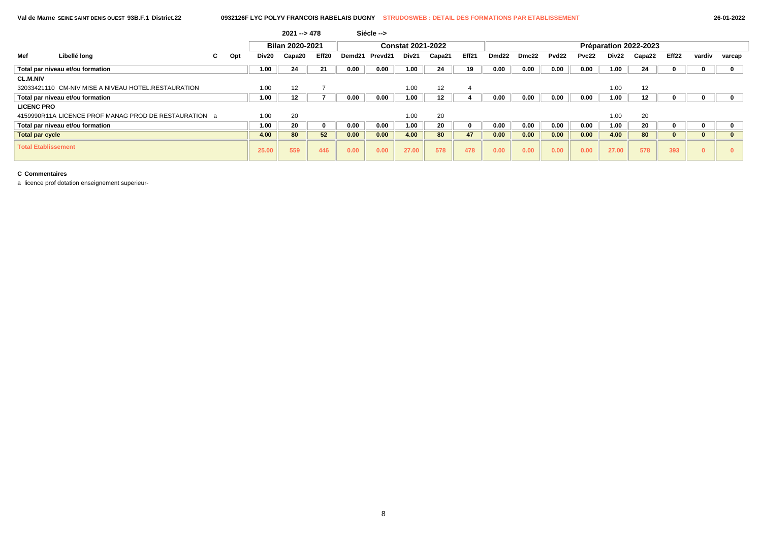Val de Marne SEINE SAINT DENIS OUEST 93B.F.1 District.22 — 0932126F LYC POLYV FRANCOIS RABELAIS DUGNY — STRUDOSWEB : DETAIL DES FORMATIONS PAR ETABLISSEMENT — 26-01-2022

2021 --> 478 Siécle -->

| Mef | Libellé long | C | Opt | Bilan 2020-2021 | | | Constat 2021-2022 | | | | | Préparation 2022-2023 | | | | | | | | |
|---|---|---|---|---|---|---|---|---|---|---|---|---|---|---|---|---|---|---|---|---|
| | | | | Div20 | Capa20 | Eff20 | Demd21 | Prevd21 | Div21 | Capa21 | Eff21 | Dmd22 | Dmc22 | Pvd22 | Pvc22 | Div22 | Capa22 | Eff22 | vardiv | varcap |
| Total par niveau et/ou formation | | | | 1.00 | 24 | 21 | 0.00 | 0.00 | 1.00 | 24 | 19 | 0.00 | 0.00 | 0.00 | 0.00 | 1.00 | 24 | 0 | 0 | 0 |
| CL.M.NIV | | | | | | | | | | | | | | | | | | | | |
| 32033421110 | CM-NIV MISE A NIVEAU HOTEL.RESTAURATION | | | 1.00 | 12 | 7 | | | 1.00 | 12 | 4 | | | | | 1.00 | 12 | | | |
| Total par niveau et/ou formation | | | | 1.00 | 12 | 7 | 0.00 | 0.00 | 1.00 | 12 | 4 | 0.00 | 0.00 | 0.00 | 0.00 | 1.00 | 12 | 0 | 0 | 0 |
| LICENC PRO | | | | | | | | | | | | | | | | | | | | |
| 4159990R11A | LICENCE PROF MANAG PROD DE RESTAURATION | a | | 1.00 | 20 | | | | 1.00 | 20 | | | | | | 1.00 | 20 | | | |
| Total par niveau et/ou formation | | | | 1.00 | 20 | 0 | 0.00 | 0.00 | 1.00 | 20 | 0 | 0.00 | 0.00 | 0.00 | 0.00 | 1.00 | 20 | 0 | 0 | 0 |
| Total par cycle | | | | 4.00 | 80 | 52 | 0.00 | 0.00 | 4.00 | 80 | 47 | 0.00 | 0.00 | 0.00 | 0.00 | 4.00 | 80 | 0 | 0 | 0 |
| Total Etablissement | | | | 25.00 | 559 | 446 | 0.00 | 0.00 | 27.00 | 578 | 478 | 0.00 | 0.00 | 0.00 | 0.00 | 27.00 | 578 | 393 | 0 | 0 |

**C Commentaires**

a licence prof dotation enseignement superieur-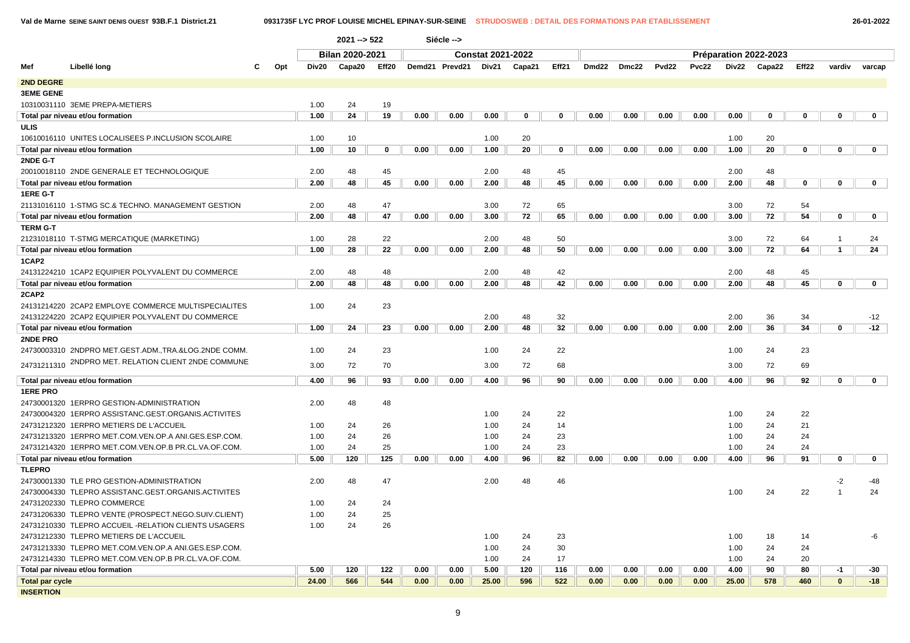**Val de Marne SEINE SAINT DENIS OUEST 93B.F.1 District.21** **0931735F LYC PROF LOUISE MICHEL EPINAY-SUR-SEINE** STRUDOSWEB : DETAIL DES FORMATIONS PAR ETABLISSEMENT 26-01-2022

2021 --> 522 Siécle -->

| | | | | Bilan 2020-2021 | | | Constat 2021-2022 | | | | | Préparation 2022-2023 | | | | | | | | |
|---|---|---|---|---|---|---|---|---|---|---|---|---|---|---|---|---|---|---|---|---|
| Mef | Libellé long | C | Opt | Div20 | Capa20 | Eff20 | Demd21 | Prevd21 | Div21 | Capa21 | Eff21 | Dmd22 | Dmc22 | Pvd22 | Pvc22 | Div22 | Capa22 | Eff22 | vardiv | varcap |
| **2ND DEGRE** | | | | | | | | | | | | | | | | | | | | |
| **3EME GENE** | | | | | | | | | | | | | | | | | | | | |
| 10310031110 | 3EME PREPA-METIERS | | | 1.00 | 24 | 19 | | | | | | | | | | | | | | |
| **Total par niveau et/ou formation** | | | | 1.00 | 24 | 19 | 0.00 | 0.00 | 0.00 | 0 | 0 | 0.00 | 0.00 | 0.00 | 0.00 | 0.00 | 0 | 0 | 0 | 0 |
| **ULIS** | | | | | | | | | | | | | | | | | | | | |
| 10610016110 | UNITES LOCALISEES P.INCLUSION SCOLAIRE | | | 1.00 | 10 | | | | 1.00 | 20 | | | | | | 1.00 | 20 | | | |
| **Total par niveau et/ou formation** | | | | 1.00 | 10 | 0 | 0.00 | 0.00 | 1.00 | 20 | 0 | 0.00 | 0.00 | 0.00 | 0.00 | 1.00 | 20 | 0 | 0 | 0 |
| **2NDE G-T** | | | | | | | | | | | | | | | | | | | | |
| 20010018110 | 2NDE GENERALE ET TECHNOLOGIQUE | | | 2.00 | 48 | 45 | | | 2.00 | 48 | 45 | | | | | 2.00 | 48 | | | |
| **Total par niveau et/ou formation** | | | | 2.00 | 48 | 45 | 0.00 | 0.00 | 2.00 | 48 | 45 | 0.00 | 0.00 | 0.00 | 0.00 | 2.00 | 48 | 0 | 0 | 0 |
| **1ERE G-T** | | | | | | | | | | | | | | | | | | | | |
| 21131016110 | 1-STMG SC.& TECHNO. MANAGEMENT GESTION | | | 2.00 | 48 | 47 | | | 3.00 | 72 | 65 | | | | | 3.00 | 72 | 54 | | |
| **Total par niveau et/ou formation** | | | | 2.00 | 48 | 47 | 0.00 | 0.00 | 3.00 | 72 | 65 | 0.00 | 0.00 | 0.00 | 0.00 | 3.00 | 72 | 54 | 0 | 0 |
| **TERM G-T** | | | | | | | | | | | | | | | | | | | | |
| 21231018110 | T-STMG MERCATIQUE (MARKETING) | | | 1.00 | 28 | 22 | | | 2.00 | 48 | 50 | | | | | 3.00 | 72 | 64 | 1 | 24 |
| **Total par niveau et/ou formation** | | | | 1.00 | 28 | 22 | 0.00 | 0.00 | 2.00 | 48 | 50 | 0.00 | 0.00 | 0.00 | 0.00 | 3.00 | 72 | 64 | 1 | 24 |
| **1CAP2** | | | | | | | | | | | | | | | | | | | | |
| 24131224210 | 1CAP2 EQUIPIER POLYVALENT DU COMMERCE | | | 2.00 | 48 | 48 | | | 2.00 | 48 | 42 | | | | | 2.00 | 48 | 45 | | |
| **Total par niveau et/ou formation** | | | | 2.00 | 48 | 48 | 0.00 | 0.00 | 2.00 | 48 | 42 | 0.00 | 0.00 | 0.00 | 0.00 | 2.00 | 48 | 45 | 0 | 0 |
| **2CAP2** | | | | | | | | | | | | | | | | | | | | |
| 24131214220 | 2CAP2 EMPLOYE COMMERCE MULTISPECIALITES | | | 1.00 | 24 | 23 | | | | | | | | | | | | | | |
| 24131224220 | 2CAP2 EQUIPIER POLYVALENT DU COMMERCE | | | | | | | | 2.00 | 48 | 32 | | | | | 2.00 | 36 | 34 | | -12 |
| **Total par niveau et/ou formation** | | | | 1.00 | 24 | 23 | 0.00 | 0.00 | 2.00 | 48 | 32 | 0.00 | 0.00 | 0.00 | 0.00 | 2.00 | 36 | 34 | 0 | -12 |
| **2NDE PRO** | | | | | | | | | | | | | | | | | | | | |
| 24730003310 | 2NDPRO MET.GEST.ADM.,TRA.&LOG.2NDE COMM. | | | 1.00 | 24 | 23 | | | 1.00 | 24 | 22 | | | | | 1.00 | 24 | 23 | | |
| 24731211310 | 2NDPRO MET. RELATION CLIENT 2NDE COMMUNE | | | 3.00 | 72 | 70 | | | 3.00 | 72 | 68 | | | | | 3.00 | 72 | 69 | | |
| **Total par niveau et/ou formation** | | | | 4.00 | 96 | 93 | 0.00 | 0.00 | 4.00 | 96 | 90 | 0.00 | 0.00 | 0.00 | 0.00 | 4.00 | 96 | 92 | 0 | 0 |
| **1ERE PRO** | | | | | | | | | | | | | | | | | | | | |
| 24730001320 | 1ERPRO GESTION-ADMINISTRATION | | | 2.00 | 48 | 48 | | | | | | | | | | | | | | |
| 24730004320 | 1ERPRO ASSISTANC.GEST.ORGANIS.ACTIVITES | | | | | | | | 1.00 | 24 | 22 | | | | | 1.00 | 24 | 22 | | |
| 24731212320 | 1ERPRO METIERS DE L'ACCUEIL | | | 1.00 | 24 | 26 | | | 1.00 | 24 | 14 | | | | | 1.00 | 24 | 21 | | |
| 24731213320 | 1ERPRO MET.COM.VEN.OP.A ANI.GES.ESP.COM. | | | 1.00 | 24 | 26 | | | 1.00 | 24 | 23 | | | | | 1.00 | 24 | 24 | | |
| 24731214320 | 1ERPRO MET.COM.VEN.OP.B PR.CL.VA.OF.COM. | | | 1.00 | 24 | 25 | | | 1.00 | 24 | 23 | | | | | 1.00 | 24 | 24 | | |
| **Total par niveau et/ou formation** | | | | 5.00 | 120 | 125 | 0.00 | 0.00 | 4.00 | 96 | 82 | 0.00 | 0.00 | 0.00 | 0.00 | 4.00 | 96 | 91 | 0 | 0 |
| **TLEPRO** | | | | | | | | | | | | | | | | | | | | |
| 24730001330 | TLE PRO GESTION-ADMINISTRATION | | | 2.00 | 48 | 47 | | | 2.00 | 48 | 46 | | | | | | | | -2 | -48 |
| 24730004330 | TLEPRO ASSISTANC.GEST.ORGANIS.ACTIVITES | | | | | | | | | | | | | | | 1.00 | 24 | 22 | 1 | 24 |
| 24731202330 | TLEPRO COMMERCE | | | 1.00 | 24 | 24 | | | | | | | | | | | | | | |
| 24731206330 | TLEPRO VENTE (PROSPECT.NEGO.SUIV.CLIENT) | | | 1.00 | 24 | 25 | | | | | | | | | | | | | | |
| 24731210330 | TLEPRO ACCUEIL -RELATION CLIENTS USAGERS | | | 1.00 | 24 | 26 | | | | | | | | | | | | | | |
| 24731212330 | TLEPRO METIERS DE L'ACCUEIL | | | | | | | | 1.00 | 24 | 23 | | | | | 1.00 | 18 | 14 | | -6 |
| 24731213330 | TLEPRO MET.COM.VEN.OP.A ANI.GES.ESP.COM. | | | | | | | | 1.00 | 24 | 30 | | | | | 1.00 | 24 | 24 | | |
| 24731214330 | TLEPRO MET.COM.VEN.OP.B PR.CL.VA.OF.COM. | | | | | | | | 1.00 | 24 | 17 | | | | | 1.00 | 24 | 20 | | |
| **Total par niveau et/ou formation** | | | | 5.00 | 120 | 122 | 0.00 | 0.00 | 5.00 | 120 | 116 | 0.00 | 0.00 | 0.00 | 0.00 | 4.00 | 90 | 80 | -1 | -30 |
| **Total par cycle** | | | | 24.00 | 566 | 544 | 0.00 | 0.00 | 25.00 | 596 | 522 | 0.00 | 0.00 | 0.00 | 0.00 | 25.00 | 578 | 460 | 0 | -18 |
| **INSERTION** | | | | | | | | | | | | | | | | | | | | |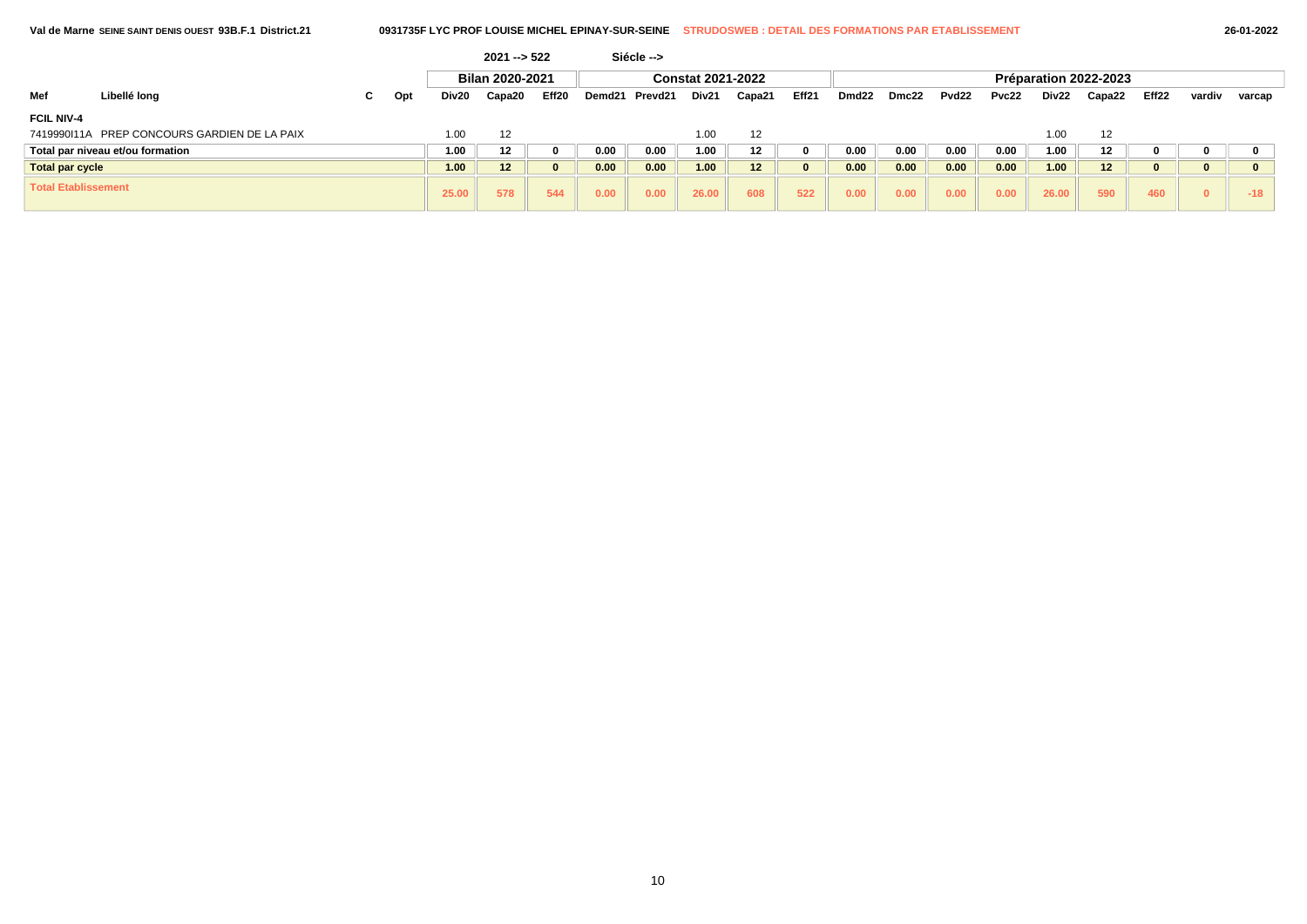Val de Marne SEINE SAINT DENIS OUEST 93B.F.1 District.21 | 0931735F LYC PROF LOUISE MICHEL EPINAY-SUR-SEINE | STRUDOSWEB : DETAIL DES FORMATIONS PAR ETABLISSEMENT | 26-01-2022

2021 --> 522 | Siécle -->

| Mef | Libellé long | C | Opt | Bilan 2020-2021 | | | Constat 2021-2022 | | | | | Préparation 2022-2023 | | | | | | | | |
|---|---|---|---|---|---|---|---|---|---|---|---|---|---|---|---|---|---|---|---|---|
| | | | | Div20 | Capa20 | Eff20 | Demd21 | Prevd21 | Div21 | Capa21 | Eff21 | Dmd22 | Dmc22 | Pvd22 | Pvc22 | Div22 | Capa22 | Eff22 | vardiv | varcap |
| **FCIL NIV-4** | | | | | | | | | | | | | | | | | | | | |
| 7419990I11A | PREP CONCOURS GARDIEN DE LA PAIX | | | 1.00 | 12 | | | | 1.00 | 12 | | | | | | 1.00 | 12 | | | |
| **Total par niveau et/ou formation** | | | | 1.00 | 12 | 0 | 0.00 | 0.00 | 1.00 | 12 | 0 | 0.00 | 0.00 | 0.00 | 0.00 | 1.00 | 12 | 0 | 0 | 0 |
| **Total par cycle** | | | | 1.00 | 12 | 0 | 0.00 | 0.00 | 1.00 | 12 | 0 | 0.00 | 0.00 | 0.00 | 0.00 | 1.00 | 12 | 0 | 0 | 0 |
| **Total Etablissement** | | | | 25.00 | 578 | 544 | 0.00 | 0.00 | 26.00 | 608 | 522 | 0.00 | 0.00 | 0.00 | 0.00 | 26.00 | 590 | 460 | 0 | -18 |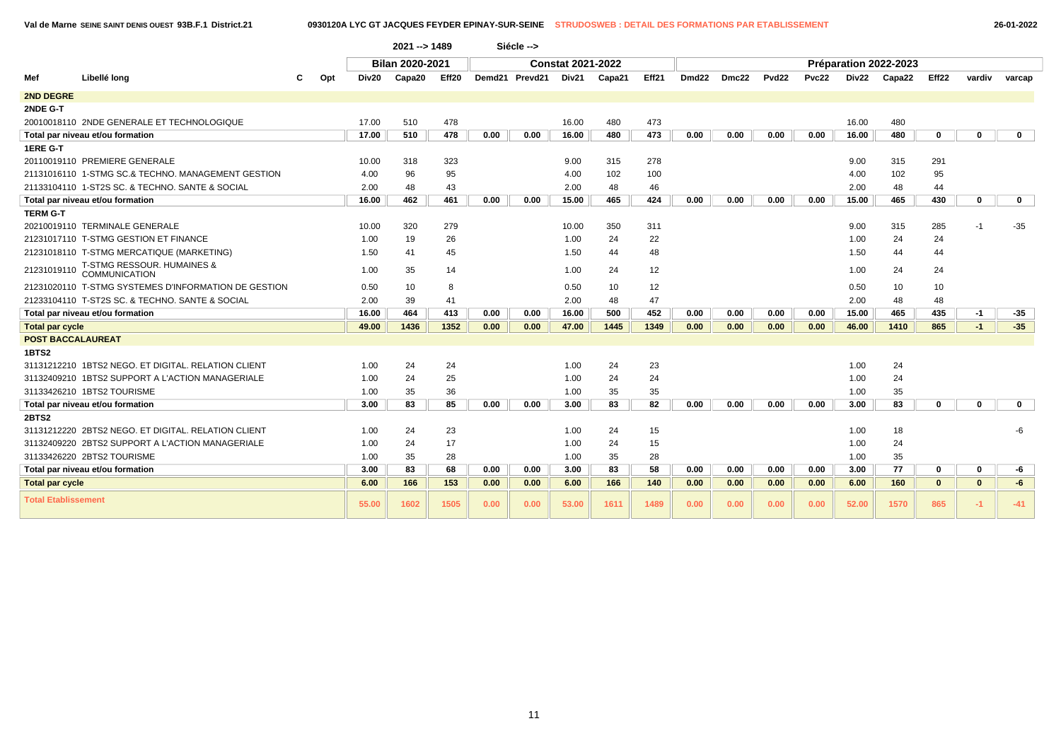Val de Marne SEINE SAINT DENIS OUEST 93B.F.1 District.21 — 0930120A LYC GT JACQUES FEYDER EPINAY-SUR-SEINE — STRUDOSWEB : DETAIL DES FORMATIONS PAR ETABLISSEMENT — 26-01-2022

2021 --> 1489 Siécle -->

| Mef | Libellé long | C | Opt | Bilan 2020-2021 | | | Constat 2021-2022 | | | | | Préparation 2022-2023 | | | | | | | | |
|---|---|---|---|---|---|---|---|---|---|---|---|---|---|---|---|---|---|---|---|---|
| | | | | Div20 | Capa20 | Eff20 | Demd21 | Prevd21 | Div21 | Capa21 | Eff21 | Dmd22 | Dmc22 | Pvd22 | Pvc22 | Div22 | Capa22 | Eff22 | vardiv | varcap |
| **2ND DEGRE** | | | | | | | | | | | | | | | | | | | | |
| **2NDE G-T** | | | | | | | | | | | | | | | | | | | | |
| 20010018110 | 2NDE GENERALE ET TECHNOLOGIQUE | | | 17.00 | 510 | 478 | | | 16.00 | 480 | 473 | | | | | 16.00 | 480 | | | |
| **Total par niveau et/ou formation** | | | | **17.00** | **510** | **478** | **0.00** | **0.00** | **16.00** | **480** | **473** | **0.00** | **0.00** | **0.00** | **0.00** | **16.00** | **480** | **0** | **0** | **0** |
| **1ERE G-T** | | | | | | | | | | | | | | | | | | | | |
| 20110019110 | PREMIERE GENERALE | | | 10.00 | 318 | 323 | | | 9.00 | 315 | 278 | | | | | 9.00 | 315 | 291 | | |
| 21131016110 | 1-STMG SC.& TECHNO. MANAGEMENT GESTION | | | 4.00 | 96 | 95 | | | 4.00 | 102 | 100 | | | | | 4.00 | 102 | 95 | | |
| 21133104110 | 1-ST2S SC. & TECHNO. SANTE & SOCIAL | | | 2.00 | 48 | 43 | | | 2.00 | 48 | 46 | | | | | 2.00 | 48 | 44 | | |
| **Total par niveau et/ou formation** | | | | **16.00** | **462** | **461** | **0.00** | **0.00** | **15.00** | **465** | **424** | **0.00** | **0.00** | **0.00** | **0.00** | **15.00** | **465** | **430** | **0** | **0** |
| **TERM G-T** | | | | | | | | | | | | | | | | | | | | |
| 20210019110 | TERMINALE GENERALE | | | 10.00 | 320 | 279 | | | 10.00 | 350 | 311 | | | | | 9.00 | 315 | 285 | -1 | -35 |
| 21231017110 | T-STMG GESTION ET FINANCE | | | 1.00 | 19 | 26 | | | 1.00 | 24 | 22 | | | | | 1.00 | 24 | 24 | | |
| 21231018110 | T-STMG MERCATIQUE (MARKETING) | | | 1.50 | 41 | 45 | | | 1.50 | 44 | 48 | | | | | 1.50 | 44 | 44 | | |
| 21231019110 | T-STMG RESSOUR. HUMAINES & COMMUNICATION | | | 1.00 | 35 | 14 | | | 1.00 | 24 | 12 | | | | | 1.00 | 24 | 24 | | |
| 21231020110 | T-STMG SYSTEMES D'INFORMATION DE GESTION | | | 0.50 | 10 | 8 | | | 0.50 | 10 | 12 | | | | | 0.50 | 10 | 10 | | |
| 21233104110 | T-ST2S SC. & TECHNO. SANTE & SOCIAL | | | 2.00 | 39 | 41 | | | 2.00 | 48 | 47 | | | | | 2.00 | 48 | 48 | | |
| **Total par niveau et/ou formation** | | | | **16.00** | **464** | **413** | **0.00** | **0.00** | **16.00** | **500** | **452** | **0.00** | **0.00** | **0.00** | **0.00** | **15.00** | **465** | **435** | **-1** | **-35** |
| **Total par cycle** | | | | **49.00** | **1436** | **1352** | **0.00** | **0.00** | **47.00** | **1445** | **1349** | **0.00** | **0.00** | **0.00** | **0.00** | **46.00** | **1410** | **865** | **-1** | **-35** |
| **POST BACCALAUREAT** | | | | | | | | | | | | | | | | | | | | |
| **1BTS2** | | | | | | | | | | | | | | | | | | | | |
| 31131212210 | 1BTS2 NEGO. ET DIGITAL. RELATION CLIENT | | | 1.00 | 24 | 24 | | | 1.00 | 24 | 23 | | | | | 1.00 | 24 | | | |
| 31132409210 | 1BTS2 SUPPORT A L'ACTION MANAGERIALE | | | 1.00 | 24 | 25 | | | 1.00 | 24 | 24 | | | | | 1.00 | 24 | | | |
| 31133426210 | 1BTS2 TOURISME | | | 1.00 | 35 | 36 | | | 1.00 | 35 | 35 | | | | | 1.00 | 35 | | | |
| **Total par niveau et/ou formation** | | | | **3.00** | **83** | **85** | **0.00** | **0.00** | **3.00** | **83** | **82** | **0.00** | **0.00** | **0.00** | **0.00** | **3.00** | **83** | **0** | **0** | **0** |
| **2BTS2** | | | | | | | | | | | | | | | | | | | | |
| 31131212220 | 2BTS2 NEGO. ET DIGITAL. RELATION CLIENT | | | 1.00 | 24 | 23 | | | 1.00 | 24 | 15 | | | | | 1.00 | 18 | | | -6 |
| 31132409220 | 2BTS2 SUPPORT A L'ACTION MANAGERIALE | | | 1.00 | 24 | 17 | | | 1.00 | 24 | 15 | | | | | 1.00 | 24 | | | |
| 31133426220 | 2BTS2 TOURISME | | | 1.00 | 35 | 28 | | | 1.00 | 35 | 28 | | | | | 1.00 | 35 | | | |
| **Total par niveau et/ou formation** | | | | **3.00** | **83** | **68** | **0.00** | **0.00** | **3.00** | **83** | **58** | **0.00** | **0.00** | **0.00** | **0.00** | **3.00** | **77** | **0** | **0** | **-6** |
| **Total par cycle** | | | | **6.00** | **166** | **153** | **0.00** | **0.00** | **6.00** | **166** | **140** | **0.00** | **0.00** | **0.00** | **0.00** | **6.00** | **160** | **0** | **0** | **-6** |
| **Total Etablissement** | | | | **55.00** | **1602** | **1505** | **0.00** | **0.00** | **53.00** | **1611** | **1489** | **0.00** | **0.00** | **0.00** | **0.00** | **52.00** | **1570** | **865** | **-1** | **-41** |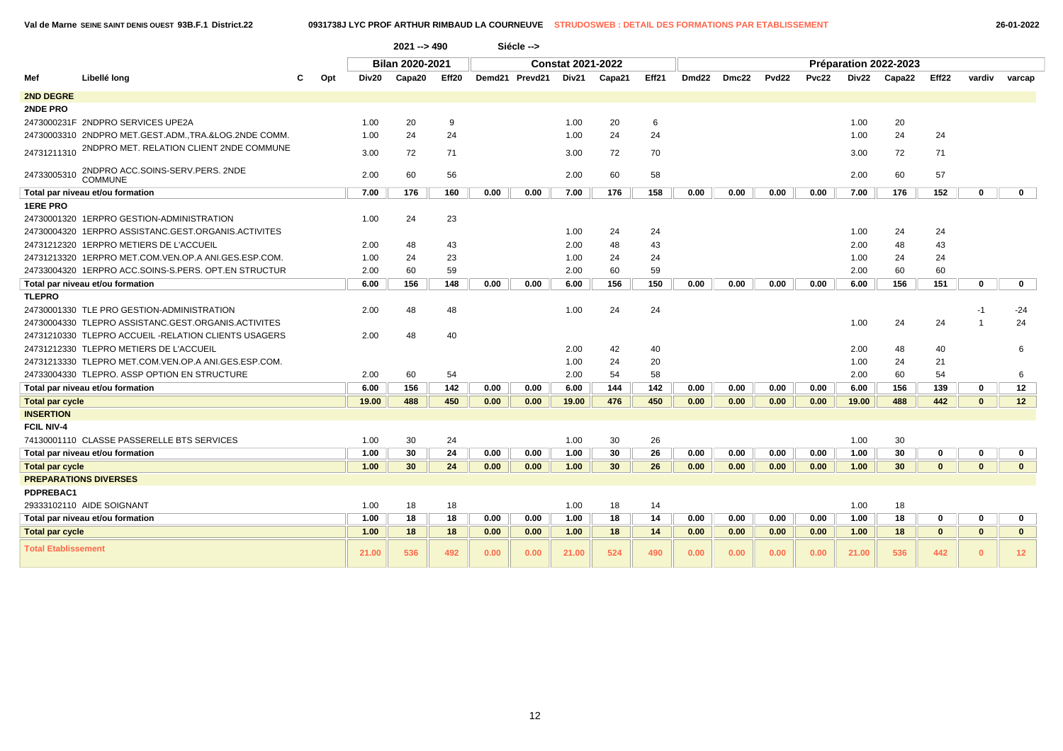Val de Marne SEINE SAINT DENIS OUEST 93B.F.1 District.22 — 0931738J LYC PROF ARTHUR RIMBAUD LA COURNEUVE — STRUDOSWEB : DETAIL DES FORMATIONS PAR ETABLISSEMENT — 26-01-2022

2021 --> 490 Siécle -->

| | | | | Bilan 2020-2021 | | | Constat 2021-2022 | | | | | Préparation 2022-2023 | | | | | | | | |
|---|---|---|---|---|---|---|---|---|---|---|---|---|---|---|---|---|---|---|---|---|
| Mef | Libellé long | C | Opt | Div20 | Capa20 | Eff20 | Demd21 | Prevd21 | Div21 | Capa21 | Eff21 | Dmd22 | Dmc22 | Pvd22 | Pvc22 | Div22 | Capa22 | Eff22 | vardiv | varcap |
| **2ND DEGRE** | | | | | | | | | | | | | | | | | | | | |
| **2NDE PRO** | | | | | | | | | | | | | | | | | | | | |
| 2473000231F | 2NDPRO SERVICES UPE2A | | | 1.00 | 20 | 9 | | | 1.00 | 20 | 6 | | | | | 1.00 | 20 | | | |
| 24730003310 | 2NDPRO MET.GEST.ADM.,TRA.&LOG.2NDE COMM. | | | 1.00 | 24 | 24 | | | 1.00 | 24 | 24 | | | | | 1.00 | 24 | 24 | | |
| 24731211310 | 2NDPRO MET. RELATION CLIENT 2NDE COMMUNE | | | 3.00 | 72 | 71 | | | 3.00 | 72 | 70 | | | | | 3.00 | 72 | 71 | | |
| 24733005310 | 2NDPRO ACC.SOINS-SERV.PERS. 2NDE COMMUNE | | | 2.00 | 60 | 56 | | | 2.00 | 60 | 58 | | | | | 2.00 | 60 | 57 | | |
| **Total par niveau et/ou formation** | | | | **7.00** | **176** | **160** | **0.00** | **0.00** | **7.00** | **176** | **158** | **0.00** | **0.00** | **0.00** | **0.00** | **7.00** | **176** | **152** | **0** | **0** |
| **1ERE PRO** | | | | | | | | | | | | | | | | | | | | |
| 24730001320 | 1ERPRO GESTION-ADMINISTRATION | | | 1.00 | 24 | 23 | | | | | | | | | | | | | | |
| 24730004320 | 1ERPRO ASSISTANC.GEST.ORGANIS.ACTIVITES | | | | | | | | 1.00 | 24 | 24 | | | | | 1.00 | 24 | 24 | | |
| 24731212320 | 1ERPRO METIERS DE L'ACCUEIL | | | 2.00 | 48 | 43 | | | 2.00 | 48 | 43 | | | | | 2.00 | 48 | 43 | | |
| 24731213320 | 1ERPRO MET.COM.VEN.OP.A ANI.GES.ESP.COM. | | | 1.00 | 24 | 23 | | | 1.00 | 24 | 24 | | | | | 1.00 | 24 | 24 | | |
| 24733004320 | 1ERPRO ACC.SOINS-S.PERS. OPT.EN STRUCTUR | | | 2.00 | 60 | 59 | | | 2.00 | 60 | 59 | | | | | 2.00 | 60 | 60 | | |
| **Total par niveau et/ou formation** | | | | **6.00** | **156** | **148** | **0.00** | **0.00** | **6.00** | **156** | **150** | **0.00** | **0.00** | **0.00** | **0.00** | **6.00** | **156** | **151** | **0** | **0** |
| **TLEPRO** | | | | | | | | | | | | | | | | | | | | |
| 24730001330 | TLE PRO GESTION-ADMINISTRATION | | | 2.00 | 48 | 48 | | | 1.00 | 24 | 24 | | | | | | | | -1 | -24 |
| 24730004330 | TLEPRO ASSISTANC.GEST.ORGANIS.ACTIVITES | | | | | | | | | | | | | | | 1.00 | 24 | 24 | 1 | 24 |
| 24731210330 | TLEPRO ACCUEIL -RELATION CLIENTS USAGERS | | | 2.00 | 48 | 40 | | | | | | | | | | | | | | |
| 24731212330 | TLEPRO METIERS DE L'ACCUEIL | | | | | | | | 2.00 | 42 | 40 | | | | | 2.00 | 48 | 40 | | 6 |
| 24731213330 | TLEPRO MET.COM.VEN.OP.A ANI.GES.ESP.COM. | | | | | | | | 1.00 | 24 | 20 | | | | | 1.00 | 24 | 21 | | |
| 24733004330 | TLEPRO. ASSP OPTION EN STRUCTURE | | | 2.00 | 60 | 54 | | | 2.00 | 54 | 58 | | | | | 2.00 | 60 | 54 | | 6 |
| **Total par niveau et/ou formation** | | | | **6.00** | **156** | **142** | **0.00** | **0.00** | **6.00** | **144** | **142** | **0.00** | **0.00** | **0.00** | **0.00** | **6.00** | **156** | **139** | **0** | **12** |
| **Total par cycle** | | | | **19.00** | **488** | **450** | **0.00** | **0.00** | **19.00** | **476** | **450** | **0.00** | **0.00** | **0.00** | **0.00** | **19.00** | **488** | **442** | **0** | **12** |
| **INSERTION** | | | | | | | | | | | | | | | | | | | | |
| **FCIL NIV-4** | | | | | | | | | | | | | | | | | | | | |
| 74130001110 | CLASSE PASSERELLE BTS SERVICES | | | 1.00 | 30 | 24 | | | 1.00 | 30 | 26 | | | | | 1.00 | 30 | | | |
| **Total par niveau et/ou formation** | | | | **1.00** | **30** | **24** | **0.00** | **0.00** | **1.00** | **30** | **26** | **0.00** | **0.00** | **0.00** | **0.00** | **1.00** | **30** | **0** | **0** | **0** |
| **Total par cycle** | | | | **1.00** | **30** | **24** | **0.00** | **0.00** | **1.00** | **30** | **26** | **0.00** | **0.00** | **0.00** | **0.00** | **1.00** | **30** | **0** | **0** | **0** |
| **PREPARATIONS DIVERSES** | | | | | | | | | | | | | | | | | | | | |
| **PDPREBAC1** | | | | | | | | | | | | | | | | | | | | |
| 29333102110 | AIDE SOIGNANT | | | 1.00 | 18 | 18 | | | 1.00 | 18 | 14 | | | | | 1.00 | 18 | | | |
| **Total par niveau et/ou formation** | | | | **1.00** | **18** | **18** | **0.00** | **0.00** | **1.00** | **18** | **14** | **0.00** | **0.00** | **0.00** | **0.00** | **1.00** | **18** | **0** | **0** | **0** |
| **Total par cycle** | | | | **1.00** | **18** | **18** | **0.00** | **0.00** | **1.00** | **18** | **14** | **0.00** | **0.00** | **0.00** | **0.00** | **1.00** | **18** | **0** | **0** | **0** |
| **Total Etablissement** | | | | **21.00** | **536** | **492** | **0.00** | **0.00** | **21.00** | **524** | **490** | **0.00** | **0.00** | **0.00** | **0.00** | **21.00** | **536** | **442** | **0** | **12** |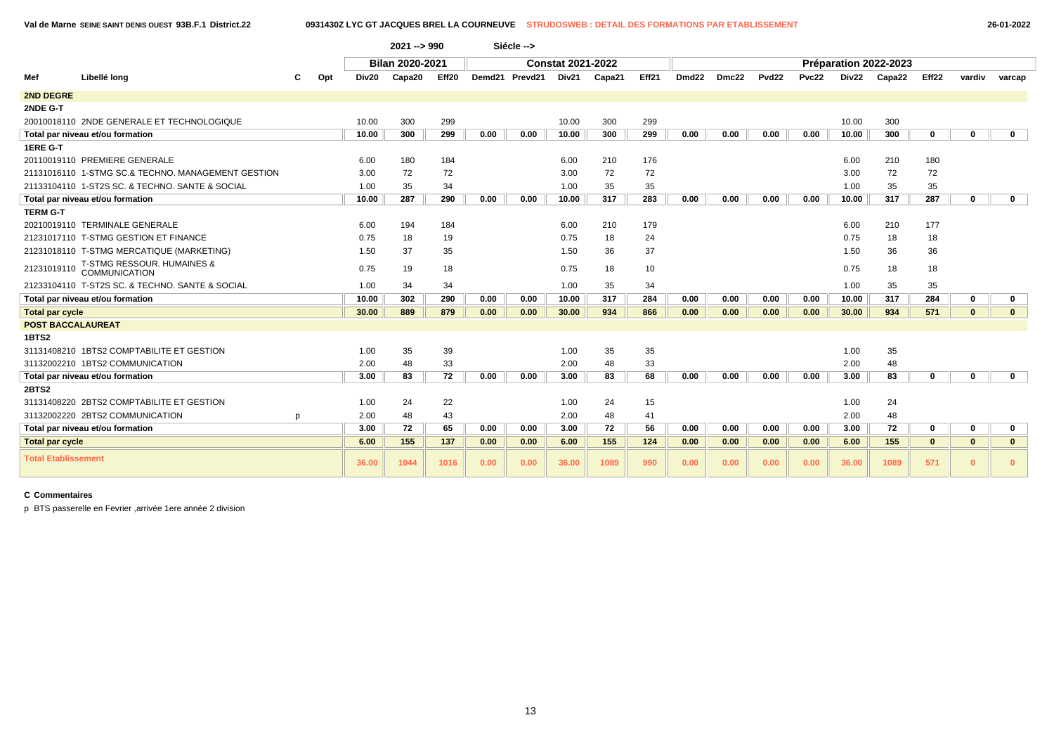Val de Marne SEINE SAINT DENIS OUEST 93B.F.1 District.22 — 0931430Z LYC GT JACQUES BREL LA COURNEUVE — STRUDOSWEB : DETAIL DES FORMATIONS PAR ETABLISSEMENT — 26-01-2022

2021 --> 990 Siécle -->

| Mef | Libellé long | C | Opt | Bilan 2020-2021 | | | Constat 2021-2022 | | | | | Préparation 2022-2023 | | | | | | | | |
|---|---|---|---|---|---|---|---|---|---|---|---|---|---|---|---|---|---|---|---|---|
| | | | | Div20 | Capa20 | Eff20 | Demd21 | Prevd21 | Div21 | Capa21 | Eff21 | Dmd22 | Dmc22 | Pvd22 | Pvc22 | Div22 | Capa22 | Eff22 | vardiv | varcap |
| **2ND DEGRE** | | | | | | | | | | | | | | | | | | | | |
| **2NDE G-T** | | | | | | | | | | | | | | | | | | | | |
| 20010018110 | 2NDE GENERALE ET TECHNOLOGIQUE | | | 10.00 | 300 | 299 | | | 10.00 | 300 | 299 | | | | | 10.00 | 300 | | | |
| **Total par niveau et/ou formation** | | | | **10.00** | **300** | **299** | **0.00** | **0.00** | **10.00** | **300** | **299** | **0.00** | **0.00** | **0.00** | **0.00** | **10.00** | **300** | **0** | **0** | **0** |
| **1ERE G-T** | | | | | | | | | | | | | | | | | | | | |
| 20110019110 | PREMIERE GENERALE | | | 6.00 | 180 | 184 | | | 6.00 | 210 | 176 | | | | | 6.00 | 210 | 180 | | |
| 21131016110 | 1-STMG SC.& TECHNO. MANAGEMENT GESTION | | | 3.00 | 72 | 72 | | | 3.00 | 72 | 72 | | | | | 3.00 | 72 | 72 | | |
| 21133104110 | 1-ST2S SC. & TECHNO. SANTE & SOCIAL | | | 1.00 | 35 | 34 | | | 1.00 | 35 | 35 | | | | | 1.00 | 35 | 35 | | |
| **Total par niveau et/ou formation** | | | | **10.00** | **287** | **290** | **0.00** | **0.00** | **10.00** | **317** | **283** | **0.00** | **0.00** | **0.00** | **0.00** | **10.00** | **317** | **287** | **0** | **0** |
| **TERM G-T** | | | | | | | | | | | | | | | | | | | | |
| 20210019110 | TERMINALE GENERALE | | | 6.00 | 194 | 184 | | | 6.00 | 210 | 179 | | | | | 6.00 | 210 | 177 | | |
| 21231017110 | T-STMG GESTION ET FINANCE | | | 0.75 | 18 | 19 | | | 0.75 | 18 | 24 | | | | | 0.75 | 18 | 18 | | |
| 21231018110 | T-STMG MERCATIQUE (MARKETING) | | | 1.50 | 37 | 35 | | | 1.50 | 36 | 37 | | | | | 1.50 | 36 | 36 | | |
| 21231019110 | T-STMG RESSOUR. HUMAINES & COMMUNICATION | | | 0.75 | 19 | 18 | | | 0.75 | 18 | 10 | | | | | 0.75 | 18 | 18 | | |
| 21233104110 | T-ST2S SC. & TECHNO. SANTE & SOCIAL | | | 1.00 | 34 | 34 | | | 1.00 | 35 | 34 | | | | | 1.00 | 35 | 35 | | |
| **Total par niveau et/ou formation** | | | | **10.00** | **302** | **290** | **0.00** | **0.00** | **10.00** | **317** | **284** | **0.00** | **0.00** | **0.00** | **0.00** | **10.00** | **317** | **284** | **0** | **0** |
| **Total par cycle** | | | | **30.00** | **889** | **879** | **0.00** | **0.00** | **30.00** | **934** | **866** | **0.00** | **0.00** | **0.00** | **0.00** | **30.00** | **934** | **571** | **0** | **0** |
| **POST BACCALAUREAT** | | | | | | | | | | | | | | | | | | | | |
| **1BTS2** | | | | | | | | | | | | | | | | | | | | |
| 31131408210 | 1BTS2 COMPTABILITE ET GESTION | | | 1.00 | 35 | 39 | | | 1.00 | 35 | 35 | | | | | 1.00 | 35 | | | |
| 31132002210 | 1BTS2 COMMUNICATION | | | 2.00 | 48 | 33 | | | 2.00 | 48 | 33 | | | | | 2.00 | 48 | | | |
| **Total par niveau et/ou formation** | | | | **3.00** | **83** | **72** | **0.00** | **0.00** | **3.00** | **83** | **68** | **0.00** | **0.00** | **0.00** | **0.00** | **3.00** | **83** | **0** | **0** | **0** |
| **2BTS2** | | | | | | | | | | | | | | | | | | | | |
| 31131408220 | 2BTS2 COMPTABILITE ET GESTION | | | 1.00 | 24 | 22 | | | 1.00 | 24 | 15 | | | | | 1.00 | 24 | | | |
| 31132002220 | 2BTS2 COMMUNICATION | p | | 2.00 | 48 | 43 | | | 2.00 | 48 | 41 | | | | | 2.00 | 48 | | | |
| **Total par niveau et/ou formation** | | | | **3.00** | **72** | **65** | **0.00** | **0.00** | **3.00** | **72** | **56** | **0.00** | **0.00** | **0.00** | **0.00** | **3.00** | **72** | **0** | **0** | **0** |
| **Total par cycle** | | | | **6.00** | **155** | **137** | **0.00** | **0.00** | **6.00** | **155** | **124** | **0.00** | **0.00** | **0.00** | **0.00** | **6.00** | **155** | **0** | **0** | **0** |
| **Total Etablissement** | | | | **36.00** | **1044** | **1016** | **0.00** | **0.00** | **36.00** | **1089** | **990** | **0.00** | **0.00** | **0.00** | **0.00** | **36.00** | **1089** | **571** | **0** | **0** |

**C Commentaires**

p BTS passerelle en Fevrier ,arrivée 1ere année 2 division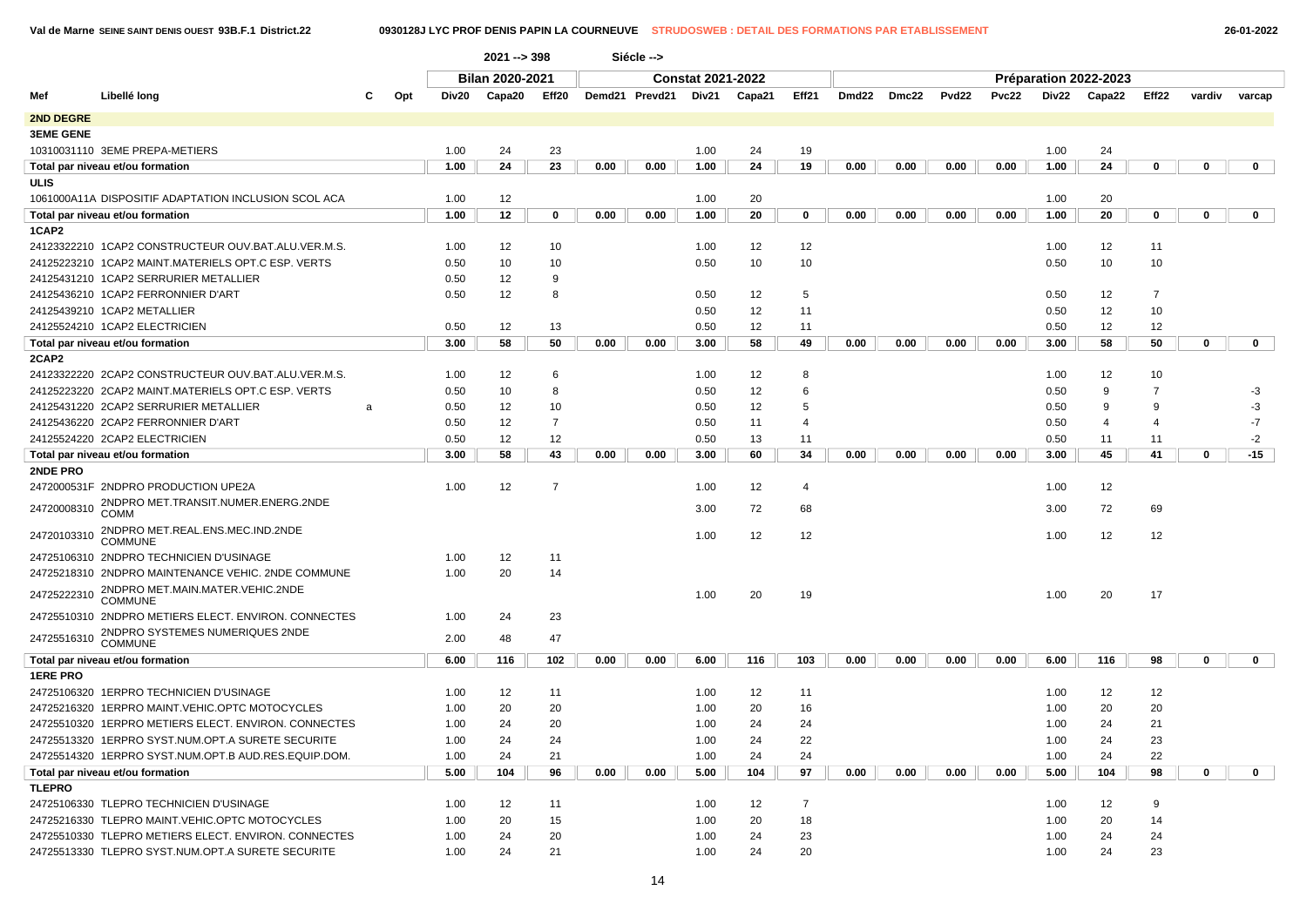Val de Marne SEINE SAINT DENIS OUEST 93B.F.1 District.22 — 0930128J LYC PROF DENIS PAPIN LA COURNEUVE — STRUDOSWEB : DETAIL DES FORMATIONS PAR ETABLISSEMENT — 26-01-2022

| | | | | 2021 --> 398 | | | Siécle --> | | | | | | | | | | | | | |
|---|---|---|---|---|---|---|---|---|---|---|---|---|---|---|---|---|---|---|---|---|
| | | | | Bilan 2020-2021 | | | Constat 2021-2022 | | | | | Préparation 2022-2023 | | | | | | | | |
| Mef | Libellé long | C | Opt | Div20 | Capa20 | Eff20 | Demd21 | Prevd21 | Div21 | Capa21 | Eff21 | Dmd22 | Dmc22 | Pvd22 | Pvc22 | Div22 | Capa22 | Eff22 | vardiv | varcap |
| **2ND DEGRE** | | | | | | | | | | | | | | | | | | | | |
| **3EME GENE** | | | | | | | | | | | | | | | | | | | | |
| 10310031110 | 3EME PREPA-METIERS | | | 1.00 | 24 | 23 | | | 1.00 | 24 | 19 | | | | | 1.00 | 24 | | | |
| Total par niveau et/ou formation | | | | 1.00 | 24 | 23 | 0.00 | 0.00 | 1.00 | 24 | 19 | 0.00 | 0.00 | 0.00 | 0.00 | 1.00 | 24 | 0 | 0 | 0 |
| **ULIS** | | | | | | | | | | | | | | | | | | | | |
| 1061000A11A | DISPOSITIF ADAPTATION INCLUSION SCOL ACA | | | 1.00 | 12 | | | | 1.00 | 20 | | | | | | 1.00 | 20 | | | |
| Total par niveau et/ou formation | | | | 1.00 | 12 | 0 | 0.00 | 0.00 | 1.00 | 20 | 0 | 0.00 | 0.00 | 0.00 | 0.00 | 1.00 | 20 | 0 | 0 | 0 |
| **1CAP2** | | | | | | | | | | | | | | | | | | | | |
| 24123322210 | 1CAP2 CONSTRUCTEUR OUV.BAT.ALU.VER.M.S. | | | 1.00 | 12 | 10 | | | 1.00 | 12 | 12 | | | | | 1.00 | 12 | 11 | | |
| 24125223210 | 1CAP2 MAINT.MATERIELS OPT.C ESP. VERTS | | | 0.50 | 10 | 10 | | | 0.50 | 10 | 10 | | | | | 0.50 | 10 | 10 | | |
| 24125431210 | 1CAP2 SERRURIER METALLIER | | | 0.50 | 12 | 9 | | | | | | | | | | | | | | |
| 24125436210 | 1CAP2 FERRONNIER D'ART | | | 0.50 | 12 | 8 | | | 0.50 | 12 | 5 | | | | | 0.50 | 12 | 7 | | |
| 24125439210 | 1CAP2 METALLIER | | | | | | | | 0.50 | 12 | 11 | | | | | 0.50 | 12 | 10 | | |
| 24125524210 | 1CAP2 ELECTRICIEN | | | 0.50 | 12 | 13 | | | 0.50 | 12 | 11 | | | | | 0.50 | 12 | 12 | | |
| Total par niveau et/ou formation | | | | 3.00 | 58 | 50 | 0.00 | 0.00 | 3.00 | 58 | 49 | 0.00 | 0.00 | 0.00 | 0.00 | 3.00 | 58 | 50 | 0 | 0 |
| **2CAP2** | | | | | | | | | | | | | | | | | | | | |
| 24123322220 | 2CAP2 CONSTRUCTEUR OUV.BAT.ALU.VER.M.S. | | | 1.00 | 12 | 6 | | | 1.00 | 12 | 8 | | | | | 1.00 | 12 | 10 | | |
| 24125223220 | 2CAP2 MAINT.MATERIELS OPT.C ESP. VERTS | | | 0.50 | 10 | 8 | | | 0.50 | 12 | 6 | | | | | 0.50 | 9 | 7 | | -3 |
| 24125431220 | 2CAP2 SERRURIER METALLIER | a | | 0.50 | 12 | 10 | | | 0.50 | 12 | 5 | | | | | 0.50 | 9 | 9 | | -3 |
| 24125436220 | 2CAP2 FERRONNIER D'ART | | | 0.50 | 12 | 7 | | | 0.50 | 11 | 4 | | | | | 0.50 | 4 | 4 | | -7 |
| 24125524220 | 2CAP2 ELECTRICIEN | | | 0.50 | 12 | 12 | | | 0.50 | 13 | 11 | | | | | 0.50 | 11 | 11 | | -2 |
| Total par niveau et/ou formation | | | | 3.00 | 58 | 43 | 0.00 | 0.00 | 3.00 | 60 | 34 | 0.00 | 0.00 | 0.00 | 0.00 | 3.00 | 45 | 41 | 0 | -15 |
| **2NDE PRO** | | | | | | | | | | | | | | | | | | | | |
| 2472000531F | 2NDPRO PRODUCTION UPE2A | | | 1.00 | 12 | 7 | | | 1.00 | 12 | 4 | | | | | 1.00 | 12 | | | |
| 24720008310 | 2NDPRO MET.TRANSIT.NUMER.ENERG.2NDE COMM | | | | | | | | 3.00 | 72 | 68 | | | | | 3.00 | 72 | 69 | | |
| 24720103310 | 2NDPRO MET.REAL.ENS.MEC.IND.2NDE COMMUNE | | | | | | | | 1.00 | 12 | 12 | | | | | 1.00 | 12 | 12 | | |
| 24725106310 | 2NDPRO TECHNICIEN D'USINAGE | | | 1.00 | 12 | 11 | | | | | | | | | | | | | | |
| 24725218310 | 2NDPRO MAINTENANCE VEHIC. 2NDE COMMUNE | | | 1.00 | 20 | 14 | | | | | | | | | | | | | | |
| 24725222310 | 2NDPRO MET.MAIN.MATER.VEHIC.2NDE COMMUNE | | | | | | | | 1.00 | 20 | 19 | | | | | 1.00 | 20 | 17 | | |
| 24725510310 | 2NDPRO METIERS ELECT. ENVIRON. CONNECTES | | | 1.00 | 24 | 23 | | | | | | | | | | | | | | |
| 24725516310 | 2NDPRO SYSTEMES NUMERIQUES 2NDE COMMUNE | | | 2.00 | 48 | 47 | | | | | | | | | | | | | | |
| Total par niveau et/ou formation | | | | 6.00 | 116 | 102 | 0.00 | 0.00 | 6.00 | 116 | 103 | 0.00 | 0.00 | 0.00 | 0.00 | 6.00 | 116 | 98 | 0 | 0 |
| **1ERE PRO** | | | | | | | | | | | | | | | | | | | | |
| 24725106320 | 1ERPRO TECHNICIEN D'USINAGE | | | 1.00 | 12 | 11 | | | 1.00 | 12 | 11 | | | | | 1.00 | 12 | 12 | | |
| 24725216320 | 1ERPRO MAINT.VEHIC.OPTC MOTOCYCLES | | | 1.00 | 20 | 20 | | | 1.00 | 20 | 16 | | | | | 1.00 | 20 | 20 | | |
| 24725510320 | 1ERPRO METIERS ELECT. ENVIRON. CONNECTES | | | 1.00 | 24 | 20 | | | 1.00 | 24 | 24 | | | | | 1.00 | 24 | 21 | | |
| 24725513320 | 1ERPRO SYST.NUM.OPT.A SURETE SECURITE | | | 1.00 | 24 | 24 | | | 1.00 | 24 | 22 | | | | | 1.00 | 24 | 23 | | |
| 24725514320 | 1ERPRO SYST.NUM.OPT.B AUD.RES.EQUIP.DOM. | | | 1.00 | 24 | 21 | | | 1.00 | 24 | 24 | | | | | 1.00 | 24 | 22 | | |
| Total par niveau et/ou formation | | | | 5.00 | 104 | 96 | 0.00 | 0.00 | 5.00 | 104 | 97 | 0.00 | 0.00 | 0.00 | 0.00 | 5.00 | 104 | 98 | 0 | 0 |
| **TLEPRO** | | | | | | | | | | | | | | | | | | | | |
| 24725106330 | TLEPRO TECHNICIEN D'USINAGE | | | 1.00 | 12 | 11 | | | 1.00 | 12 | 7 | | | | | 1.00 | 12 | 9 | | |
| 24725216330 | TLEPRO MAINT.VEHIC.OPTC MOTOCYCLES | | | 1.00 | 20 | 15 | | | 1.00 | 20 | 18 | | | | | 1.00 | 20 | 14 | | |
| 24725510330 | TLEPRO METIERS ELECT. ENVIRON. CONNECTES | | | 1.00 | 24 | 20 | | | 1.00 | 24 | 23 | | | | | 1.00 | 24 | 24 | | |
| 24725513330 | TLEPRO SYST.NUM.OPT.A SURETE SECURITE | | | 1.00 | 24 | 21 | | | 1.00 | 24 | 20 | | | | | 1.00 | 24 | 23 | | |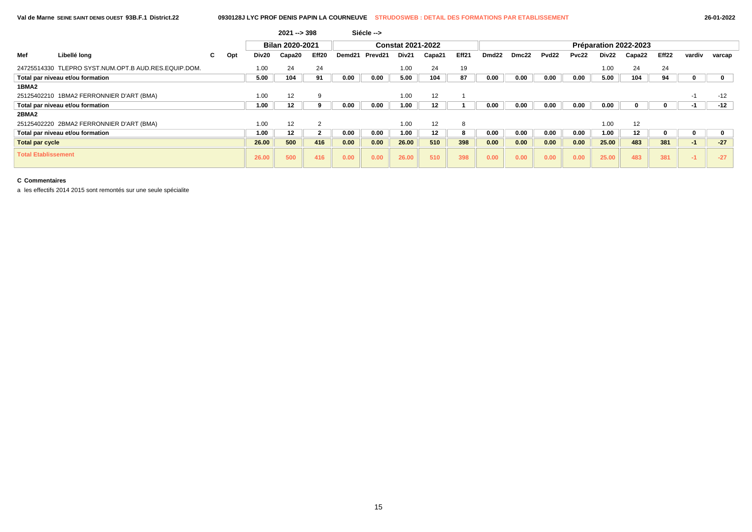Val de Marne SEINE SAINT DENIS OUEST 93B.F.1 District.22 — 0930128J LYC PROF DENIS PAPIN LA COURNEUVE — STRUDOSWEB : DETAIL DES FORMATIONS PAR ETABLISSEMENT — 26-01-2022

2021 --> 398 Siécle -->

| Mef | Libellé long | C | Opt | Bilan 2020-2021 | | | Constat 2021-2022 | | | | | Préparation 2022-2023 | | | | | | | | |
|---|---|---|---|---|---|---|---|---|---|---|---|---|---|---|---|---|---|---|---|---|
| | | | | Div20 | Capa20 | Eff20 | Demd21 | Prevd21 | Div21 | Capa21 | Eff21 | Dmd22 | Dmc22 | Pvd22 | Pvc22 | Div22 | Capa22 | Eff22 | vardiv | varcap |
| 24725514330 | TLEPRO SYST.NUM.OPT.B AUD.RES.EQUIP.DOM. | | | 1.00 | 24 | 24 | | | 1.00 | 24 | 19 | | | | | 1.00 | 24 | 24 | | |
| **Total par niveau et/ou formation** | | | | **5.00** | **104** | **91** | **0.00** | **0.00** | **5.00** | **104** | **87** | **0.00** | **0.00** | **0.00** | **0.00** | **5.00** | **104** | **94** | **0** | **0** |
| **1BMA2** | | | | | | | | | | | | | | | | | | | | |
| 25125402210 | 1BMA2 FERRONNIER D'ART (BMA) | | | 1.00 | 12 | 9 | | | 1.00 | 12 | 1 | | | | | | | | -1 | -12 |
| **Total par niveau et/ou formation** | | | | **1.00** | **12** | **9** | **0.00** | **0.00** | **1.00** | **12** | **1** | **0.00** | **0.00** | **0.00** | **0.00** | **0.00** | **0** | **0** | **-1** | **-12** |
| **2BMA2** | | | | | | | | | | | | | | | | | | | | |
| 25125402220 | 2BMA2 FERRONNIER D'ART (BMA) | | | 1.00 | 12 | 2 | | | 1.00 | 12 | 8 | | | | | 1.00 | 12 | | | |
| **Total par niveau et/ou formation** | | | | **1.00** | **12** | **2** | **0.00** | **0.00** | **1.00** | **12** | **8** | **0.00** | **0.00** | **0.00** | **0.00** | **1.00** | **12** | **0** | **0** | **0** |
| **Total par cycle** | | | | **26.00** | **500** | **416** | **0.00** | **0.00** | **26.00** | **510** | **398** | **0.00** | **0.00** | **0.00** | **0.00** | **25.00** | **483** | **381** | **-1** | **-27** |
| **Total Etablissement** | | | | **26.00** | **500** | **416** | **0.00** | **0.00** | **26.00** | **510** | **398** | **0.00** | **0.00** | **0.00** | **0.00** | **25.00** | **483** | **381** | **-1** | **-27** |

**C Commentaires**

a les effectifs 2014 2015 sont remontés sur une seule spécialite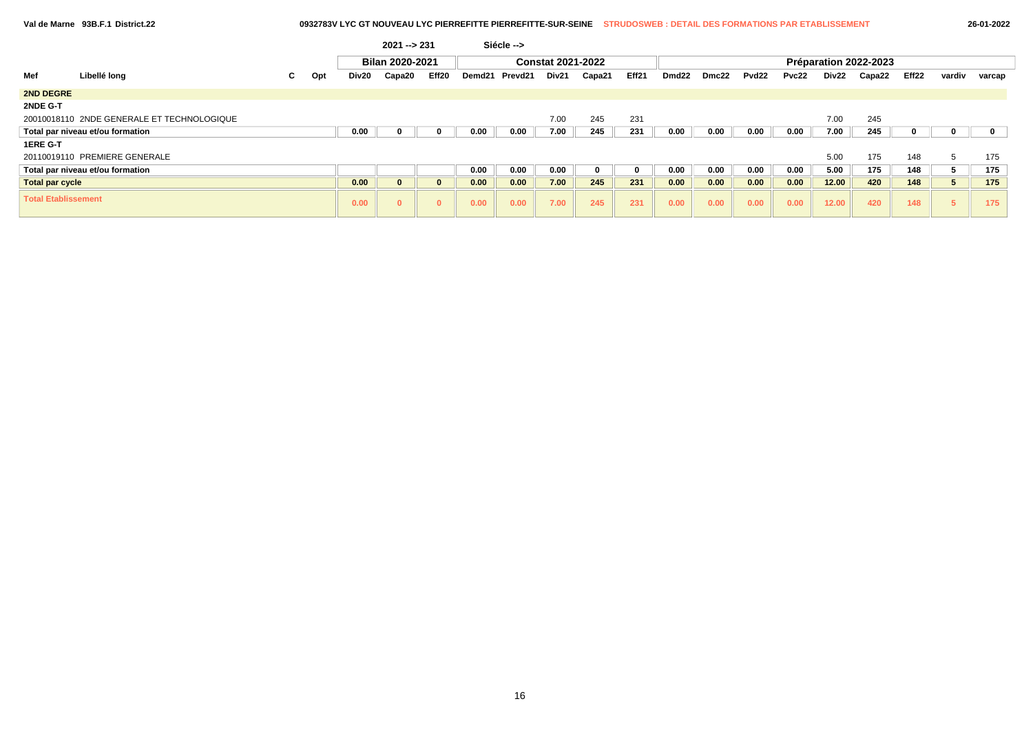Val de Marne 93B.F.1 District.22

**0932783V LYC GT NOUVEAU LYC PIERREFITTE PIERREFITTE-SUR-SEINE** STRUDOSWEB : DETAIL DES FORMATIONS PAR ETABLISSEMENT

26-01-2022

2021 --> 231 Siécle -->

| Mef | Libellé long | C | Opt | Bilan 2020-2021 | | | Constat 2021-2022 | | | | | Préparation 2022-2023 | | | | | | | | |
|---|---|---|---|---|---|---|---|---|---|---|---|---|---|---|---|---|---|---|---|---|
| | | | | Div20 | Capa20 | Eff20 | Demd21 | Prevd21 | Div21 | Capa21 | Eff21 | Dmd22 | Dmc22 | Pvd22 | Pvc22 | Div22 | Capa22 | Eff22 | vardiv | varcap |
| **2ND DEGRE** | | | | | | | | | | | | | | | | | | | | |
| **2NDE G-T** | | | | | | | | | | | | | | | | | | | | |
| 20010018110 | 2NDE GENERALE ET TECHNOLOGIQUE | | | | | | | | 7.00 | 245 | 231 | | | | | 7.00 | 245 | | | |
| **Total par niveau et/ou formation** | | | | 0.00 | 0 | 0 | 0.00 | 0.00 | 7.00 | 245 | 231 | 0.00 | 0.00 | 0.00 | 0.00 | 7.00 | 245 | 0 | 0 | 0 |
| **1ERE G-T** | | | | | | | | | | | | | | | | | | | | |
| 20110019110 | PREMIERE GENERALE | | | | | | | | | | | | | | | 5.00 | 175 | 148 | 5 | 175 |
| **Total par niveau et/ou formation** | | | | | | | 0.00 | 0.00 | 0.00 | 0 | 0 | 0.00 | 0.00 | 0.00 | 0.00 | 5.00 | 175 | 148 | 5 | 175 |
| **Total par cycle** | | | | 0.00 | 0 | 0 | 0.00 | 0.00 | 7.00 | 245 | 231 | 0.00 | 0.00 | 0.00 | 0.00 | 12.00 | 420 | 148 | 5 | 175 |
| **Total Etablissement** | | | | 0.00 | 0 | 0 | 0.00 | 0.00 | 7.00 | 245 | 231 | 0.00 | 0.00 | 0.00 | 0.00 | 12.00 | 420 | 148 | 5 | 175 |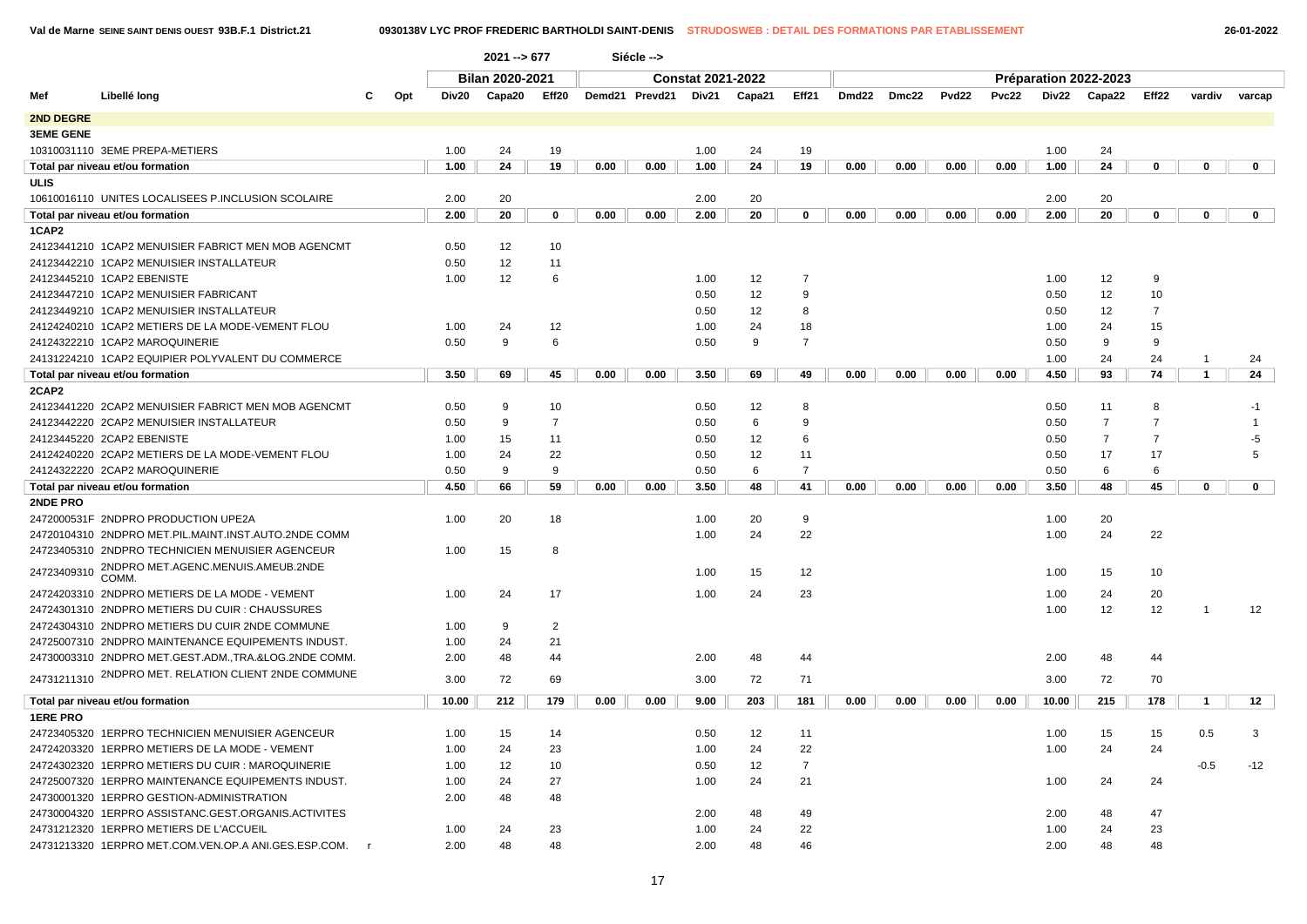**Val de Marne SEINE SAINT DENIS OUEST 93B.F.1 District.21** — **0930138V LYC PROF FREDERIC BARTHOLDI SAINT-DENIS** — **STRUDOSWEB : DETAIL DES FORMATIONS PAR ETABLISSEMENT** — 26-01-2022

2021 --> 677 Siécle -->

| Mef | Libellé long | C | Opt | Bilan 2020-2021 | | | Constat 2021-2022 | | | | | Préparation 2022-2023 | | | | | | | | | |
|---|---|---|---|---|---|---|---|---|---|---|---|---|---|---|---|---|---|---|---|---|---|
| | | | | Div20 | Capa20 | Eff20 | Demd21 | Prevd21 | Div21 | Capa21 | Eff21 | Dmd22 | Dmc22 | Pvd22 | Pvc22 | Div22 | Capa22 | Eff22 | vardiv | varcap |
| **2ND DEGRE** | | | | | | | | | | | | | | | | | | | | |
| **3EME GENE** | | | | | | | | | | | | | | | | | | | | |
| 10310031110 | 3EME PREPA-METIERS | | | 1.00 | 24 | 19 | | | 1.00 | 24 | 19 | | | | | 1.00 | 24 | | | |
| **Total par niveau et/ou formation** | | | | 1.00 | 24 | 19 | 0.00 | 0.00 | 1.00 | 24 | 19 | 0.00 | 0.00 | 0.00 | 0.00 | 1.00 | 24 | 0 | 0 | 0 |
| **ULIS** | | | | | | | | | | | | | | | | | | | | |
| 10610016110 | UNITES LOCALISEES P.INCLUSION SCOLAIRE | | | 2.00 | 20 | | | | 2.00 | 20 | | | | | | 2.00 | 20 | | | |
| **Total par niveau et/ou formation** | | | | 2.00 | 20 | 0 | 0.00 | 0.00 | 2.00 | 20 | 0 | 0.00 | 0.00 | 0.00 | 0.00 | 2.00 | 20 | 0 | 0 | 0 |
| **1CAP2** | | | | | | | | | | | | | | | | | | | | |
| 24123441210 | 1CAP2 MENUISIER FABRICT MEN MOB AGENCMT | | | 0.50 | 12 | 10 | | | | | | | | | | | | | | |
| 24123442210 | 1CAP2 MENUISIER INSTALLATEUR | | | 0.50 | 12 | 11 | | | | | | | | | | | | | | |
| 24123445210 | 1CAP2 EBENISTE | | | 1.00 | 12 | 6 | | | 1.00 | 12 | 7 | | | | | 1.00 | 12 | 9 | | |
| 24123447210 | 1CAP2 MENUISIER FABRICANT | | | | | | | | 0.50 | 12 | 9 | | | | | 0.50 | 12 | 10 | | |
| 24123449210 | 1CAP2 MENUISIER INSTALLATEUR | | | | | | | | 0.50 | 12 | 8 | | | | | 0.50 | 12 | 7 | | |
| 24124240210 | 1CAP2 METIERS DE LA MODE-VEMENT FLOU | | | 1.00 | 24 | 12 | | | 1.00 | 24 | 18 | | | | | 1.00 | 24 | 15 | | |
| 24124322210 | 1CAP2 MAROQUINERIE | | | 0.50 | 9 | 6 | | | 0.50 | 9 | 7 | | | | | 0.50 | 9 | 9 | | |
| 24131224210 | 1CAP2 EQUIPIER POLYVALENT DU COMMERCE | | | | | | | | | | | | | | | 1.00 | 24 | 24 | 1 | 24 |
| **Total par niveau et/ou formation** | | | | 3.50 | 69 | 45 | 0.00 | 0.00 | 3.50 | 69 | 49 | 0.00 | 0.00 | 0.00 | 0.00 | 4.50 | 93 | 74 | 1 | 24 |
| **2CAP2** | | | | | | | | | | | | | | | | | | | | |
| 24123441220 | 2CAP2 MENUISIER FABRICT MEN MOB AGENCMT | | | 0.50 | 9 | 10 | | | 0.50 | 12 | 8 | | | | | 0.50 | 11 | 8 | | -1 |
| 24123442220 | 2CAP2 MENUISIER INSTALLATEUR | | | 0.50 | 9 | 7 | | | 0.50 | 6 | 9 | | | | | 0.50 | 7 | 7 | | 1 |
| 24123445220 | 2CAP2 EBENISTE | | | 1.00 | 15 | 11 | | | 0.50 | 12 | 6 | | | | | 0.50 | 7 | 7 | | -5 |
| 24124240220 | 2CAP2 METIERS DE LA MODE-VEMENT FLOU | | | 1.00 | 24 | 22 | | | 0.50 | 12 | 11 | | | | | 0.50 | 17 | 17 | | 5 |
| 24124322220 | 2CAP2 MAROQUINERIE | | | 0.50 | 9 | 9 | | | 0.50 | 6 | 7 | | | | | 0.50 | 6 | 6 | | |
| **Total par niveau et/ou formation** | | | | 4.50 | 66 | 59 | 0.00 | 0.00 | 3.50 | 48 | 41 | 0.00 | 0.00 | 0.00 | 0.00 | 3.50 | 48 | 45 | 0 | 0 |
| **2NDE PRO** | | | | | | | | | | | | | | | | | | | | |
| 2472000531F | 2NDPRO PRODUCTION UPE2A | | | 1.00 | 20 | 18 | | | 1.00 | 20 | 9 | | | | | 1.00 | 20 | | | |
| 24720104310 | 2NDPRO MET.PIL.MAINT.INST.AUTO.2NDE COMM | | | | | | | | 1.00 | 24 | 22 | | | | | 1.00 | 24 | 22 | | |
| 24723405310 | 2NDPRO TECHNICIEN MENUISIER AGENCEUR | | | 1.00 | 15 | 8 | | | | | | | | | | | | | | |
| 24723409310 | 2NDPRO MET.AGENC.MENUIS.AMEUB.2NDE COMM. | | | | | | | | 1.00 | 15 | 12 | | | | | 1.00 | 15 | 10 | | |
| 24724203310 | 2NDPRO METIERS DE LA MODE - VEMENT | | | 1.00 | 24 | 17 | | | 1.00 | 24 | 23 | | | | | 1.00 | 24 | 20 | | |
| 24724301310 | 2NDPRO METIERS DU CUIR : CHAUSSURES | | | | | | | | | | | | | | | 1.00 | 12 | 12 | 1 | 12 |
| 24724304310 | 2NDPRO METIERS DU CUIR 2NDE COMMUNE | | | 1.00 | 9 | 2 | | | | | | | | | | | | | | |
| 24725007310 | 2NDPRO MAINTENANCE EQUIPEMENTS INDUST. | | | 1.00 | 24 | 21 | | | | | | | | | | | | | | |
| 24730003310 | 2NDPRO MET.GEST.ADM.,TRA.&LOG.2NDE COMM. | | | 2.00 | 48 | 44 | | | 2.00 | 48 | 44 | | | | | 2.00 | 48 | 44 | | |
| 24731211310 | 2NDPRO MET. RELATION CLIENT 2NDE COMMUNE | | | 3.00 | 72 | 69 | | | 3.00 | 72 | 71 | | | | | 3.00 | 72 | 70 | | |
| **Total par niveau et/ou formation** | | | | 10.00 | 212 | 179 | 0.00 | 0.00 | 9.00 | 203 | 181 | 0.00 | 0.00 | 0.00 | 0.00 | 10.00 | 215 | 178 | 1 | 12 |
| **1ERE PRO** | | | | | | | | | | | | | | | | | | | | |
| 24723405320 | 1ERPRO TECHNICIEN MENUISIER AGENCEUR | | | 1.00 | 15 | 14 | | | 0.50 | 12 | 11 | | | | | 1.00 | 15 | 15 | 0.5 | 3 |
| 24724203320 | 1ERPRO METIERS DE LA MODE - VEMENT | | | 1.00 | 24 | 23 | | | 1.00 | 24 | 22 | | | | | 1.00 | 24 | 24 | | |
| 24724302320 | 1ERPRO METIERS DU CUIR : MAROQUINERIE | | | 1.00 | 12 | 10 | | | 0.50 | 12 | 7 | | | | | | | | -0.5 | -12 |
| 24725007320 | 1ERPRO MAINTENANCE EQUIPEMENTS INDUST. | | | 1.00 | 24 | 27 | | | 1.00 | 24 | 21 | | | | | 1.00 | 24 | 24 | | |
| 24730001320 | 1ERPRO GESTION-ADMINISTRATION | | | 2.00 | 48 | 48 | | | | | | | | | | | | | | |
| 24730004320 | 1ERPRO ASSISTANC.GEST.ORGANIS.ACTIVITES | | | | | | | | 2.00 | 48 | 49 | | | | | 2.00 | 48 | 47 | | |
| 24731212320 | 1ERPRO METIERS DE L'ACCUEIL | | | 1.00 | 24 | 23 | | | 1.00 | 24 | 22 | | | | | 1.00 | 24 | 23 | | |
| 24731213320 | 1ERPRO MET.COM.VEN.OP.A ANI.GES.ESP.COM. | r | | 2.00 | 48 | 48 | | | 2.00 | 48 | 46 | | | | | 2.00 | 48 | 48 | | |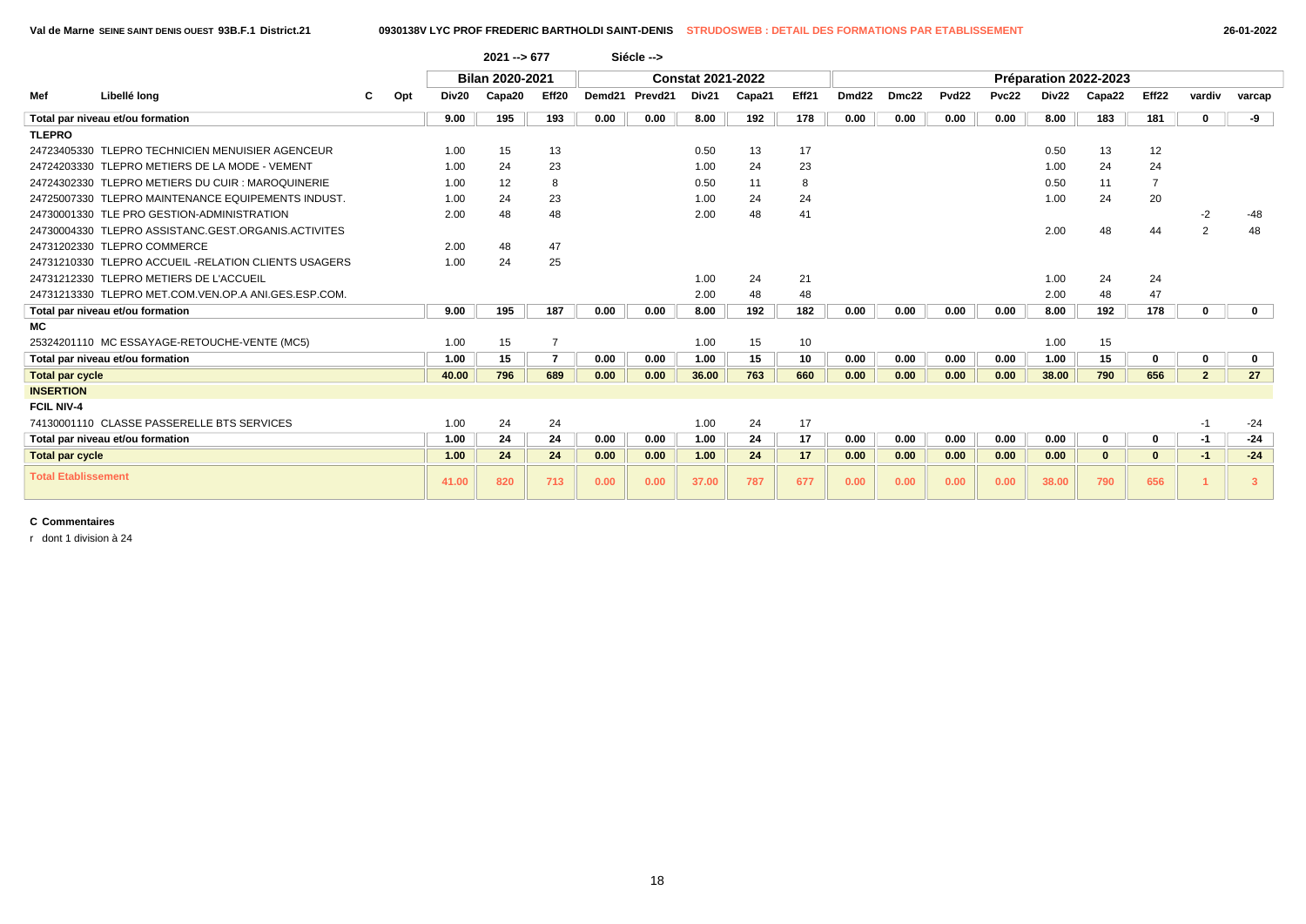Val de Marne SEINE SAINT DENIS OUEST 93B.F.1 District.21 — 0930138V LYC PROF FREDERIC BARTHOLDI SAINT-DENIS — STRUDOSWEB : DETAIL DES FORMATIONS PAR ETABLISSEMENT — 26-01-2022

2021 --> 677 Siécle -->

| Mef | Libellé long | C | Opt | Bilan 2020-2021 | | | Constat 2021-2022 | | | | | Préparation 2022-2023 | | | | | | | | |
|---|---|---|---|---|---|---|---|---|---|---|---|---|---|---|---|---|---|---|---|---|
| | | | | Div20 | Capa20 | Eff20 | Demd21 | Prevd21 | Div21 | Capa21 | Eff21 | Dmd22 | Dmc22 | Pvd22 | Pvc22 | Div22 | Capa22 | Eff22 | vardiv | varcap |
| **Total par niveau et/ou formation** | | | | **9.00** | **195** | **193** | **0.00** | **0.00** | **8.00** | **192** | **178** | **0.00** | **0.00** | **0.00** | **0.00** | **8.00** | **183** | **181** | **0** | **-9** |
| **TLEPRO** | | | | | | | | | | | | | | | | | | | | |
| 24723405330 | TLEPRO TECHNICIEN MENUISIER AGENCEUR | | | 1.00 | 15 | 13 | | | 0.50 | 13 | 17 | | | | | 0.50 | 13 | 12 | | |
| 24724203330 | TLEPRO METIERS DE LA MODE - VEMENT | | | 1.00 | 24 | 23 | | | 1.00 | 24 | 23 | | | | | 1.00 | 24 | 24 | | |
| 24724302330 | TLEPRO METIERS DU CUIR : MAROQUINERIE | | | 1.00 | 12 | 8 | | | 0.50 | 11 | 8 | | | | | 0.50 | 11 | 7 | | |
| 24725007330 | TLEPRO MAINTENANCE EQUIPEMENTS INDUST. | | | 1.00 | 24 | 23 | | | 1.00 | 24 | 24 | | | | | 1.00 | 24 | 20 | | |
| 24730001330 | TLE PRO GESTION-ADMINISTRATION | | | 2.00 | 48 | 48 | | | 2.00 | 48 | 41 | | | | | | | | -2 | -48 |
| 24730004330 | TLEPRO ASSISTANC.GEST.ORGANIS.ACTIVITES | | | | | | | | | | | | | | | 2.00 | 48 | 44 | 2 | 48 |
| 24731202330 | TLEPRO COMMERCE | | | 2.00 | 48 | 47 | | | | | | | | | | | | | | |
| 24731210330 | TLEPRO ACCUEIL -RELATION CLIENTS USAGERS | | | 1.00 | 24 | 25 | | | | | | | | | | | | | | |
| 24731212330 | TLEPRO METIERS DE L'ACCUEIL | | | | | | | | 1.00 | 24 | 21 | | | | | 1.00 | 24 | 24 | | |
| 24731213330 | TLEPRO MET.COM.VEN.OP.A ANI.GES.ESP.COM. | | | | | | | | 2.00 | 48 | 48 | | | | | 2.00 | 48 | 47 | | |
| **Total par niveau et/ou formation** | | | | **9.00** | **195** | **187** | **0.00** | **0.00** | **8.00** | **192** | **182** | **0.00** | **0.00** | **0.00** | **0.00** | **8.00** | **192** | **178** | **0** | **0** |
| **MC** | | | | | | | | | | | | | | | | | | | | |
| 25324201110 | MC ESSAYAGE-RETOUCHE-VENTE (MC5) | | | 1.00 | 15 | 7 | | | 1.00 | 15 | 10 | | | | | 1.00 | 15 | | | |
| **Total par niveau et/ou formation** | | | | **1.00** | **15** | **7** | **0.00** | **0.00** | **1.00** | **15** | **10** | **0.00** | **0.00** | **0.00** | **0.00** | **1.00** | **15** | **0** | **0** | **0** |
| **Total par cycle** | | | | **40.00** | **796** | **689** | **0.00** | **0.00** | **36.00** | **763** | **660** | **0.00** | **0.00** | **0.00** | **0.00** | **38.00** | **790** | **656** | **2** | **27** |
| **INSERTION** | | | | | | | | | | | | | | | | | | | | |
| **FCIL NIV-4** | | | | | | | | | | | | | | | | | | | | |
| 74130001110 | CLASSE PASSERELLE BTS SERVICES | | | 1.00 | 24 | 24 | | | 1.00 | 24 | 17 | | | | | | | | -1 | -24 |
| **Total par niveau et/ou formation** | | | | **1.00** | **24** | **24** | **0.00** | **0.00** | **1.00** | **24** | **17** | **0.00** | **0.00** | **0.00** | **0.00** | **0.00** | **0** | **0** | **-1** | **-24** |
| **Total par cycle** | | | | **1.00** | **24** | **24** | **0.00** | **0.00** | **1.00** | **24** | **17** | **0.00** | **0.00** | **0.00** | **0.00** | **0.00** | **0** | **0** | **-1** | **-24** |
| **Total Etablissement** | | | | **41.00** | **820** | **713** | **0.00** | **0.00** | **37.00** | **787** | **677** | **0.00** | **0.00** | **0.00** | **0.00** | **38.00** | **790** | **656** | **1** | **3** |

**C Commentaires**

r dont 1 division à 24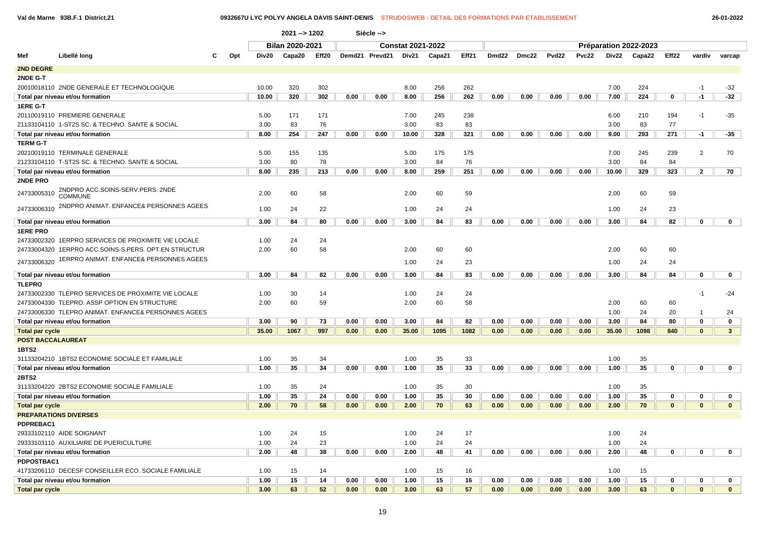Val de Marne 93B.F.1 District.21 — 0932667U LYC POLYV ANGELA DAVIS SAINT-DENIS — STRUDOSWEB : DETAIL DES FORMATIONS PAR ETABLISSEMENT — 26-01-2022

2021 --> 1202 Siécle -->

| Mef | Libellé long | C | Opt | Bilan 2020-2021 | | | Constat 2021-2022 | | | | | Préparation 2022-2023 | | | | | | | | |
|---|---|---|---|---|---|---|---|---|---|---|---|---|---|---|---|---|---|---|---|---|
| | | | | Div20 | Capa20 | Eff20 | Demd21 | Prevd21 | Div21 | Capa21 | Eff21 | Dmd22 | Dmc22 | Pvd22 | Pvc22 | Div22 | Capa22 | Eff22 | vardiv | varcap |
| **2ND DEGRE** | | | | | | | | | | | | | | | | | | | | |
| **2NDE G-T** | | | | | | | | | | | | | | | | | | | | |
| 20010018110 | 2NDE GENERALE ET TECHNOLOGIQUE | | | 10.00 | 320 | 302 | | | 8.00 | 256 | 262 | | | | | 7.00 | 224 | | -1 | -32 |
| **Total par niveau et/ou formation** | | | | 10.00 | 320 | 302 | 0.00 | 0.00 | 8.00 | 256 | 262 | 0.00 | 0.00 | 0.00 | 0.00 | 7.00 | 224 | 0 | -1 | -32 |
| **1ERE G-T** | | | | | | | | | | | | | | | | | | | | |
| 20110019110 | PREMIERE GENERALE | | | 5.00 | 171 | 171 | | | 7.00 | 245 | 238 | | | | | 6.00 | 210 | 194 | -1 | -35 |
| 21133104110 | 1-ST2S SC. & TECHNO. SANTE & SOCIAL | | | 3.00 | 83 | 76 | | | 3.00 | 83 | 83 | | | | | 3.00 | 83 | 77 | | |
| **Total par niveau et/ou formation** | | | | 8.00 | 254 | 247 | 0.00 | 0.00 | 10.00 | 328 | 321 | 0.00 | 0.00 | 0.00 | 0.00 | 9.00 | 293 | 271 | -1 | -35 |
| **TERM G-T** | | | | | | | | | | | | | | | | | | | | |
| 20210019110 | TERMINALE GENERALE | | | 5.00 | 155 | 135 | | | 5.00 | 175 | 175 | | | | | 7.00 | 245 | 239 | 2 | 70 |
| 21233104110 | T-ST2S SC. & TECHNO. SANTE & SOCIAL | | | 3.00 | 80 | 78 | | | 3.00 | 84 | 76 | | | | | 3.00 | 84 | 84 | | |
| **Total par niveau et/ou formation** | | | | 8.00 | 235 | 213 | 0.00 | 0.00 | 8.00 | 259 | 251 | 0.00 | 0.00 | 0.00 | 0.00 | 10.00 | 329 | 323 | 2 | 70 |
| **2NDE PRO** | | | | | | | | | | | | | | | | | | | | |
| 24733005310 | 2NDPRO ACC.SOINS-SERV.PERS. 2NDE COMMUNE | | | 2.00 | 60 | 58 | | | 2.00 | 60 | 59 | | | | | 2.00 | 60 | 59 | | |
| 24733006310 | 2NDPRO ANIMAT. ENFANCE& PERSONNES AGEES | | | 1.00 | 24 | 22 | | | 1.00 | 24 | 24 | | | | | 1.00 | 24 | 23 | | |
| **Total par niveau et/ou formation** | | | | 3.00 | 84 | 80 | 0.00 | 0.00 | 3.00 | 84 | 83 | 0.00 | 0.00 | 0.00 | 0.00 | 3.00 | 84 | 82 | 0 | 0 |
| **1ERE PRO** | | | | | | | | | | | | | | | | | | | | |
| 24733002320 | 1ERPRO SERVICES DE PROXIMITE VIE LOCALE | | | 1.00 | 24 | 24 | | | | | | | | | | | | | | |
| 24733004320 | 1ERPRO ACC.SOINS-S.PERS. OPT.EN STRUCTUR | | | 2.00 | 60 | 58 | | | 2.00 | 60 | 60 | | | | | 2.00 | 60 | 60 | | |
| 24733006320 | 1ERPRO ANIMAT. ENFANCE& PERSONNES AGEES | | | | | | | | 1.00 | 24 | 23 | | | | | 1.00 | 24 | 24 | | |
| **Total par niveau et/ou formation** | | | | 3.00 | 84 | 82 | 0.00 | 0.00 | 3.00 | 84 | 83 | 0.00 | 0.00 | 0.00 | 0.00 | 3.00 | 84 | 84 | 0 | 0 |
| **TLEPRO** | | | | | | | | | | | | | | | | | | | | |
| 24733002330 | TLEPRO SERVICES DE PROXIMITE VIE LOCALE | | | 1.00 | 30 | 14 | | | 1.00 | 24 | 24 | | | | | | | | -1 | -24 |
| 24733004330 | TLEPRO. ASSP OPTION EN STRUCTURE | | | 2.00 | 60 | 59 | | | 2.00 | 60 | 58 | | | | | 2.00 | 60 | 60 | | |
| 24733006330 | TLEPRO ANIMAT. ENFANCE& PERSONNES AGEES | | | | | | | | | | | | | | | 1.00 | 24 | 20 | 1 | 24 |
| **Total par niveau et/ou formation** | | | | 3.00 | 90 | 73 | 0.00 | 0.00 | 3.00 | 84 | 82 | 0.00 | 0.00 | 0.00 | 0.00 | 3.00 | 84 | 80 | 0 | 0 |
| **Total par cycle** | | | | 35.00 | 1067 | 997 | 0.00 | 0.00 | 35.00 | 1095 | 1082 | 0.00 | 0.00 | 0.00 | 0.00 | 35.00 | 1098 | 840 | 0 | 3 |
| **POST BACCALAUREAT** | | | | | | | | | | | | | | | | | | | | |
| **1BTS2** | | | | | | | | | | | | | | | | | | | | |
| 31133204210 | 1BTS2 ECONOMIE SOCIALE ET FAMILIALE | | | 1.00 | 35 | 34 | | | 1.00 | 35 | 33 | | | | | 1.00 | 35 | | | |
| **Total par niveau et/ou formation** | | | | 1.00 | 35 | 34 | 0.00 | 0.00 | 1.00 | 35 | 33 | 0.00 | 0.00 | 0.00 | 0.00 | 1.00 | 35 | 0 | 0 | 0 |
| **2BTS2** | | | | | | | | | | | | | | | | | | | | |
| 31133204220 | 2BTS2 ECONOMIE SOCIALE FAMILIALE | | | 1.00 | 35 | 24 | | | 1.00 | 35 | 30 | | | | | 1.00 | 35 | | | |
| **Total par niveau et/ou formation** | | | | 1.00 | 35 | 24 | 0.00 | 0.00 | 1.00 | 35 | 30 | 0.00 | 0.00 | 0.00 | 0.00 | 1.00 | 35 | 0 | 0 | 0 |
| **Total par cycle** | | | | 2.00 | 70 | 58 | 0.00 | 0.00 | 2.00 | 70 | 63 | 0.00 | 0.00 | 0.00 | 0.00 | 2.00 | 70 | 0 | 0 | 0 |
| **PREPARATIONS DIVERSES** | | | | | | | | | | | | | | | | | | | | |
| **PDPREBAC1** | | | | | | | | | | | | | | | | | | | | |
| 29333102110 | AIDE SOIGNANT | | | 1.00 | 24 | 15 | | | 1.00 | 24 | 17 | | | | | 1.00 | 24 | | | |
| 29333103110 | AUXILIAIRE DE PUERICULTURE | | | 1.00 | 24 | 23 | | | 1.00 | 24 | 24 | | | | | 1.00 | 24 | | | |
| **Total par niveau et/ou formation** | | | | 2.00 | 48 | 38 | 0.00 | 0.00 | 2.00 | 48 | 41 | 0.00 | 0.00 | 0.00 | 0.00 | 2.00 | 48 | 0 | 0 | 0 |
| **PDPOSTBAC1** | | | | | | | | | | | | | | | | | | | | |
| 41733206110 | DECESF CONSEILLER ECO. SOCIALE FAMILIALE | | | 1.00 | 15 | 14 | | | 1.00 | 15 | 16 | | | | | 1.00 | 15 | | | |
| **Total par niveau et/ou formation** | | | | 1.00 | 15 | 14 | 0.00 | 0.00 | 1.00 | 15 | 16 | 0.00 | 0.00 | 0.00 | 0.00 | 1.00 | 15 | 0 | 0 | 0 |
| **Total par cycle** | | | | 3.00 | 63 | 52 | 0.00 | 0.00 | 3.00 | 63 | 57 | 0.00 | 0.00 | 0.00 | 0.00 | 3.00 | 63 | 0 | 0 | 0 |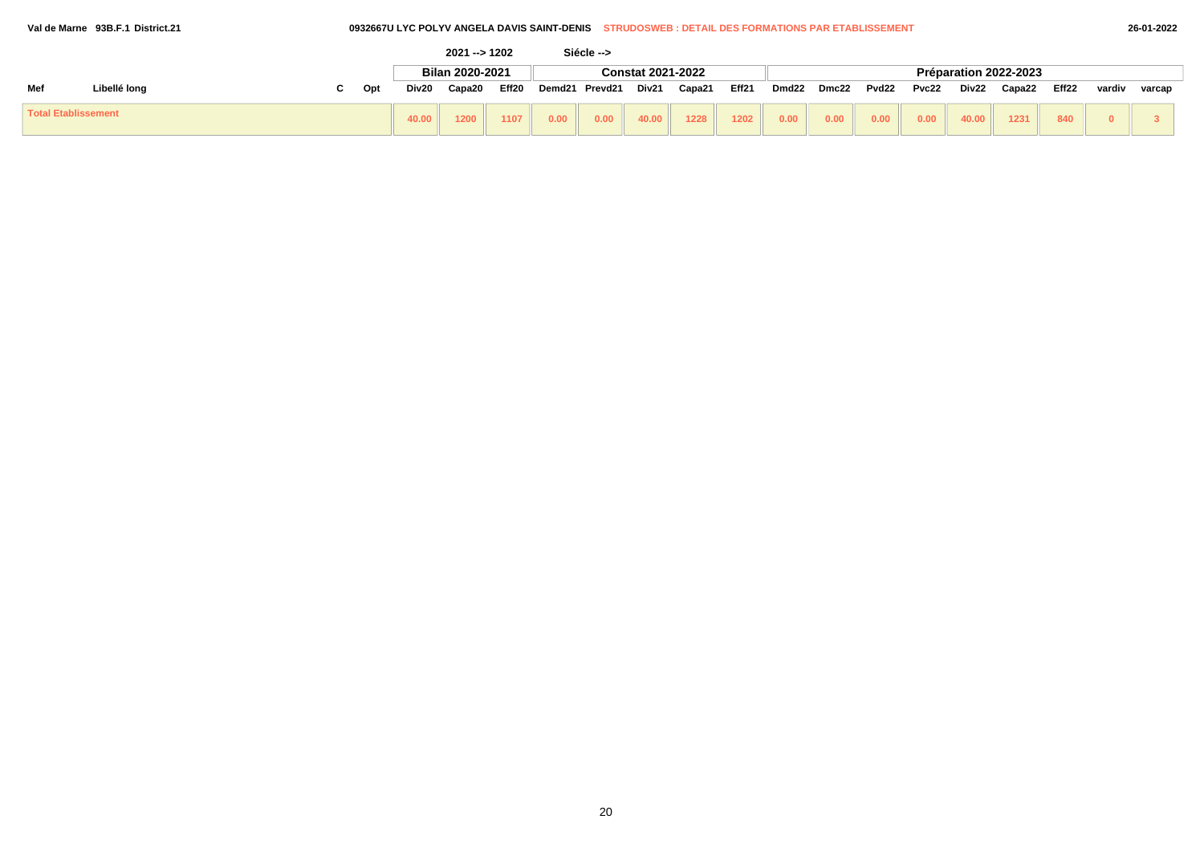Val de Marne 93B.F.1 District.21

0932667U LYC POLYV ANGELA DAVIS SAINT-DENIS STRUDOSWEB : DETAIL DES FORMATIONS PAR ETABLISSEMENT

26-01-2022

2021 --> 1202 Siécle -->

| Mef | Libellé long | C | Opt | Bilan 2020-2021 | | | Constat 2021-2022 | | | | | Préparation 2022-2023 | | | | | | | | |
|---|---|---|---|---|---|---|---|---|---|---|---|---|---|---|---|---|---|---|---|---|
| | | | | Div20 | Capa20 | Eff20 | Demd21 | Prevd21 | Div21 | Capa21 | Eff21 | Dmd22 | Dmc22 | Pvd22 | Pvc22 | Div22 | Capa22 | Eff22 | vardiv | varcap |
| Total Etablissement | | | | 40.00 | 1200 | 1107 | 0.00 | 0.00 | 40.00 | 1228 | 1202 | 0.00 | 0.00 | 0.00 | 0.00 | 40.00 | 1231 | 840 | 0 | 3 |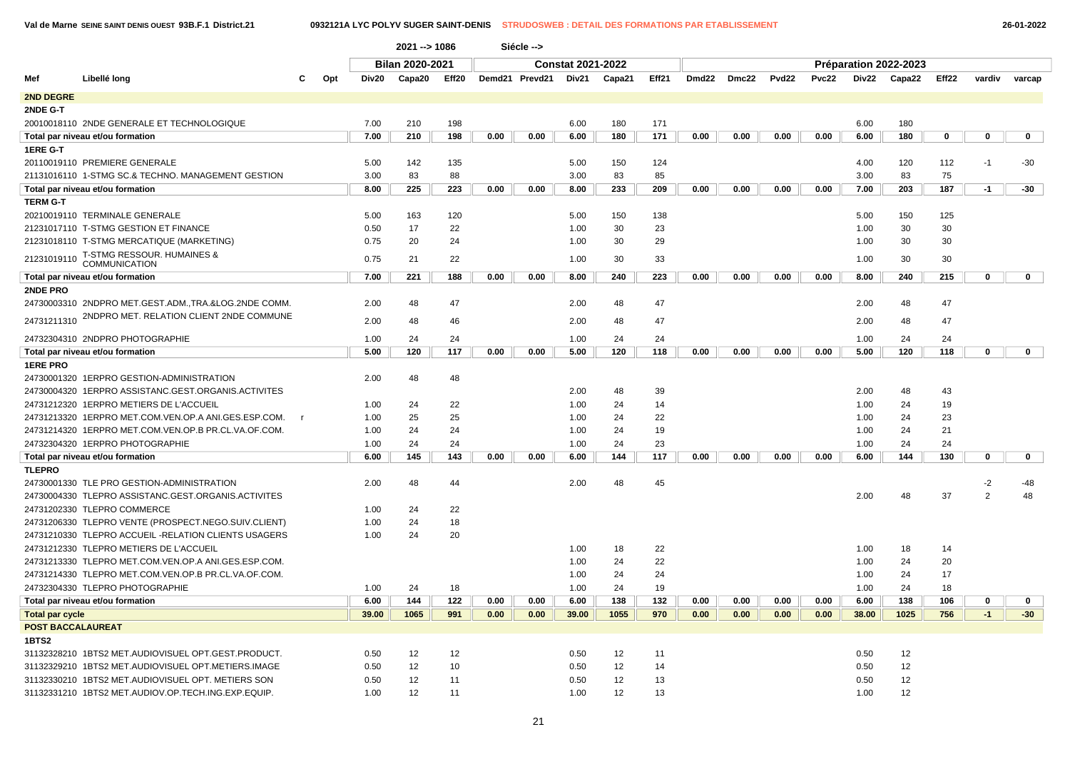Val de Marne SEINE SAINT DENIS OUEST 93B.F.1 District.21 — 0932121A LYC POLYV SUGER SAINT-DENIS — STRUDOSWEB : DETAIL DES FORMATIONS PAR ETABLISSEMENT — 26-01-2022

2021 --> 1086 Siécle -->

| Mef | Libellé long | C | Opt | Bilan 2020-2021 Div20 | Capa20 | Eff20 | Constat 2021-2022 Demd21 | Prevd21 | Div21 | Capa21 | Eff21 | Préparation 2022-2023 Dmd22 | Dmc22 | Pvd22 | Pvc22 | Div22 | Capa22 | Eff22 | vardiv | varcap |
|---|---|---|---|---|---|---|---|---|---|---|---|---|---|---|---|---|---|---|---|---|
| **2ND DEGRE** | | | | | | | | | | | | | | | | | | | | |
| **2NDE G-T** | | | | | | | | | | | | | | | | | | | | |
| 20010018110 | 2NDE GENERALE ET TECHNOLOGIQUE | | | 7.00 | 210 | 198 | | | 6.00 | 180 | 171 | | | | | 6.00 | 180 | | | |
| **Total par niveau et/ou formation** | | | | **7.00** | **210** | **198** | **0.00** | **0.00** | **6.00** | **180** | **171** | **0.00** | **0.00** | **0.00** | **0.00** | **6.00** | **180** | **0** | **0** | **0** |
| **1ERE G-T** | | | | | | | | | | | | | | | | | | | | |
| 20110019110 | PREMIERE GENERALE | | | 5.00 | 142 | 135 | | | 5.00 | 150 | 124 | | | | | 4.00 | 120 | 112 | -1 | -30 |
| 21131016110 | 1-STMG SC.& TECHNO. MANAGEMENT GESTION | | | 3.00 | 83 | 88 | | | 3.00 | 83 | 85 | | | | | 3.00 | 83 | 75 | | |
| **Total par niveau et/ou formation** | | | | **8.00** | **225** | **223** | **0.00** | **0.00** | **8.00** | **233** | **209** | **0.00** | **0.00** | **0.00** | **0.00** | **7.00** | **203** | **187** | **-1** | **-30** |
| **TERM G-T** | | | | | | | | | | | | | | | | | | | | |
| 20210019110 | TERMINALE GENERALE | | | 5.00 | 163 | 120 | | | 5.00 | 150 | 138 | | | | | 5.00 | 150 | 125 | | |
| 21231017110 | T-STMG GESTION ET FINANCE | | | 0.50 | 17 | 22 | | | 1.00 | 30 | 23 | | | | | 1.00 | 30 | 30 | | |
| 21231018110 | T-STMG MERCATIQUE (MARKETING) | | | 0.75 | 20 | 24 | | | 1.00 | 30 | 29 | | | | | 1.00 | 30 | 30 | | |
| 21231019110 | T-STMG RESSOUR. HUMAINES & COMMUNICATION | | | 0.75 | 21 | 22 | | | 1.00 | 30 | 33 | | | | | 1.00 | 30 | 30 | | |
| **Total par niveau et/ou formation** | | | | **7.00** | **221** | **188** | **0.00** | **0.00** | **8.00** | **240** | **223** | **0.00** | **0.00** | **0.00** | **0.00** | **8.00** | **240** | **215** | **0** | **0** |
| **2NDE PRO** | | | | | | | | | | | | | | | | | | | | |
| 24730003310 | 2NDPRO MET.GEST.ADM.,TRA.&LOG.2NDE COMM. | | | 2.00 | 48 | 47 | | | 2.00 | 48 | 47 | | | | | 2.00 | 48 | 47 | | |
| 24731211310 | 2NDPRO MET. RELATION CLIENT 2NDE COMMUNE | | | 2.00 | 48 | 46 | | | 2.00 | 48 | 47 | | | | | 2.00 | 48 | 47 | | |
| 24732304310 | 2NDPRO PHOTOGRAPHIE | | | 1.00 | 24 | 24 | | | 1.00 | 24 | 24 | | | | | 1.00 | 24 | 24 | | |
| **Total par niveau et/ou formation** | | | | **5.00** | **120** | **117** | **0.00** | **0.00** | **5.00** | **120** | **118** | **0.00** | **0.00** | **0.00** | **0.00** | **5.00** | **120** | **118** | **0** | **0** |
| **1ERE PRO** | | | | | | | | | | | | | | | | | | | | |
| 24730001320 | 1ERPRO GESTION-ADMINISTRATION | | | 2.00 | 48 | 48 | | | | | | | | | | | | | | |
| 24730004320 | 1ERPRO ASSISTANC.GEST.ORGANIS.ACTIVITES | | | | | | | | 2.00 | 48 | 39 | | | | | 2.00 | 48 | 43 | | |
| 24731212320 | 1ERPRO METIERS DE L'ACCUEIL | | | 1.00 | 24 | 22 | | | 1.00 | 24 | 14 | | | | | 1.00 | 24 | 19 | | |
| 24731213320 | 1ERPRO MET.COM.VEN.OP.A ANI.GES.ESP.COM. | r | | 1.00 | 25 | 25 | | | 1.00 | 24 | 22 | | | | | 1.00 | 24 | 23 | | |
| 24731214320 | 1ERPRO MET.COM.VEN.OP.B PR.CL.VA.OF.COM. | | | 1.00 | 24 | 24 | | | 1.00 | 24 | 19 | | | | | 1.00 | 24 | 21 | | |
| 24732304320 | 1ERPRO PHOTOGRAPHIE | | | 1.00 | 24 | 24 | | | 1.00 | 24 | 23 | | | | | 1.00 | 24 | 24 | | |
| **Total par niveau et/ou formation** | | | | **6.00** | **145** | **143** | **0.00** | **0.00** | **6.00** | **144** | **117** | **0.00** | **0.00** | **0.00** | **0.00** | **6.00** | **144** | **130** | **0** | **0** |
| **TLEPRO** | | | | | | | | | | | | | | | | | | | | |
| 24730001330 | TLE PRO GESTION-ADMINISTRATION | | | 2.00 | 48 | 44 | | | 2.00 | 48 | 45 | | | | | | | | -2 | -48 |
| 24730004330 | TLEPRO ASSISTANC.GEST.ORGANIS.ACTIVITES | | | | | | | | | | | | | | | 2.00 | 48 | 37 | 2 | 48 |
| 24731202330 | TLEPRO COMMERCE | | | 1.00 | 24 | 22 | | | | | | | | | | | | | | |
| 24731206330 | TLEPRO VENTE (PROSPECT.NEGO.SUIV.CLIENT) | | | 1.00 | 24 | 18 | | | | | | | | | | | | | | |
| 24731210330 | TLEPRO ACCUEIL -RELATION CLIENTS USAGERS | | | 1.00 | 24 | 20 | | | | | | | | | | | | | | |
| 24731212330 | TLEPRO METIERS DE L'ACCUEIL | | | | | | | | 1.00 | 18 | 22 | | | | | 1.00 | 18 | 14 | | |
| 24731213330 | TLEPRO MET.COM.VEN.OP.A ANI.GES.ESP.COM. | | | | | | | | 1.00 | 24 | 22 | | | | | 1.00 | 24 | 20 | | |
| 24731214330 | TLEPRO MET.COM.VEN.OP.B PR.CL.VA.OF.COM. | | | | | | | | 1.00 | 24 | 24 | | | | | 1.00 | 24 | 17 | | |
| 24732304330 | TLEPRO PHOTOGRAPHIE | | | 1.00 | 24 | 18 | | | 1.00 | 24 | 19 | | | | | 1.00 | 24 | 18 | | |
| **Total par niveau et/ou formation** | | | | **6.00** | **144** | **122** | **0.00** | **0.00** | **6.00** | **138** | **132** | **0.00** | **0.00** | **0.00** | **0.00** | **6.00** | **138** | **106** | **0** | **0** |
| **Total par cycle** | | | | **39.00** | **1065** | **991** | **0.00** | **0.00** | **39.00** | **1055** | **970** | **0.00** | **0.00** | **0.00** | **0.00** | **38.00** | **1025** | **756** | **-1** | **-30** |
| **POST BACCALAUREAT** | | | | | | | | | | | | | | | | | | | | |
| **1BTS2** | | | | | | | | | | | | | | | | | | | | |
| 31132328210 | 1BTS2 MET.AUDIOVISUEL OPT.GEST.PRODUCT. | | | 0.50 | 12 | 12 | | | 0.50 | 12 | 11 | | | | | 0.50 | 12 | | | |
| 31132329210 | 1BTS2 MET.AUDIOVISUEL OPT.METIERS.IMAGE | | | 0.50 | 12 | 10 | | | 0.50 | 12 | 14 | | | | | 0.50 | 12 | | | |
| 31132330210 | 1BTS2 MET.AUDIOVISUEL OPT. METIERS SON | | | 0.50 | 12 | 11 | | | 0.50 | 12 | 13 | | | | | 0.50 | 12 | | | |
| 31132331210 | 1BTS2 MET.AUDIOV.OP.TECH.ING.EXP.EQUIP. | | | 1.00 | 12 | 11 | | | 1.00 | 12 | 13 | | | | | 1.00 | 12 | | | |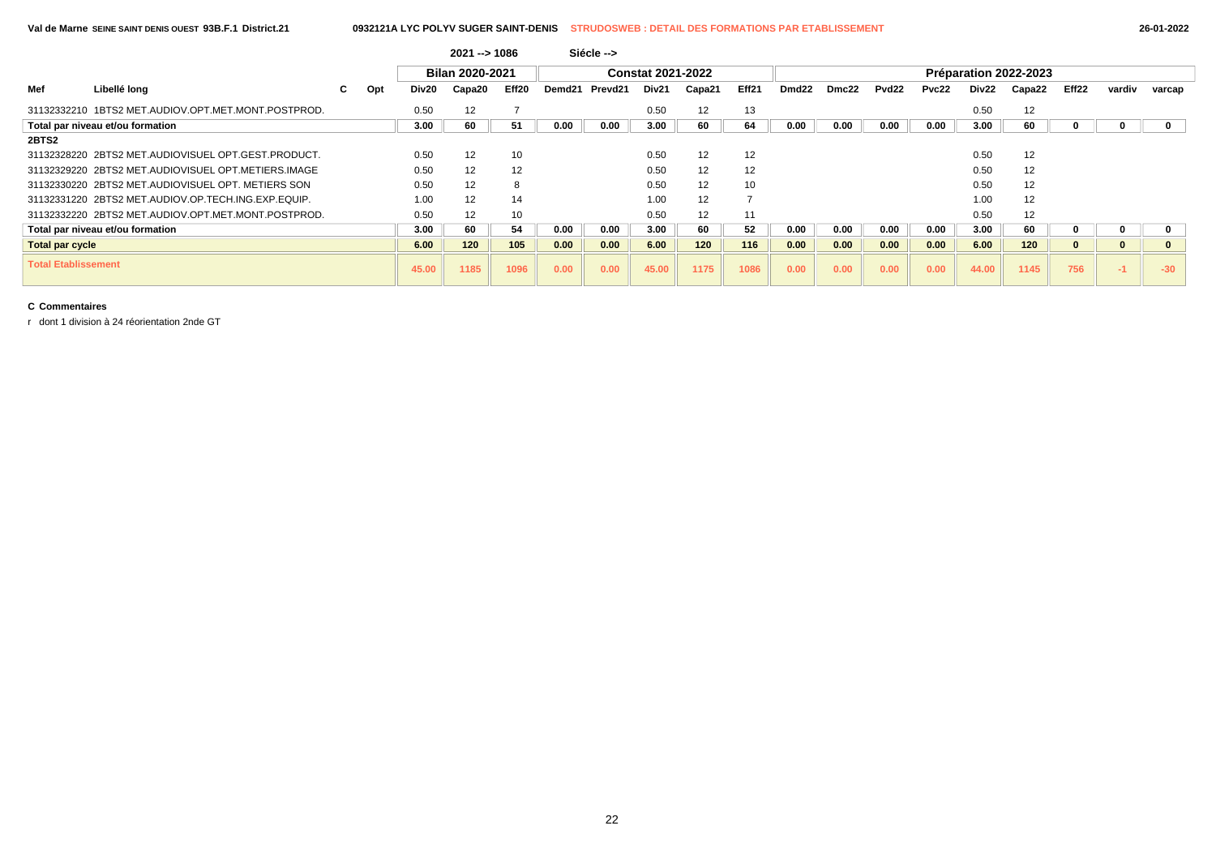Val de Marne SEINE SAINT DENIS OUEST 93B.F.1 District.21 — 0932121A LYC POLYV SUGER SAINT-DENIS — STRUDOSWEB : DETAIL DES FORMATIONS PAR ETABLISSEMENT — 26-01-2022

2021 --> 1086 — Siécle -->

| Mef | Libellé long | C | Opt | Bilan 2020-2021 | | | Constat 2021-2022 | | | | | Préparation 2022-2023 | | | | | | | | |
|---|---|---|---|---|---|---|---|---|---|---|---|---|---|---|---|---|---|---|---|---|
| | | | | Div20 | Capa20 | Eff20 | Demd21 | Prevd21 | Div21 | Capa21 | Eff21 | Dmd22 | Dmc22 | Pvd22 | Pvc22 | Div22 | Capa22 | Eff22 | vardiv | varcap |
| 31132332210 | 1BTS2 MET.AUDIOV.OPT.MET.MONT.POSTPROD. | | | 0.50 | 12 | 7 | | | 0.50 | 12 | 13 | | | | | 0.50 | 12 | | | |
| Total par niveau et/ou formation | | | | 3.00 | 60 | 51 | 0.00 | 0.00 | 3.00 | 60 | 64 | 0.00 | 0.00 | 0.00 | 0.00 | 3.00 | 60 | 0 | 0 | 0 |
| 2BTS2 | | | | | | | | | | | | | | | | | | | | |
| 31132328220 | 2BTS2 MET.AUDIOVISUEL OPT.GEST.PRODUCT. | | | 0.50 | 12 | 10 | | | 0.50 | 12 | 12 | | | | | 0.50 | 12 | | | |
| 31132329220 | 2BTS2 MET.AUDIOVISUEL OPT.METIERS.IMAGE | | | 0.50 | 12 | 12 | | | 0.50 | 12 | 12 | | | | | 0.50 | 12 | | | |
| 31132330220 | 2BTS2 MET.AUDIOVISUEL OPT. METIERS SON | | | 0.50 | 12 | 8 | | | 0.50 | 12 | 10 | | | | | 0.50 | 12 | | | |
| 31132331220 | 2BTS2 MET.AUDIOV.OP.TECH.ING.EXP.EQUIP. | | | 1.00 | 12 | 14 | | | 1.00 | 12 | 7 | | | | | 1.00 | 12 | | | |
| 31132332220 | 2BTS2 MET.AUDIOV.OPT.MET.MONT.POSTPROD. | | | 0.50 | 12 | 10 | | | 0.50 | 12 | 11 | | | | | 0.50 | 12 | | | |
| Total par niveau et/ou formation | | | | 3.00 | 60 | 54 | 0.00 | 0.00 | 3.00 | 60 | 52 | 0.00 | 0.00 | 0.00 | 0.00 | 3.00 | 60 | 0 | 0 | 0 |
| Total par cycle | | | | 6.00 | 120 | 105 | 0.00 | 0.00 | 6.00 | 120 | 116 | 0.00 | 0.00 | 0.00 | 0.00 | 6.00 | 120 | 0 | 0 | 0 |
| Total Etablissement | | | | 45.00 | 1185 | 1096 | 0.00 | 0.00 | 45.00 | 1175 | 1086 | 0.00 | 0.00 | 0.00 | 0.00 | 44.00 | 1145 | 756 | -1 | -30 |

**C Commentaires**

r dont 1 division à 24 réorientation 2nde GT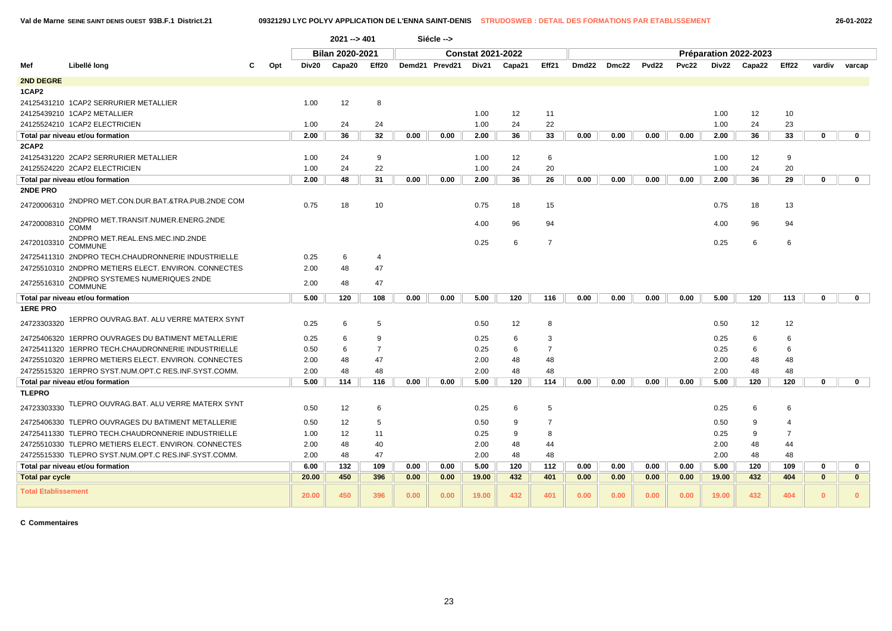Val de Marne SEINE SAINT DENIS OUEST 93B.F.1 District.21 — 0932129J LYC POLYV APPLICATION DE L'ENNA SAINT-DENIS — STRUDOSWEB : DETAIL DES FORMATIONS PAR ETABLISSEMENT — 26-01-2022

2021 --> 401 Siécle -->

| | | | | Bilan 2020-2021 | | | Constat 2021-2022 | | | | | Préparation 2022-2023 | | | | | | | | | |
|---|---|---|---|---|---|---|---|---|---|---|---|---|---|---|---|---|---|---|---|---|---|
| Mef | Libellé long | C | Opt | Div20 | Capa20 | Eff20 | Demd21 | Prevd21 | Div21 | Capa21 | Eff21 | Dmd22 | Dmc22 | Pvd22 | Pvc22 | Div22 | Capa22 | Eff22 | vardiv | varcap |
| **2ND DEGRE** | | | | | | | | | | | | | | | | | | | | |
| **1CAP2** | | | | | | | | | | | | | | | | | | | | |
| 24125431210 | 1CAP2 SERRURIER METALLIER | | | 1.00 | 12 | 8 | | | | | | | | | | | | | | |
| 24125439210 | 1CAP2 METALLIER | | | | | | | | 1.00 | 12 | 11 | | | | | 1.00 | 12 | 10 | | |
| 24125524210 | 1CAP2 ELECTRICIEN | | | 1.00 | 24 | 24 | | | 1.00 | 24 | 22 | | | | | 1.00 | 24 | 23 | | |
| **Total par niveau et/ou formation** | | | | 2.00 | 36 | 32 | 0.00 | 0.00 | 2.00 | 36 | 33 | 0.00 | 0.00 | 0.00 | 0.00 | 2.00 | 36 | 33 | 0 | 0 |
| **2CAP2** | | | | | | | | | | | | | | | | | | | | |
| 24125431220 | 2CAP2 SERRURIER METALLIER | | | 1.00 | 24 | 9 | | | 1.00 | 12 | 6 | | | | | 1.00 | 12 | 9 | | |
| 24125524220 | 2CAP2 ELECTRICIEN | | | 1.00 | 24 | 22 | | | 1.00 | 24 | 20 | | | | | 1.00 | 24 | 20 | | |
| **Total par niveau et/ou formation** | | | | 2.00 | 48 | 31 | 0.00 | 0.00 | 2.00 | 36 | 26 | 0.00 | 0.00 | 0.00 | 0.00 | 2.00 | 36 | 29 | 0 | 0 |
| **2NDE PRO** | | | | | | | | | | | | | | | | | | | | |
| 24720006310 | 2NDPRO MET.CON.DUR.BAT.&TRA.PUB.2NDE COM | | | 0.75 | 18 | 10 | | | 0.75 | 18 | 15 | | | | | 0.75 | 18 | 13 | | |
| 24720008310 | 2NDPRO MET.TRANSIT.NUMER.ENERG.2NDE COMM | | | | | | | | 4.00 | 96 | 94 | | | | | 4.00 | 96 | 94 | | |
| 24720103310 | 2NDPRO MET.REAL.ENS.MEC.IND.2NDE COMMUNE | | | | | | | | 0.25 | 6 | 7 | | | | | 0.25 | 6 | 6 | | |
| 24725411310 | 2NDPRO TECH.CHAUDRONNERIE INDUSTRIELLE | | | 0.25 | 6 | 4 | | | | | | | | | | | | | | |
| 24725510310 | 2NDPRO METIERS ELECT. ENVIRON. CONNECTES | | | 2.00 | 48 | 47 | | | | | | | | | | | | | | |
| 24725516310 | 2NDPRO SYSTEMES NUMERIQUES 2NDE COMMUNE | | | 2.00 | 48 | 47 | | | | | | | | | | | | | | |
| **Total par niveau et/ou formation** | | | | 5.00 | 120 | 108 | 0.00 | 0.00 | 5.00 | 120 | 116 | 0.00 | 0.00 | 0.00 | 0.00 | 5.00 | 120 | 113 | 0 | 0 |
| **1ERE PRO** | | | | | | | | | | | | | | | | | | | | |
| 24723303320 | 1ERPRO OUVRAG.BAT. ALU VERRE MATERX SYNT | | | 0.25 | 6 | 5 | | | 0.50 | 12 | 8 | | | | | 0.50 | 12 | 12 | | |
| 24725406320 | 1ERPRO OUVRAGES DU BATIMENT METALLERIE | | | 0.25 | 6 | 9 | | | 0.25 | 6 | 3 | | | | | 0.25 | 6 | 6 | | |
| 24725411320 | 1ERPRO TECH.CHAUDRONNERIE INDUSTRIELLE | | | 0.50 | 6 | 7 | | | 0.25 | 6 | 7 | | | | | 0.25 | 6 | 6 | | |
| 24725510320 | 1ERPRO METIERS ELECT. ENVIRON. CONNECTES | | | 2.00 | 48 | 47 | | | 2.00 | 48 | 48 | | | | | 2.00 | 48 | 48 | | |
| 24725515320 | 1ERPRO SYST.NUM.OPT.C RES.INF.SYST.COMM. | | | 2.00 | 48 | 48 | | | 2.00 | 48 | 48 | | | | | 2.00 | 48 | 48 | | |
| **Total par niveau et/ou formation** | | | | 5.00 | 114 | 116 | 0.00 | 0.00 | 5.00 | 120 | 114 | 0.00 | 0.00 | 0.00 | 0.00 | 5.00 | 120 | 120 | 0 | 0 |
| **TLEPRO** | | | | | | | | | | | | | | | | | | | | |
| 24723303330 | TLEPRO OUVRAG.BAT. ALU VERRE MATERX SYNT | | | 0.50 | 12 | 6 | | | 0.25 | 6 | 5 | | | | | 0.25 | 6 | 6 | | |
| 24725406330 | TLEPRO OUVRAGES DU BATIMENT METALLERIE | | | 0.50 | 12 | 5 | | | 0.50 | 9 | 7 | | | | | 0.50 | 9 | 4 | | |
| 24725411330 | TLEPRO TECH.CHAUDRONNERIE INDUSTRIELLE | | | 1.00 | 12 | 11 | | | 0.25 | 9 | 8 | | | | | 0.25 | 9 | 7 | | |
| 24725510330 | TLEPRO METIERS ELECT. ENVIRON. CONNECTES | | | 2.00 | 48 | 40 | | | 2.00 | 48 | 44 | | | | | 2.00 | 48 | 44 | | |
| 24725515330 | TLEPRO SYST.NUM.OPT.C RES.INF.SYST.COMM. | | | 2.00 | 48 | 47 | | | 2.00 | 48 | 48 | | | | | 2.00 | 48 | 48 | | |
| **Total par niveau et/ou formation** | | | | 6.00 | 132 | 109 | 0.00 | 0.00 | 5.00 | 120 | 112 | 0.00 | 0.00 | 0.00 | 0.00 | 5.00 | 120 | 109 | 0 | 0 |
| **Total par cycle** | | | | 20.00 | 450 | 396 | 0.00 | 0.00 | 19.00 | 432 | 401 | 0.00 | 0.00 | 0.00 | 0.00 | 19.00 | 432 | 404 | 0 | 0 |
| **Total Etablissement** | | | | 20.00 | 450 | 396 | 0.00 | 0.00 | 19.00 | 432 | 401 | 0.00 | 0.00 | 0.00 | 0.00 | 19.00 | 432 | 404 | 0 | 0 |

**C Commentaires**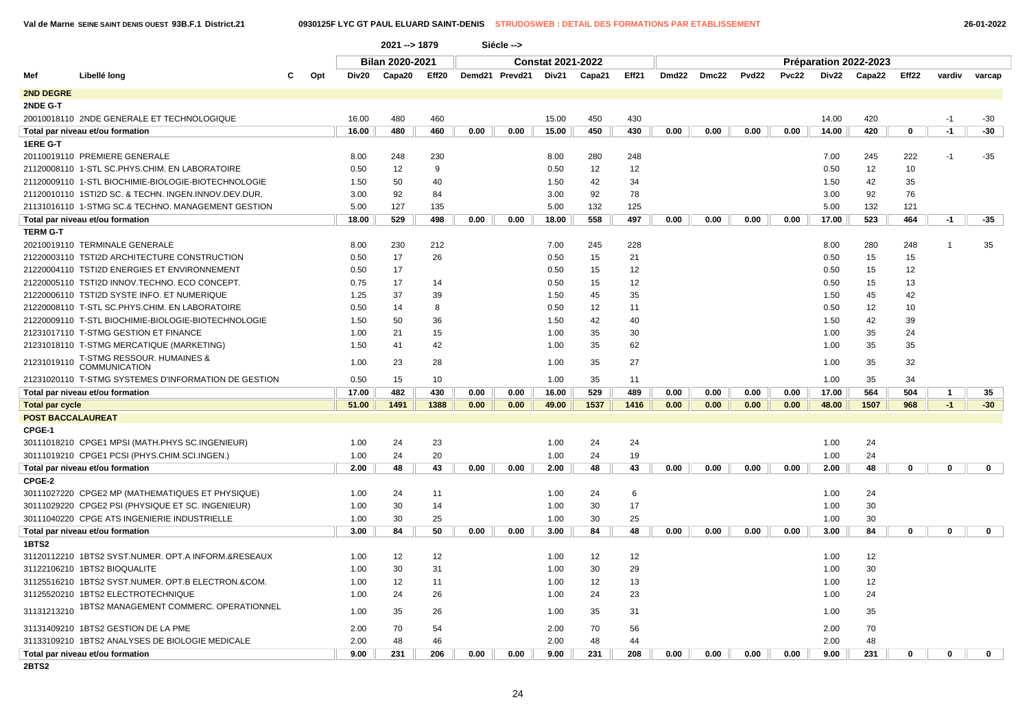Val de Marne SEINE SAINT DENIS OUEST 93B.F.1 District.21 — 0930125F LYC GT PAUL ELUARD SAINT-DENIS — STRUDOSWEB : DETAIL DES FORMATIONS PAR ETABLISSEMENT — 26-01-2022

2021 --> 1879 Siécle -->

| Mef | Libellé long | C | Opt | Bilan 2020-2021 | | | Constat 2021-2022 | | | | | Préparation 2022-2023 | | | | | | | | |
|---|---|---|---|---|---|---|---|---|---|---|---|---|---|---|---|---|---|---|---|---|
| | | | | Div20 | Capa20 | Eff20 | Demd21 | Prevd21 | Div21 | Capa21 | Eff21 | Dmd22 | Dmc22 | Pvd22 | Pvc22 | Div22 | Capa22 | Eff22 | vardiv | varcap |
| **2ND DEGRE** | | | | | | | | | | | | | | | | | | | | |
| **2NDE G-T** | | | | | | | | | | | | | | | | | | | | |
| 20010018110 | 2NDE GENERALE ET TECHNOLOGIQUE | | | 16.00 | 480 | 460 | | | 15.00 | 450 | 430 | | | | | 14.00 | 420 | | -1 | -30 |
| **Total par niveau et/ou formation** | | | | **16.00** | **480** | **460** | **0.00** | **0.00** | **15.00** | **450** | **430** | **0.00** | **0.00** | **0.00** | **0.00** | **14.00** | **420** | **0** | **-1** | **-30** |
| **1ERE G-T** | | | | | | | | | | | | | | | | | | | | |
| 20110019110 | PREMIERE GENERALE | | | 8.00 | 248 | 230 | | | 8.00 | 280 | 248 | | | | | 7.00 | 245 | 222 | -1 | -35 |
| 21120008110 | 1-STL SC.PHYS.CHIM. EN LABORATOIRE | | | 0.50 | 12 | 9 | | | 0.50 | 12 | 12 | | | | | 0.50 | 12 | 10 | | |
| 21120009110 | 1-STL BIOCHIMIE-BIOLOGIE-BIOTECHNOLOGIE | | | 1.50 | 50 | 40 | | | 1.50 | 42 | 34 | | | | | 1.50 | 42 | 35 | | |
| 21120010110 | 1STI2D SC. & TECHN. INGEN.INNOV.DEV.DUR. | | | 3.00 | 92 | 84 | | | 3.00 | 92 | 78 | | | | | 3.00 | 92 | 76 | | |
| 21131016110 | 1-STMG SC.& TECHNO. MANAGEMENT GESTION | | | 5.00 | 127 | 135 | | | 5.00 | 132 | 125 | | | | | 5.00 | 132 | 121 | | |
| **Total par niveau et/ou formation** | | | | **18.00** | **529** | **498** | **0.00** | **0.00** | **18.00** | **558** | **497** | **0.00** | **0.00** | **0.00** | **0.00** | **17.00** | **523** | **464** | **-1** | **-35** |
| **TERM G-T** | | | | | | | | | | | | | | | | | | | | |
| 20210019110 | TERMINALE GENERALE | | | 8.00 | 230 | 212 | | | 7.00 | 245 | 228 | | | | | 8.00 | 280 | 248 | 1 | 35 |
| 21220003110 | TSTI2D ARCHITECTURE CONSTRUCTION | | | 0.50 | 17 | 26 | | | 0.50 | 15 | 21 | | | | | 0.50 | 15 | 15 | | |
| 21220004110 | TSTI2D ENERGIES ET ENVIRONNEMENT | | | 0.50 | 17 | | | | 0.50 | 15 | 12 | | | | | 0.50 | 15 | 12 | | |
| 21220005110 | TSTI2D INNOV.TECHNO. ECO CONCEPT. | | | 0.75 | 17 | 14 | | | 0.50 | 15 | 12 | | | | | 0.50 | 15 | 13 | | |
| 21220006110 | TSTI2D SYSTE INFO. ET NUMERIQUE | | | 1.25 | 37 | 39 | | | 1.50 | 45 | 35 | | | | | 1.50 | 45 | 42 | | |
| 21220008110 | T-STL SC.PHYS.CHIM. EN LABORATOIRE | | | 0.50 | 14 | 8 | | | 0.50 | 12 | 11 | | | | | 0.50 | 12 | 10 | | |
| 21220009110 | T-STL BIOCHIMIE-BIOLOGIE-BIOTECHNOLOGIE | | | 1.50 | 50 | 36 | | | 1.50 | 42 | 40 | | | | | 1.50 | 42 | 39 | | |
| 21231017110 | T-STMG GESTION ET FINANCE | | | 1.00 | 21 | 15 | | | 1.00 | 35 | 30 | | | | | 1.00 | 35 | 24 | | |
| 21231018110 | T-STMG MERCATIQUE (MARKETING) | | | 1.50 | 41 | 42 | | | 1.00 | 35 | 62 | | | | | 1.00 | 35 | 35 | | |
| 21231019110 | T-STMG RESSOUR. HUMAINES & COMMUNICATION | | | 1.00 | 23 | 28 | | | 1.00 | 35 | 27 | | | | | 1.00 | 35 | 32 | | |
| 21231020110 | T-STMG SYSTEMES D'INFORMATION DE GESTION | | | 0.50 | 15 | 10 | | | 1.00 | 35 | 11 | | | | | 1.00 | 35 | 34 | | |
| **Total par niveau et/ou formation** | | | | **17.00** | **482** | **430** | **0.00** | **0.00** | **16.00** | **529** | **489** | **0.00** | **0.00** | **0.00** | **0.00** | **17.00** | **564** | **504** | **1** | **35** |
| **Total par cycle** | | | | **51.00** | **1491** | **1388** | **0.00** | **0.00** | **49.00** | **1537** | **1416** | **0.00** | **0.00** | **0.00** | **0.00** | **48.00** | **1507** | **968** | **-1** | **-30** |
| **POST BACCALAUREAT** | | | | | | | | | | | | | | | | | | | | |
| **CPGE-1** | | | | | | | | | | | | | | | | | | | | |
| 30111018210 | CPGE1 MPSI (MATH.PHYS SC.INGENIEUR) | | | 1.00 | 24 | 23 | | | 1.00 | 24 | 24 | | | | | 1.00 | 24 | | | |
| 30111019210 | CPGE1 PCSI (PHYS.CHIM.SCI.INGEN.) | | | 1.00 | 24 | 20 | | | 1.00 | 24 | 19 | | | | | 1.00 | 24 | | | |
| **Total par niveau et/ou formation** | | | | **2.00** | **48** | **43** | **0.00** | **0.00** | **2.00** | **48** | **43** | **0.00** | **0.00** | **0.00** | **0.00** | **2.00** | **48** | **0** | **0** | **0** |
| **CPGE-2** | | | | | | | | | | | | | | | | | | | | |
| 30111027220 | CPGE2 MP (MATHEMATIQUES ET PHYSIQUE) | | | 1.00 | 24 | 11 | | | 1.00 | 24 | 6 | | | | | 1.00 | 24 | | | |
| 30111029220 | CPGE2 PSI (PHYSIQUE ET SC. INGENIEUR) | | | 1.00 | 30 | 14 | | | 1.00 | 30 | 17 | | | | | 1.00 | 30 | | | |
| 30111040220 | CPGE ATS INGENIERIE INDUSTRIELLE | | | 1.00 | 30 | 25 | | | 1.00 | 30 | 25 | | | | | 1.00 | 30 | | | |
| **Total par niveau et/ou formation** | | | | **3.00** | **84** | **50** | **0.00** | **0.00** | **3.00** | **84** | **48** | **0.00** | **0.00** | **0.00** | **0.00** | **3.00** | **84** | **0** | **0** | **0** |
| **1BTS2** | | | | | | | | | | | | | | | | | | | | |
| 31120112210 | 1BTS2 SYST.NUMER. OPT.A INFORM.&RESEAUX | | | 1.00 | 12 | 12 | | | 1.00 | 12 | 12 | | | | | 1.00 | 12 | | | |
| 31122106210 | 1BTS2 BIOQUALITE | | | 1.00 | 30 | 31 | | | 1.00 | 30 | 29 | | | | | 1.00 | 30 | | | |
| 31125516210 | 1BTS2 SYST.NUMER. OPT.B ELECTRON.&COM. | | | 1.00 | 12 | 11 | | | 1.00 | 12 | 13 | | | | | 1.00 | 12 | | | |
| 31125520210 | 1BTS2 ELECTROTECHNIQUE | | | 1.00 | 24 | 26 | | | 1.00 | 24 | 23 | | | | | 1.00 | 24 | | | |
| 31131213210 | 1BTS2 MANAGEMENT COMMERC. OPERATIONNEL | | | 1.00 | 35 | 26 | | | 1.00 | 35 | 31 | | | | | 1.00 | 35 | | | |
| 31131409210 | 1BTS2 GESTION DE LA PME | | | 2.00 | 70 | 54 | | | 2.00 | 70 | 56 | | | | | 2.00 | 70 | | | |
| 31133109210 | 1BTS2 ANALYSES DE BIOLOGIE MEDICALE | | | 2.00 | 48 | 46 | | | 2.00 | 48 | 44 | | | | | 2.00 | 48 | | | |
| **Total par niveau et/ou formation** | | | | **9.00** | **231** | **206** | **0.00** | **0.00** | **9.00** | **231** | **208** | **0.00** | **0.00** | **0.00** | **0.00** | **9.00** | **231** | **0** | **0** | **0** |
| **2BTS2** | | | | | | | | | | | | | | | | | | | | |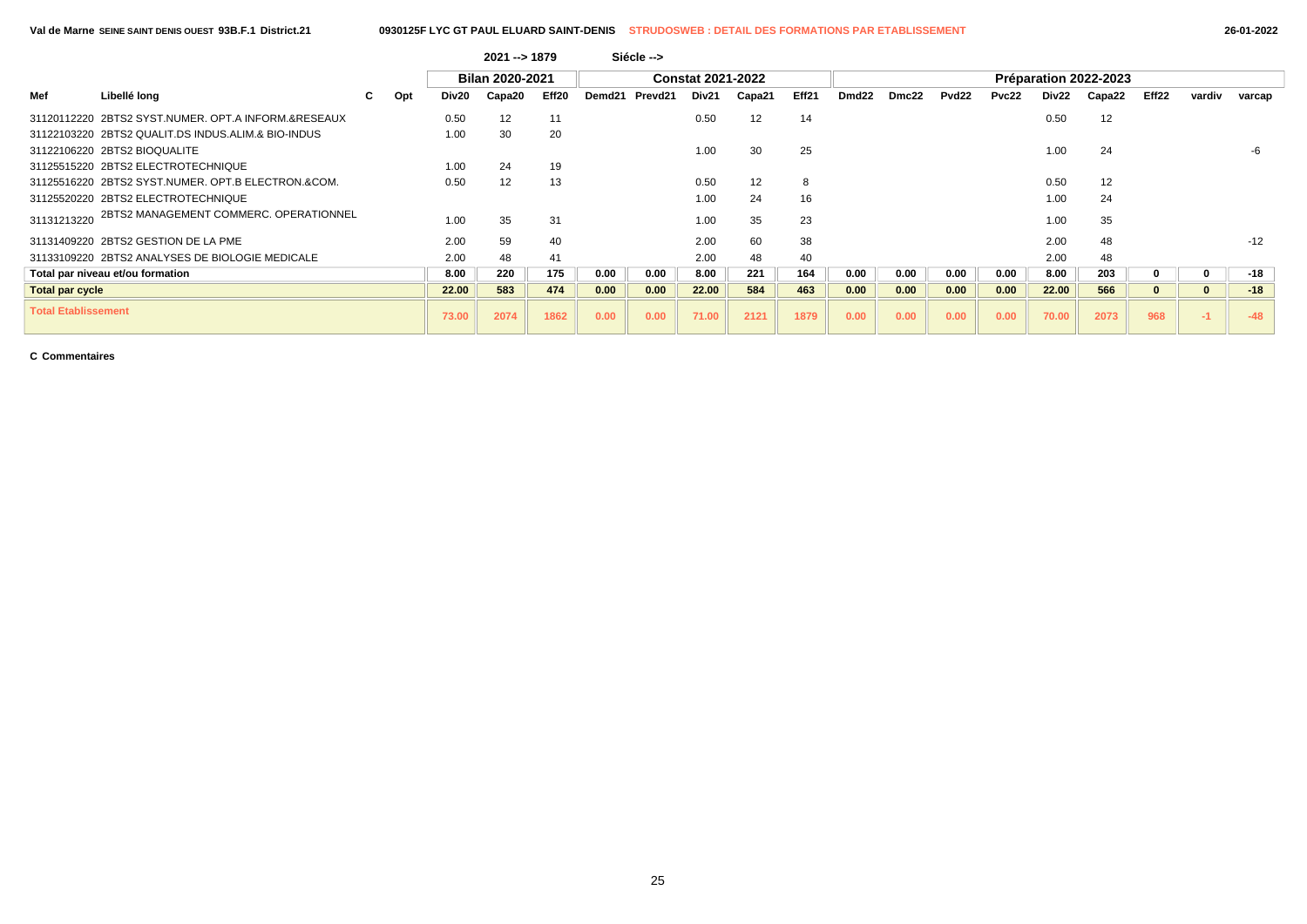Val de Marne SEINE SAINT DENIS OUEST 93B.F.1 District.21 — 0930125F LYC GT PAUL ELUARD SAINT-DENIS — STRUDOSWEB : DETAIL DES FORMATIONS PAR ETABLISSEMENT — 26-01-2022

2021 --> 1879 Siécle -->

| Mef | Libellé long | C | Opt | Bilan 2020-2021 | | | Constat 2021-2022 | | | | | Préparation 2022-2023 | | | | | | | | |
|---|---|---|---|---|---|---|---|---|---|---|---|---|---|---|---|---|---|---|---|---|
| | | | | Div20 | Capa20 | Eff20 | Demd21 | Prevd21 | Div21 | Capa21 | Eff21 | Dmd22 | Dmc22 | Pvd22 | Pvc22 | Div22 | Capa22 | Eff22 | vardiv | varcap |
| 31120112220 | 2BTS2 SYST.NUMER. OPT.A INFORM.&RESEAUX | | | 0.50 | 12 | 11 | | | 0.50 | 12 | 14 | | | | | 0.50 | 12 | | | |
| 31122103220 | 2BTS2 QUALIT.DS INDUS.ALIM.& BIO-INDUS | | | 1.00 | 30 | 20 | | | | | | | | | | | | | | |
| 31122106220 | 2BTS2 BIOQUALITE | | | | | | | | 1.00 | 30 | 25 | | | | | 1.00 | 24 | | | -6 |
| 31125515220 | 2BTS2 ELECTROTECHNIQUE | | | 1.00 | 24 | 19 | | | | | | | | | | | | | | |
| 31125516220 | 2BTS2 SYST.NUMER. OPT.B ELECTRON.&COM. | | | 0.50 | 12 | 13 | | | 0.50 | 12 | 8 | | | | | 0.50 | 12 | | | |
| 31125520220 | 2BTS2 ELECTROTECHNIQUE | | | | | | | | 1.00 | 24 | 16 | | | | | 1.00 | 24 | | | |
| 31131213220 | 2BTS2 MANAGEMENT COMMERC. OPERATIONNEL | | | 1.00 | 35 | 31 | | | 1.00 | 35 | 23 | | | | | 1.00 | 35 | | | |
| 31131409220 | 2BTS2 GESTION DE LA PME | | | 2.00 | 59 | 40 | | | 2.00 | 60 | 38 | | | | | 2.00 | 48 | | | -12 |
| 31133109220 | 2BTS2 ANALYSES DE BIOLOGIE MEDICALE | | | 2.00 | 48 | 41 | | | 2.00 | 48 | 40 | | | | | 2.00 | 48 | | | |
| **Total par niveau et/ou formation** | | | | **8.00** | **220** | **175** | **0.00** | **0.00** | **8.00** | **221** | **164** | **0.00** | **0.00** | **0.00** | **0.00** | **8.00** | **203** | **0** | **0** | **-18** |
| **Total par cycle** | | | | **22.00** | **583** | **474** | **0.00** | **0.00** | **22.00** | **584** | **463** | **0.00** | **0.00** | **0.00** | **0.00** | **22.00** | **566** | **0** | **0** | **-18** |
| **Total Etablissement** | | | | **73.00** | **2074** | **1862** | **0.00** | **0.00** | **71.00** | **2121** | **1879** | **0.00** | **0.00** | **0.00** | **0.00** | **70.00** | **2073** | **968** | **-1** | **-48** |

**C Commentaires**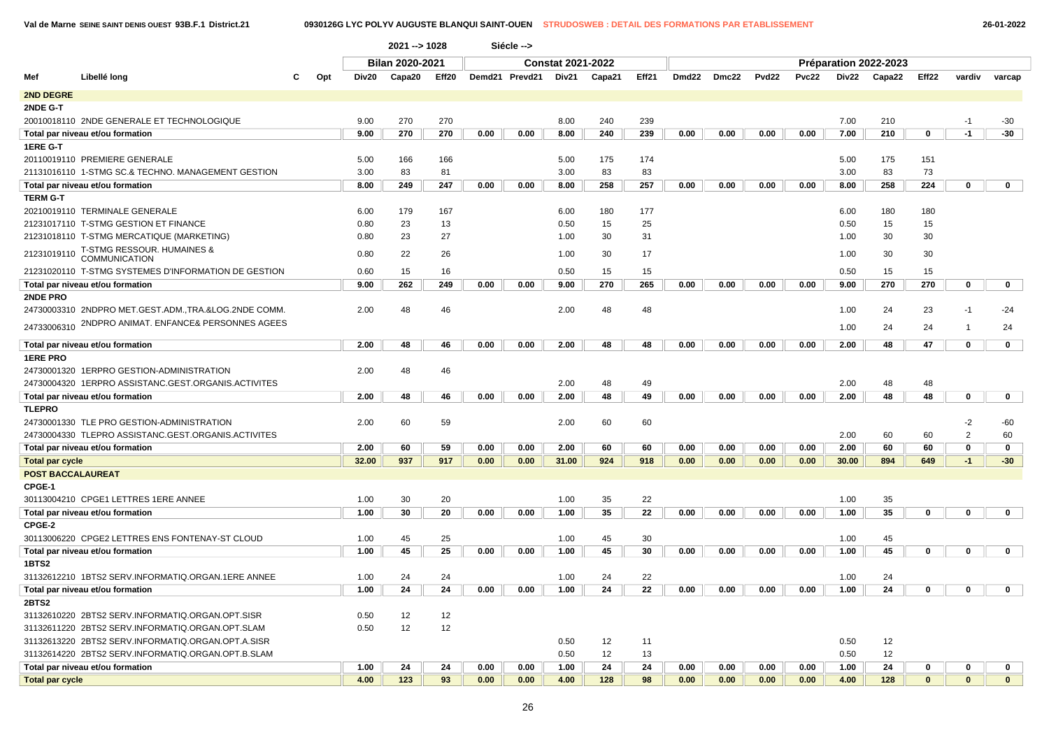Val de Marne SEINE SAINT DENIS OUEST 93B.F.1 District.21 — 0930126G LYC POLYV AUGUSTE BLANQUI SAINT-OUEN — STRUDOSWEB : DETAIL DES FORMATIONS PAR ETABLISSEMENT — 26-01-2022

| | | | | 2021 --> 1028 | | | Siécle --> | | | | | | | | | | | | | |
|---|---|---|---|---|---|---|---|---|---|---|---|---|---|---|---|---|---|---|---|---|
| | | | | Bilan 2020-2021 | | | Constat 2021-2022 | | | | | Préparation 2022-2023 | | | | | | | | |
| Mef | Libellé long | C | Opt | Div20 | Capa20 | Eff20 | Demd21 | Prevd21 | Div21 | Capa21 | Eff21 | Dmd22 | Dmc22 | Pvd22 | Pvc22 | Div22 | Capa22 | Eff22 | vardiv | varcap |
| **2ND DEGRE** | | | | | | | | | | | | | | | | | | | | |
| **2NDE G-T** | | | | | | | | | | | | | | | | | | | | |
| 20010018110 | 2NDE GENERALE ET TECHNOLOGIQUE | | | 9.00 | 270 | 270 | | | 8.00 | 240 | 239 | | | | | 7.00 | 210 | | -1 | -30 |
| **Total par niveau et/ou formation** | | | | 9.00 | 270 | 270 | 0.00 | 0.00 | 8.00 | 240 | 239 | 0.00 | 0.00 | 0.00 | 0.00 | 7.00 | 210 | 0 | -1 | -30 |
| **1ERE G-T** | | | | | | | | | | | | | | | | | | | | |
| 20110019110 | PREMIERE GENERALE | | | 5.00 | 166 | 166 | | | 5.00 | 175 | 174 | | | | | 5.00 | 175 | 151 | | |
| 21131016110 | 1-STMG SC.& TECHNO. MANAGEMENT GESTION | | | 3.00 | 83 | 81 | | | 3.00 | 83 | 83 | | | | | 3.00 | 83 | 73 | | |
| **Total par niveau et/ou formation** | | | | 8.00 | 249 | 247 | 0.00 | 0.00 | 8.00 | 258 | 257 | 0.00 | 0.00 | 0.00 | 0.00 | 8.00 | 258 | 224 | 0 | 0 |
| **TERM G-T** | | | | | | | | | | | | | | | | | | | | |
| 20210019110 | TERMINALE GENERALE | | | 6.00 | 179 | 167 | | | 6.00 | 180 | 177 | | | | | 6.00 | 180 | 180 | | |
| 21231017110 | T-STMG GESTION ET FINANCE | | | 0.80 | 23 | 13 | | | 0.50 | 15 | 25 | | | | | 0.50 | 15 | 15 | | |
| 21231018110 | T-STMG MERCATIQUE (MARKETING) | | | 0.80 | 23 | 27 | | | 1.00 | 30 | 31 | | | | | 1.00 | 30 | 30 | | |
| 21231019110 | T-STMG RESSOUR. HUMAINES & COMMUNICATION | | | 0.80 | 22 | 26 | | | 1.00 | 30 | 17 | | | | | 1.00 | 30 | 30 | | |
| 21231020110 | T-STMG SYSTEMES D'INFORMATION DE GESTION | | | 0.60 | 15 | 16 | | | 0.50 | 15 | 15 | | | | | 0.50 | 15 | 15 | | |
| **Total par niveau et/ou formation** | | | | 9.00 | 262 | 249 | 0.00 | 0.00 | 9.00 | 270 | 265 | 0.00 | 0.00 | 0.00 | 0.00 | 9.00 | 270 | 270 | 0 | 0 |
| **2NDE PRO** | | | | | | | | | | | | | | | | | | | | |
| 24730003310 | 2NDPRO MET.GEST.ADM.,TRA.&LOG.2NDE COMM. | | | 2.00 | 48 | 46 | | | 2.00 | 48 | 48 | | | | | 1.00 | 24 | 23 | -1 | -24 |
| 24733006310 | 2NDPRO ANIMAT. ENFANCE& PERSONNES AGEES | | | | | | | | | | | | | | | 1.00 | 24 | 24 | 1 | 24 |
| **Total par niveau et/ou formation** | | | | 2.00 | 48 | 46 | 0.00 | 0.00 | 2.00 | 48 | 48 | 0.00 | 0.00 | 0.00 | 0.00 | 2.00 | 48 | 47 | 0 | 0 |
| **1ERE PRO** | | | | | | | | | | | | | | | | | | | | |
| 24730001320 | 1ERPRO GESTION-ADMINISTRATION | | | 2.00 | 48 | 46 | | | | | | | | | | | | | | |
| 24730004320 | 1ERPRO ASSISTANC.GEST.ORGANIS.ACTIVITES | | | | | | | | 2.00 | 48 | 49 | | | | | 2.00 | 48 | 48 | | |
| **Total par niveau et/ou formation** | | | | 2.00 | 48 | 46 | 0.00 | 0.00 | 2.00 | 48 | 49 | 0.00 | 0.00 | 0.00 | 0.00 | 2.00 | 48 | 48 | 0 | 0 |
| **TLEPRO** | | | | | | | | | | | | | | | | | | | | |
| 24730001330 | TLE PRO GESTION-ADMINISTRATION | | | 2.00 | 60 | 59 | | | 2.00 | 60 | 60 | | | | | | | | -2 | -60 |
| 24730004330 | TLEPRO ASSISTANC.GEST.ORGANIS.ACTIVITES | | | | | | | | | | | | | | | 2.00 | 60 | 60 | 2 | 60 |
| **Total par niveau et/ou formation** | | | | 2.00 | 60 | 59 | 0.00 | 0.00 | 2.00 | 60 | 60 | 0.00 | 0.00 | 0.00 | 0.00 | 2.00 | 60 | 60 | 0 | 0 |
| **Total par cycle** | | | | 32.00 | 937 | 917 | 0.00 | 0.00 | 31.00 | 924 | 918 | 0.00 | 0.00 | 0.00 | 0.00 | 30.00 | 894 | 649 | -1 | -30 |
| **POST BACCALAUREAT** | | | | | | | | | | | | | | | | | | | | |
| **CPGE-1** | | | | | | | | | | | | | | | | | | | | |
| 30113004210 | CPGE1 LETTRES 1ERE ANNEE | | | 1.00 | 30 | 20 | | | 1.00 | 35 | 22 | | | | | 1.00 | 35 | | | |
| **Total par niveau et/ou formation** | | | | 1.00 | 30 | 20 | 0.00 | 0.00 | 1.00 | 35 | 22 | 0.00 | 0.00 | 0.00 | 0.00 | 1.00 | 35 | 0 | 0 | 0 |
| **CPGE-2** | | | | | | | | | | | | | | | | | | | | |
| 30113006220 | CPGE2 LETTRES ENS FONTENAY-ST CLOUD | | | 1.00 | 45 | 25 | | | 1.00 | 45 | 30 | | | | | 1.00 | 45 | | | |
| **Total par niveau et/ou formation** | | | | 1.00 | 45 | 25 | 0.00 | 0.00 | 1.00 | 45 | 30 | 0.00 | 0.00 | 0.00 | 0.00 | 1.00 | 45 | 0 | 0 | 0 |
| **1BTS2** | | | | | | | | | | | | | | | | | | | | |
| 31132612210 | 1BTS2 SERV.INFORMATIQ.ORGAN.1ERE ANNEE | | | 1.00 | 24 | 24 | | | 1.00 | 24 | 22 | | | | | 1.00 | 24 | | | |
| **Total par niveau et/ou formation** | | | | 1.00 | 24 | 24 | 0.00 | 0.00 | 1.00 | 24 | 22 | 0.00 | 0.00 | 0.00 | 0.00 | 1.00 | 24 | 0 | 0 | 0 |
| **2BTS2** | | | | | | | | | | | | | | | | | | | | |
| 31132610220 | 2BTS2 SERV.INFORMATIQ.ORGAN.OPT.SISR | | | 0.50 | 12 | 12 | | | | | | | | | | | | | | |
| 31132611220 | 2BTS2 SERV.INFORMATIQ.ORGAN.OPT.SLAM | | | 0.50 | 12 | 12 | | | | | | | | | | | | | | |
| 31132613220 | 2BTS2 SERV.INFORMATIQ.ORGAN.OPT.A.SISR | | | | | | | | 0.50 | 12 | 11 | | | | | 0.50 | 12 | | | |
| 31132614220 | 2BTS2 SERV.INFORMATIQ.ORGAN.OPT.B.SLAM | | | | | | | | 0.50 | 12 | 13 | | | | | 0.50 | 12 | | | |
| **Total par niveau et/ou formation** | | | | 1.00 | 24 | 24 | 0.00 | 0.00 | 1.00 | 24 | 24 | 0.00 | 0.00 | 0.00 | 0.00 | 1.00 | 24 | 0 | 0 | 0 |
| **Total par cycle** | | | | 4.00 | 123 | 93 | 0.00 | 0.00 | 4.00 | 128 | 98 | 0.00 | 0.00 | 0.00 | 0.00 | 4.00 | 128 | 0 | 0 | 0 |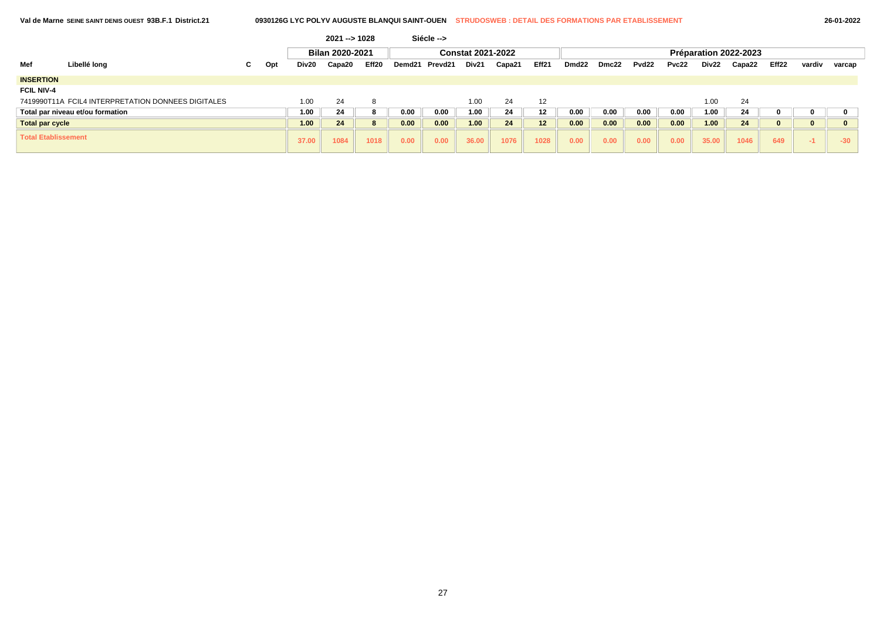Val de Marne SEINE SAINT DENIS OUEST 93B.F.1 District.21 — 0930126G LYC POLYV AUGUSTE BLANQUI SAINT-OUEN — STRUDOSWEB : DETAIL DES FORMATIONS PAR ETABLISSEMENT — 26-01-2022

2021 --> 1028 — Siécle -->

| Mef | Libellé long | C | Opt | Bilan 2020-2021 | | | Constat 2021-2022 | | | | | Préparation 2022-2023 | | | | | | | | |
|---|---|---|---|---|---|---|---|---|---|---|---|---|---|---|---|---|---|---|---|---|
| | | | | Div20 | Capa20 | Eff20 | Demd21 | Prevd21 | Div21 | Capa21 | Eff21 | Dmd22 | Dmc22 | Pvd22 | Pvc22 | Div22 | Capa22 | Eff22 | vardiv | varcap |
| **INSERTION** | | | | | | | | | | | | | | | | | | | | |
| **FCIL NIV-4** | | | | | | | | | | | | | | | | | | | | |
| 7419990T11A | FCIL4 INTERPRETATION DONNEES DIGITALES | | | 1.00 | 24 | 8 | | | 1.00 | 24 | 12 | | | | | 1.00 | 24 | | | |
| **Total par niveau et/ou formation** | | | | **1.00** | **24** | **8** | **0.00** | **0.00** | **1.00** | **24** | **12** | **0.00** | **0.00** | **0.00** | **0.00** | **1.00** | **24** | **0** | **0** | **0** |
| **Total par cycle** | | | | **1.00** | **24** | **8** | **0.00** | **0.00** | **1.00** | **24** | **12** | **0.00** | **0.00** | **0.00** | **0.00** | **1.00** | **24** | **0** | **0** | **0** |
| **Total Etablissement** | | | | **37.00** | **1084** | **1018** | **0.00** | **0.00** | **36.00** | **1076** | **1028** | **0.00** | **0.00** | **0.00** | **0.00** | **35.00** | **1046** | **649** | **-1** | **-30** |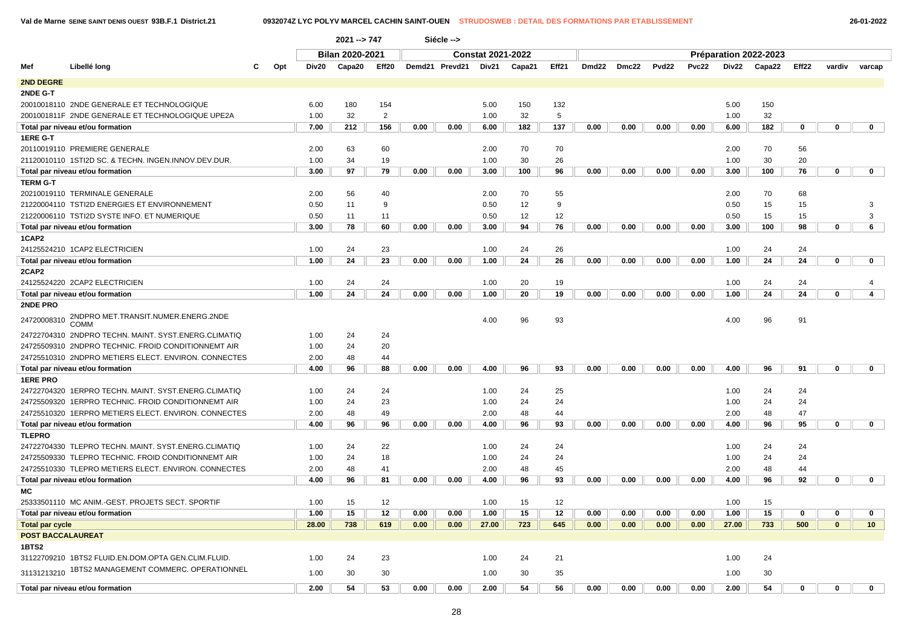Val de Marne SEINE SAINT DENIS OUEST 93B.F.1 District.21 — 0932074Z LYC POLYV MARCEL CACHIN SAINT-OUEN — STRUDOSWEB : DETAIL DES FORMATIONS PAR ETABLISSEMENT — 26-01-2022

2021 --> 747 Siécle -->

| Mef | Libellé long | C | Opt | Bilan 2020-2021 Div20 | Capa20 | Eff20 | Constat 2021-2022 Demd21 | Prevd21 | Div21 | Capa21 | Eff21 | Préparation 2022-2023 Dmd22 | Dmc22 | Pvd22 | Pvc22 | Div22 | Capa22 | Eff22 | vardiv | varcap |
|---|---|---|---|---|---|---|---|---|---|---|---|---|---|---|---|---|---|---|---|---|
| **2ND DEGRE** | | | | | | | | | | | | | | | | | | | | |
| **2NDE G-T** | | | | | | | | | | | | | | | | | | | | |
| 20010018110 | 2NDE GENERALE ET TECHNOLOGIQUE | | | 6.00 | 180 | 154 | | | 5.00 | 150 | 132 | | | | | 5.00 | 150 | | | |
| 2001001811F | 2NDE GENERALE ET TECHNOLOGIQUE UPE2A | | | 1.00 | 32 | 2 | | | 1.00 | 32 | 5 | | | | | 1.00 | 32 | | | |
| **Total par niveau et/ou formation** | | | | **7.00** | **212** | **156** | **0.00** | **0.00** | **6.00** | **182** | **137** | **0.00** | **0.00** | **0.00** | **0.00** | **6.00** | **182** | **0** | **0** | **0** |
| **1ERE G-T** | | | | | | | | | | | | | | | | | | | | |
| 20110019110 | PREMIERE GENERALE | | | 2.00 | 63 | 60 | | | 2.00 | 70 | 70 | | | | | 2.00 | 70 | 56 | | |
| 21120010110 | 1STI2D SC. & TECHN. INGEN.INNOV.DEV.DUR. | | | 1.00 | 34 | 19 | | | 1.00 | 30 | 26 | | | | | 1.00 | 30 | 20 | | |
| **Total par niveau et/ou formation** | | | | **3.00** | **97** | **79** | **0.00** | **0.00** | **3.00** | **100** | **96** | **0.00** | **0.00** | **0.00** | **0.00** | **3.00** | **100** | **76** | **0** | **0** |
| **TERM G-T** | | | | | | | | | | | | | | | | | | | | |
| 20210019110 | TERMINALE GENERALE | | | 2.00 | 56 | 40 | | | 2.00 | 70 | 55 | | | | | 2.00 | 70 | 68 | | |
| 21220004110 | TSTI2D ENERGIES ET ENVIRONNEMENT | | | 0.50 | 11 | 9 | | | 0.50 | 12 | 9 | | | | | 0.50 | 15 | 15 | | 3 |
| 21220006110 | TSTI2D SYSTE INFO. ET NUMERIQUE | | | 0.50 | 11 | 11 | | | 0.50 | 12 | 12 | | | | | 0.50 | 15 | 15 | | 3 |
| **Total par niveau et/ou formation** | | | | **3.00** | **78** | **60** | **0.00** | **0.00** | **3.00** | **94** | **76** | **0.00** | **0.00** | **0.00** | **0.00** | **3.00** | **100** | **98** | **0** | **6** |
| **1CAP2** | | | | | | | | | | | | | | | | | | | | |
| 24125524210 | 1CAP2 ELECTRICIEN | | | 1.00 | 24 | 23 | | | 1.00 | 24 | 26 | | | | | 1.00 | 24 | 24 | | |
| **Total par niveau et/ou formation** | | | | **1.00** | **24** | **23** | **0.00** | **0.00** | **1.00** | **24** | **26** | **0.00** | **0.00** | **0.00** | **0.00** | **1.00** | **24** | **24** | **0** | **0** |
| **2CAP2** | | | | | | | | | | | | | | | | | | | | |
| 24125524220 | 2CAP2 ELECTRICIEN | | | 1.00 | 24 | 24 | | | 1.00 | 20 | 19 | | | | | 1.00 | 24 | 24 | | 4 |
| **Total par niveau et/ou formation** | | | | **1.00** | **24** | **24** | **0.00** | **0.00** | **1.00** | **20** | **19** | **0.00** | **0.00** | **0.00** | **0.00** | **1.00** | **24** | **24** | **0** | **4** |
| **2NDE PRO** | | | | | | | | | | | | | | | | | | | | |
| 24720008310 | 2NDPRO MET.TRANSIT.NUMER.ENERG.2NDE COMM | | | | | | | | 4.00 | 96 | 93 | | | | | 4.00 | 96 | 91 | | |
| 24722704310 | 2NDPRO TECHN. MAINT. SYST.ENERG.CLIMATIQ | | | 1.00 | 24 | 24 | | | | | | | | | | | | | | |
| 24725509310 | 2NDPRO TECHNIC. FROID CONDITIONNEMT AIR | | | 1.00 | 24 | 20 | | | | | | | | | | | | | | |
| 24725510310 | 2NDPRO METIERS ELECT. ENVIRON. CONNECTES | | | 2.00 | 48 | 44 | | | | | | | | | | | | | | |
| **Total par niveau et/ou formation** | | | | **4.00** | **96** | **88** | **0.00** | **0.00** | **4.00** | **96** | **93** | **0.00** | **0.00** | **0.00** | **0.00** | **4.00** | **96** | **91** | **0** | **0** |
| **1ERE PRO** | | | | | | | | | | | | | | | | | | | | |
| 24722704320 | 1ERPRO TECHN. MAINT. SYST.ENERG.CLIMATIQ | | | 1.00 | 24 | 24 | | | 1.00 | 24 | 25 | | | | | 1.00 | 24 | 24 | | |
| 24725509320 | 1ERPRO TECHNIC. FROID CONDITIONNEMT AIR | | | 1.00 | 24 | 23 | | | 1.00 | 24 | 24 | | | | | 1.00 | 24 | 24 | | |
| 24725510320 | 1ERPRO METIERS ELECT. ENVIRON. CONNECTES | | | 2.00 | 48 | 49 | | | 2.00 | 48 | 44 | | | | | 2.00 | 48 | 47 | | |
| **Total par niveau et/ou formation** | | | | **4.00** | **96** | **96** | **0.00** | **0.00** | **4.00** | **96** | **93** | **0.00** | **0.00** | **0.00** | **0.00** | **4.00** | **96** | **95** | **0** | **0** |
| **TLEPRO** | | | | | | | | | | | | | | | | | | | | |
| 24722704330 | TLEPRO TECHN. MAINT. SYST.ENERG.CLIMATIQ | | | 1.00 | 24 | 22 | | | 1.00 | 24 | 24 | | | | | 1.00 | 24 | 24 | | |
| 24725509330 | TLEPRO TECHNIC. FROID CONDITIONNEMT AIR | | | 1.00 | 24 | 18 | | | 1.00 | 24 | 24 | | | | | 1.00 | 24 | 24 | | |
| 24725510330 | TLEPRO METIERS ELECT. ENVIRON. CONNECTES | | | 2.00 | 48 | 41 | | | 2.00 | 48 | 45 | | | | | 2.00 | 48 | 44 | | |
| **Total par niveau et/ou formation** | | | | **4.00** | **96** | **81** | **0.00** | **0.00** | **4.00** | **96** | **93** | **0.00** | **0.00** | **0.00** | **0.00** | **4.00** | **96** | **92** | **0** | **0** |
| **MC** | | | | | | | | | | | | | | | | | | | | |
| 25333501110 | MC ANIM.-GEST. PROJETS SECT. SPORTIF | | | 1.00 | 15 | 12 | | | 1.00 | 15 | 12 | | | | | 1.00 | 15 | | | |
| **Total par niveau et/ou formation** | | | | **1.00** | **15** | **12** | **0.00** | **0.00** | **1.00** | **15** | **12** | **0.00** | **0.00** | **0.00** | **0.00** | **1.00** | **15** | **0** | **0** | **0** |
| **Total par cycle** | | | | **28.00** | **738** | **619** | **0.00** | **0.00** | **27.00** | **723** | **645** | **0.00** | **0.00** | **0.00** | **0.00** | **27.00** | **733** | **500** | **0** | **10** |
| **POST BACCALAUREAT** | | | | | | | | | | | | | | | | | | | | |
| **1BTS2** | | | | | | | | | | | | | | | | | | | | |
| 31122709210 | 1BTS2 FLUID.EN.DOM.OPTA GEN.CLIM.FLUID. | | | 1.00 | 24 | 23 | | | 1.00 | 24 | 21 | | | | | 1.00 | 24 | | | |
| 31131213210 | 1BTS2 MANAGEMENT COMMERC. OPERATIONNEL | | | 1.00 | 30 | 30 | | | 1.00 | 30 | 35 | | | | | 1.00 | 30 | | | |
| **Total par niveau et/ou formation** | | | | **2.00** | **54** | **53** | **0.00** | **0.00** | **2.00** | **54** | **56** | **0.00** | **0.00** | **0.00** | **0.00** | **2.00** | **54** | **0** | **0** | **0** |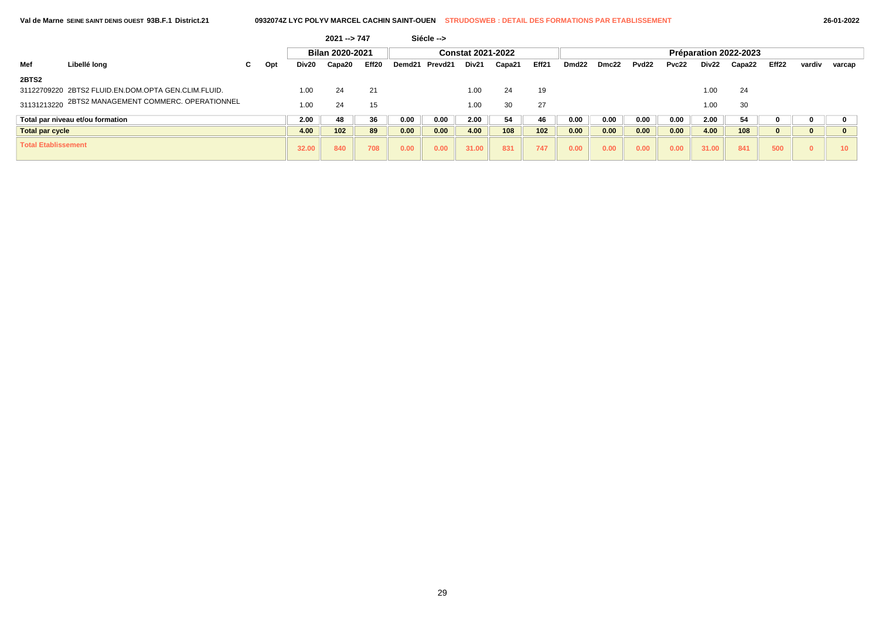Val de Marne SEINE SAINT DENIS OUEST 93B.F.1 District.21 — 0932074Z LYC POLYV MARCEL CACHIN SAINT-OUEN — STRUDOSWEB : DETAIL DES FORMATIONS PAR ETABLISSEMENT — 26-01-2022

2021 --> 747 Siécle -->

| Mef | Libellé long | C | Opt | Bilan 2020-2021 | | | Constat 2021-2022 | | | | | Préparation 2022-2023 | | | | | | | | |
|---|---|---|---|---|---|---|---|---|---|---|---|---|---|---|---|---|---|---|---|---|
| | | | | Div20 | Capa20 | Eff20 | Demd21 | Prevd21 | Div21 | Capa21 | Eff21 | Dmd22 | Dmc22 | Pvd22 | Pvc22 | Div22 | Capa22 | Eff22 | vardiv | varcap |
| **2BTS2** | | | | | | | | | | | | | | | | | | | | |
| 31122709220 | 2BTS2 FLUID.EN.DOM.OPTA GEN.CLIM.FLUID. | | | 1.00 | 24 | 21 | | | 1.00 | 24 | 19 | | | | | 1.00 | 24 | | | |
| 31131213220 | 2BTS2 MANAGEMENT COMMERC. OPERATIONNEL | | | 1.00 | 24 | 15 | | | 1.00 | 30 | 27 | | | | | 1.00 | 30 | | | |
| **Total par niveau et/ou formation** | | | | **2.00** | **48** | **36** | **0.00** | **0.00** | **2.00** | **54** | **46** | **0.00** | **0.00** | **0.00** | **0.00** | **2.00** | **54** | **0** | **0** | **0** |
| **Total par cycle** | | | | **4.00** | **102** | **89** | **0.00** | **0.00** | **4.00** | **108** | **102** | **0.00** | **0.00** | **0.00** | **0.00** | **4.00** | **108** | **0** | **0** | **0** |
| **Total Etablissement** | | | | **32.00** | **840** | **708** | **0.00** | **0.00** | **31.00** | **831** | **747** | **0.00** | **0.00** | **0.00** | **0.00** | **31.00** | **841** | **500** | **0** | **10** |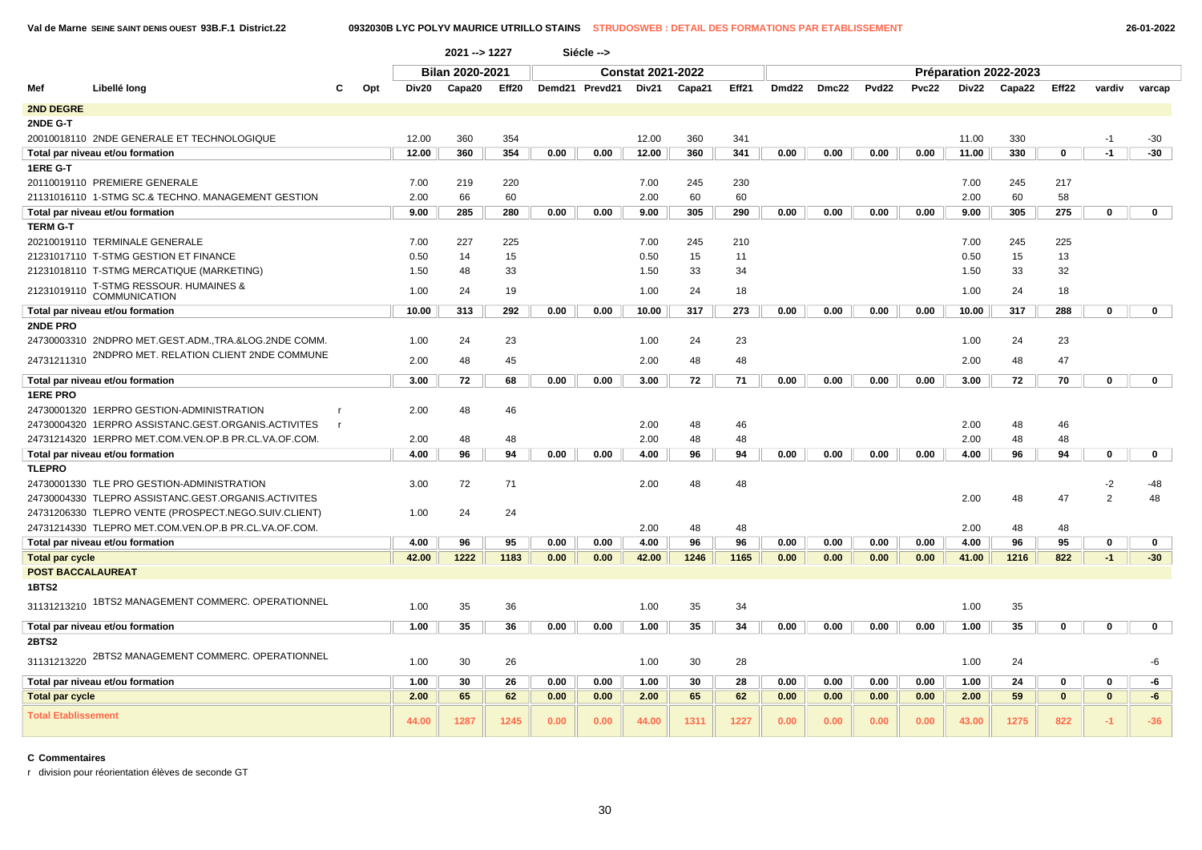Val de Marne SEINE SAINT DENIS OUEST 93B.F.1 District.22 — 0932030B LYC POLYV MAURICE UTRILLO STAINS — STRUDOSWEB : DETAIL DES FORMATIONS PAR ETABLISSEMENT — 26-01-2022

| | | | | Bilan 2020-2021 | | | Constat 2021-2022 | | | | | Préparation 2022-2023 | | | | | | | | |
|---|---|---|---|---|---|---|---|---|---|---|---|---|---|---|---|---|---|---|---|---|
| Mef | Libellé long | C | Opt | Div20 | Capa20 | Eff20 | Demd21 | Prevd21 | Div21 | Capa21 | Eff21 | Dmd22 | Dmc22 | Pvd22 | Pvc22 | Div22 | Capa22 | Eff22 | vardiv | varcap |
| **2ND DEGRE** | | | | | | | | | | | | | | | | | | | | |
| **2NDE G-T** | | | | | | | | | | | | | | | | | | | | |
| 20010018110 | 2NDE GENERALE ET TECHNOLOGIQUE | | | 12.00 | 360 | 354 | | | 12.00 | 360 | 341 | | | | | 11.00 | 330 | | -1 | -30 |
| **Total par niveau et/ou formation** | | | | 12.00 | 360 | 354 | 0.00 | 0.00 | 12.00 | 360 | 341 | 0.00 | 0.00 | 0.00 | 0.00 | 11.00 | 330 | 0 | -1 | -30 |
| **1ERE G-T** | | | | | | | | | | | | | | | | | | | | |
| 20110019110 | PREMIERE GENERALE | | | 7.00 | 219 | 220 | | | 7.00 | 245 | 230 | | | | | 7.00 | 245 | 217 | | |
| 21131016110 | 1-STMG SC.& TECHNO. MANAGEMENT GESTION | | | 2.00 | 66 | 60 | | | 2.00 | 60 | 60 | | | | | 2.00 | 60 | 58 | | |
| **Total par niveau et/ou formation** | | | | 9.00 | 285 | 280 | 0.00 | 0.00 | 9.00 | 305 | 290 | 0.00 | 0.00 | 0.00 | 0.00 | 9.00 | 305 | 275 | 0 | 0 |
| **TERM G-T** | | | | | | | | | | | | | | | | | | | | |
| 20210019110 | TERMINALE GENERALE | | | 7.00 | 227 | 225 | | | 7.00 | 245 | 210 | | | | | 7.00 | 245 | 225 | | |
| 21231017110 | T-STMG GESTION ET FINANCE | | | 0.50 | 14 | 15 | | | 0.50 | 15 | 11 | | | | | 0.50 | 15 | 13 | | |
| 21231018110 | T-STMG MERCATIQUE (MARKETING) | | | 1.50 | 48 | 33 | | | 1.50 | 33 | 34 | | | | | 1.50 | 33 | 32 | | |
| 21231019110 | T-STMG RESSOUR. HUMAINES & COMMUNICATION | | | 1.00 | 24 | 19 | | | 1.00 | 24 | 18 | | | | | 1.00 | 24 | 18 | | |
| **Total par niveau et/ou formation** | | | | 10.00 | 313 | 292 | 0.00 | 0.00 | 10.00 | 317 | 273 | 0.00 | 0.00 | 0.00 | 0.00 | 10.00 | 317 | 288 | 0 | 0 |
| **2NDE PRO** | | | | | | | | | | | | | | | | | | | | |
| 24730003310 | 2NDPRO MET.GEST.ADM.,TRA.&LOG.2NDE COMM. | | | 1.00 | 24 | 23 | | | 1.00 | 24 | 23 | | | | | 1.00 | 24 | 23 | | |
| 24731211310 | 2NDPRO MET. RELATION CLIENT 2NDE COMMUNE | | | 2.00 | 48 | 45 | | | 2.00 | 48 | 48 | | | | | 2.00 | 48 | 47 | | |
| **Total par niveau et/ou formation** | | | | 3.00 | 72 | 68 | 0.00 | 0.00 | 3.00 | 72 | 71 | 0.00 | 0.00 | 0.00 | 0.00 | 3.00 | 72 | 70 | 0 | 0 |
| **1ERE PRO** | | | | | | | | | | | | | | | | | | | | |
| 24730001320 | 1ERPRO GESTION-ADMINISTRATION | r | | 2.00 | 48 | 46 | | | | | | | | | | | | | | |
| 24730004320 | 1ERPRO ASSISTANC.GEST.ORGANIS.ACTIVITES | r | | | | | | | 2.00 | 48 | 46 | | | | | 2.00 | 48 | 46 | | |
| 24731214320 | 1ERPRO MET.COM.VEN.OP.B PR.CL.VA.OF.COM. | | | 2.00 | 48 | 48 | | | 2.00 | 48 | 48 | | | | | 2.00 | 48 | 48 | | |
| **Total par niveau et/ou formation** | | | | 4.00 | 96 | 94 | 0.00 | 0.00 | 4.00 | 96 | 94 | 0.00 | 0.00 | 0.00 | 0.00 | 4.00 | 96 | 94 | 0 | 0 |
| **TLEPRO** | | | | | | | | | | | | | | | | | | | | |
| 24730001330 | TLE PRO GESTION-ADMINISTRATION | | | 3.00 | 72 | 71 | | | 2.00 | 48 | 48 | | | | | | | | -2 | -48 |
| 24730004330 | TLEPRO ASSISTANC.GEST.ORGANIS.ACTIVITES | | | | | | | | | | | | | | | 2.00 | 48 | 47 | 2 | 48 |
| 24731206330 | TLEPRO VENTE (PROSPECT.NEGO.SUIV.CLIENT) | | | 1.00 | 24 | 24 | | | | | | | | | | | | | | |
| 24731214330 | TLEPRO MET.COM.VEN.OP.B PR.CL.VA.OF.COM. | | | | | | | | 2.00 | 48 | 48 | | | | | 2.00 | 48 | 48 | | |
| **Total par niveau et/ou formation** | | | | 4.00 | 96 | 95 | 0.00 | 0.00 | 4.00 | 96 | 96 | 0.00 | 0.00 | 0.00 | 0.00 | 4.00 | 96 | 95 | 0 | 0 |
| **Total par cycle** | | | | 42.00 | 1222 | 1183 | 0.00 | 0.00 | 42.00 | 1246 | 1165 | 0.00 | 0.00 | 0.00 | 0.00 | 41.00 | 1216 | 822 | -1 | -30 |
| **POST BACCALAUREAT** | | | | | | | | | | | | | | | | | | | | |
| **1BTS2** | | | | | | | | | | | | | | | | | | | | |
| 31131213210 | 1BTS2 MANAGEMENT COMMERC. OPERATIONNEL | | | 1.00 | 35 | 36 | | | 1.00 | 35 | 34 | | | | | 1.00 | 35 | | | |
| **Total par niveau et/ou formation** | | | | 1.00 | 35 | 36 | 0.00 | 0.00 | 1.00 | 35 | 34 | 0.00 | 0.00 | 0.00 | 0.00 | 1.00 | 35 | 0 | 0 | 0 |
| **2BTS2** | | | | | | | | | | | | | | | | | | | | |
| 31131213220 | 2BTS2 MANAGEMENT COMMERC. OPERATIONNEL | | | 1.00 | 30 | 26 | | | 1.00 | 30 | 28 | | | | | 1.00 | 24 | | | -6 |
| **Total par niveau et/ou formation** | | | | 1.00 | 30 | 26 | 0.00 | 0.00 | 1.00 | 30 | 28 | 0.00 | 0.00 | 0.00 | 0.00 | 1.00 | 24 | 0 | 0 | -6 |
| **Total par cycle** | | | | 2.00 | 65 | 62 | 0.00 | 0.00 | 2.00 | 65 | 62 | 0.00 | 0.00 | 0.00 | 0.00 | 2.00 | 59 | 0 | 0 | -6 |
| **Total Etablissement** | | | | 44.00 | 1287 | 1245 | 0.00 | 0.00 | 44.00 | 1311 | 1227 | 0.00 | 0.00 | 0.00 | 0.00 | 43.00 | 1275 | 822 | -1 | -36 |

**C Commentaires**

r division pour réorientation élèves de seconde GT